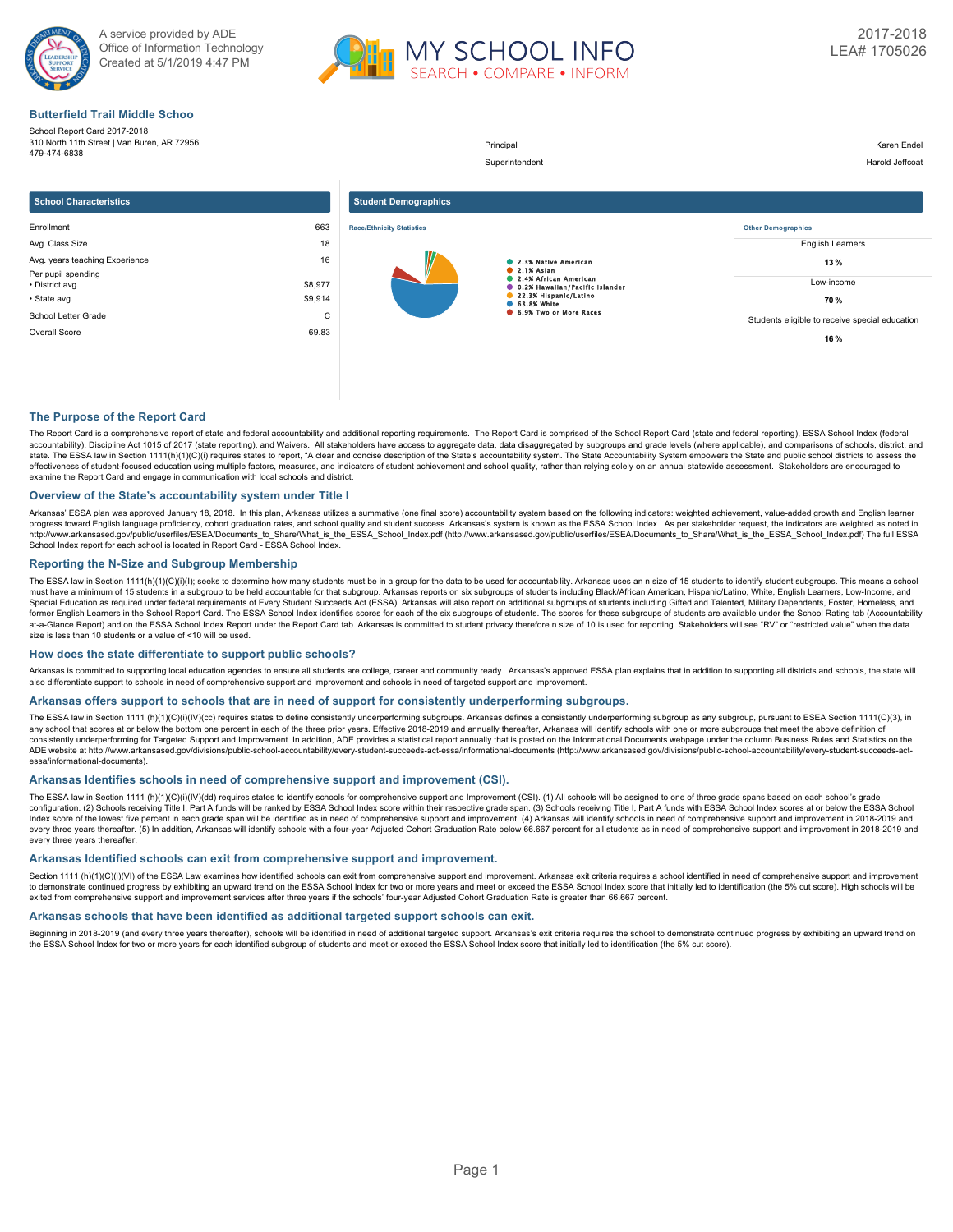A service provided by ADE
Office of Information Technology
Created at 5/1/2019 4:47 PM

MY SCHOOL INFO
SEARCH • COMPARE • INFORM

2017-2018
LEA# 1705026

## Butterfield Trail Middle Schoo

School Report Card 2017-2018
310 North 11th Street | Van Buren, AR 72956
479-474-6838

| | |
|---|---|
| Principal | Karen Endel |
| Superintendent | Harold Jeffcoat |

### School Characteristics

| | |
|---|---|
| Enrollment | 663 |
| Avg. Class Size | 18 |
| Avg. years teaching Experience | 16 |
| Per pupil spending | |
| • District avg. | $8,977 |
| • State avg. | $9,914 |
| School Letter Grade | C |
| Overall Score | 69.83 |

### Student Demographics

**Race/Ethnicity Statistics**

- 2.3% Native American
- 2.1% Asian
- 2.4% African American
- 0.2% Hawaiian/Pacific Islander
- 22.3% Hispanic/Latino
- 63.8% White
- 6.9% Two or More Races

**Other Demographics**

| | |
|---|---|
| English Learners | 13 % |
| Low-income | 70 % |
| Students eligible to receive special education | 16 % |

## The Purpose of the Report Card

The Report Card is a comprehensive report of state and federal accountability and additional reporting requirements. The Report Card is comprised of the School Report Card (state and federal reporting), ESSA School Index (federal accountability), Discipline Act 1015 of 2017 (state reporting), and Waivers. All stakeholders have access to aggregate data, data disaggregated by subgroups and grade levels (where applicable), and comparisons of schools, district, and state. The ESSA law in Section 1111(h)(1)(C)(i) requires states to report, "A clear and concise description of the State's accountability system. The State Accountability System empowers the State and public school districts to assess the effectiveness of student-focused education using multiple factors, measures, and indicators of student achievement and school quality, rather than relying solely on an annual statewide assessment. Stakeholders are encouraged to examine the Report Card and engage in communication with local schools and district.

## Overview of the State's accountability system under Title I

Arkansas' ESSA plan was approved January 18, 2018. In this plan, Arkansas utilizes a summative (one final score) accountability system based on the following indicators: weighted achievement, value-added growth and English learner progress toward English language proficiency, cohort graduation rates, and school quality and student success. Arkansas's system is known as the ESSA School Index. As per stakeholder request, the indicators are weighted as noted in http://www.arkansased.gov/public/userfiles/ESEA/Documents_to_Share/What_is_the_ESSA_School_Index.pdf (http://www.arkansased.gov/public/userfiles/ESEA/Documents_to_Share/What_is_the_ESSA_School_Index.pdf) The full ESSA School Index report for each school is located in Report Card - ESSA School Index.

## Reporting the N-Size and Subgroup Membership

The ESSA law in Section 1111(h)(1)(C)(i)(I); seeks to determine how many students must be in a group for the data to be used for accountability. Arkansas uses an n size of 15 students to identify student subgroups. This means a school must have a minimum of 15 students in a subgroup to be held accountable for that subgroup. Arkansas reports on six subgroups of students including Black/African American, Hispanic/Latino, White, English Learners, Low-Income, and Special Education as required under federal requirements of Every Student Succeeds Act (ESSA). Arkansas will also report on additional subgroups of students including Gifted and Talented, Military Dependents, Foster, Homeless, and former English Learners in the School Report Card. The ESSA School Index identifies scores for each of the six subgroups of students. The scores for these subgroups of students are available under the School Rating tab (Accountability at-a-Glance Report) and on the ESSA School Index Report under the Report Card tab. Arkansas is committed to student privacy therefore n size of 10 is used for reporting. Stakeholders will see "RV" or "restricted value" when the data size is less than 10 students or a value of <10 will be used.

## How does the state differentiate to support public schools?

Arkansas is committed to supporting local education agencies to ensure all students are college, career and community ready. Arkansas's approved ESSA plan explains that in addition to supporting all districts and schools, the state will also differentiate support to schools in need of comprehensive support and improvement and schools in need of targeted support and improvement.

## Arkansas offers support to schools that are in need of support for consistently underperforming subgroups.

The ESSA law in Section 1111 (h)(1)(C)(i)(IV)(cc) requires states to define consistently underperforming subgroups. Arkansas defines a consistently underperforming subgroup as any subgroup, pursuant to ESEA Section 1111(C)(3), in any school that scores at or below the bottom one percent in each of the three prior years. Effective 2018-2019 and annually thereafter, Arkansas will identify schools with one or more subgroups that meet the above definition of consistently underperforming for Targeted Support and Improvement. In addition, ADE provides a statistical report annually that is posted on the Informational Documents webpage under the column Business Rules and Statistics on the ADE website at http://www.arkansased.gov/divisions/public-school-accountability/every-student-succeeds-act-essa/informational-documents (http://www.arkansased.gov/divisions/public-school-accountability/every-student-succeeds-act-essa/informational-documents).

## Arkansas Identifies schools in need of comprehensive support and improvement (CSI).

The ESSA law in Section 1111 (h)(1)(C)(i)(IV)(dd) requires states to identify schools for comprehensive support and Improvement (CSI). (1) All schools will be assigned to one of three grade spans based on each school's grade configuration. (2) Schools receiving Title I, Part A funds will be ranked by ESSA School Index score within their respective grade span. (3) Schools receiving Title I, Part A funds with ESSA School Index scores at or below the ESSA School Index score of the lowest five percent in each grade span will be identified as in need of comprehensive support and improvement. (4) Arkansas will identify schools in need of comprehensive support and improvement in 2018-2019 and every three years thereafter. (5) In addition, Arkansas will identify schools with a four-year Adjusted Cohort Graduation Rate below 66.667 percent for all students as in need of comprehensive support and improvement in 2018-2019 and every three years thereafter.

## Arkansas Identified schools can exit from comprehensive support and improvement.

Section 1111 (h)(1)(C)(i)(VI) of the ESSA Law examines how identified schools can exit from comprehensive support and improvement. Arkansas exit criteria requires a school identified in need of comprehensive support and improvement to demonstrate continued progress by exhibiting an upward trend on the ESSA School Index for two or more years and meet or exceed the ESSA School Index score that initially led to identification (the 5% cut score). High schools will be exited from comprehensive support and improvement services after three years if the schools' four-year Adjusted Cohort Graduation Rate is greater than 66.667 percent.

## Arkansas schools that have been identified as additional targeted support schools can exit.

Beginning in 2018-2019 (and every three years thereafter), schools will be identified in need of additional targeted support. Arkansas's exit criteria requires the school to demonstrate continued progress by exhibiting an upward trend on the ESSA School Index for two or more years for each identified subgroup of students and meet or exceed the ESSA School Index score that initially led to identification (the 5% cut score).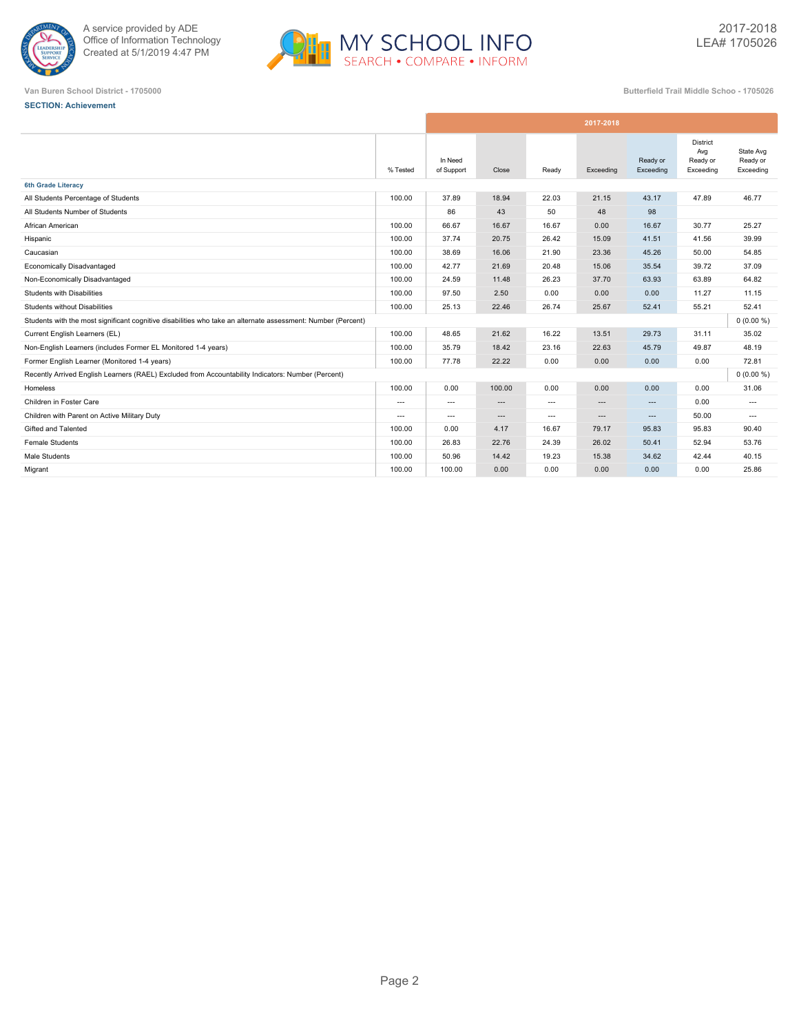A service provided by ADE
Office of Information Technology
Created at 5/1/2019 4:47 PM

MY SCHOOL INFO
SEARCH • COMPARE • INFORM

2017-2018
LEA# 1705026

Van Buren School District - 1705000

Butterfield Trail Middle Schoo - 1705026

**SECTION: Achievement**

| | | 2017-2018 | | | | | | |
|---|---|---|---|---|---|---|---|---|
| | % Tested | In Need of Support | Close | Ready | Exceeding | Ready or Exceeding | District Avg Ready or Exceeding | State Avg Ready or Exceeding |
| **6th Grade Literacy** | | | | | | | | |
| All Students Percentage of Students | 100.00 | 37.89 | 18.94 | 22.03 | 21.15 | 43.17 | 47.89 | 46.77 |
| All Students Number of Students | | 86 | 43 | 50 | 48 | 98 | | |
| African American | 100.00 | 66.67 | 16.67 | 16.67 | 0.00 | 16.67 | 30.77 | 25.27 |
| Hispanic | 100.00 | 37.74 | 20.75 | 26.42 | 15.09 | 41.51 | 41.56 | 39.99 |
| Caucasian | 100.00 | 38.69 | 16.06 | 21.90 | 23.36 | 45.26 | 50.00 | 54.85 |
| Economically Disadvantaged | 100.00 | 42.77 | 21.69 | 20.48 | 15.06 | 35.54 | 39.72 | 37.09 |
| Non-Economically Disadvantaged | 100.00 | 24.59 | 11.48 | 26.23 | 37.70 | 63.93 | 63.89 | 64.82 |
| Students with Disabilities | 100.00 | 97.50 | 2.50 | 0.00 | 0.00 | 0.00 | 11.27 | 11.15 |
| Students without Disabilities | 100.00 | 25.13 | 22.46 | 26.74 | 25.67 | 52.41 | 55.21 | 52.41 |
| Students with the most significant cognitive disabilities who take an alternate assessment: Number (Percent) | | | | | | | | 0 (0.00 %) |
| Current English Learners (EL) | 100.00 | 48.65 | 21.62 | 16.22 | 13.51 | 29.73 | 31.11 | 35.02 |
| Non-English Learners (includes Former EL Monitored 1-4 years) | 100.00 | 35.79 | 18.42 | 23.16 | 22.63 | 45.79 | 49.87 | 48.19 |
| Former English Learner (Monitored 1-4 years) | 100.00 | 77.78 | 22.22 | 0.00 | 0.00 | 0.00 | 0.00 | 72.81 |
| Recently Arrived English Learners (RAEL) Excluded from Accountability Indicators: Number (Percent) | | | | | | | | 0 (0.00 %) |
| Homeless | 100.00 | 0.00 | 100.00 | 0.00 | 0.00 | 0.00 | 0.00 | 31.06 |
| Children in Foster Care | --- | --- | --- | --- | --- | --- | 0.00 | --- |
| Children with Parent on Active Military Duty | --- | --- | --- | --- | --- | --- | 50.00 | --- |
| Gifted and Talented | 100.00 | 0.00 | 4.17 | 16.67 | 79.17 | 95.83 | 95.83 | 90.40 |
| Female Students | 100.00 | 26.83 | 22.76 | 24.39 | 26.02 | 50.41 | 52.94 | 53.76 |
| Male Students | 100.00 | 50.96 | 14.42 | 19.23 | 15.38 | 34.62 | 42.44 | 40.15 |
| Migrant | 100.00 | 100.00 | 0.00 | 0.00 | 0.00 | 0.00 | 0.00 | 25.86 |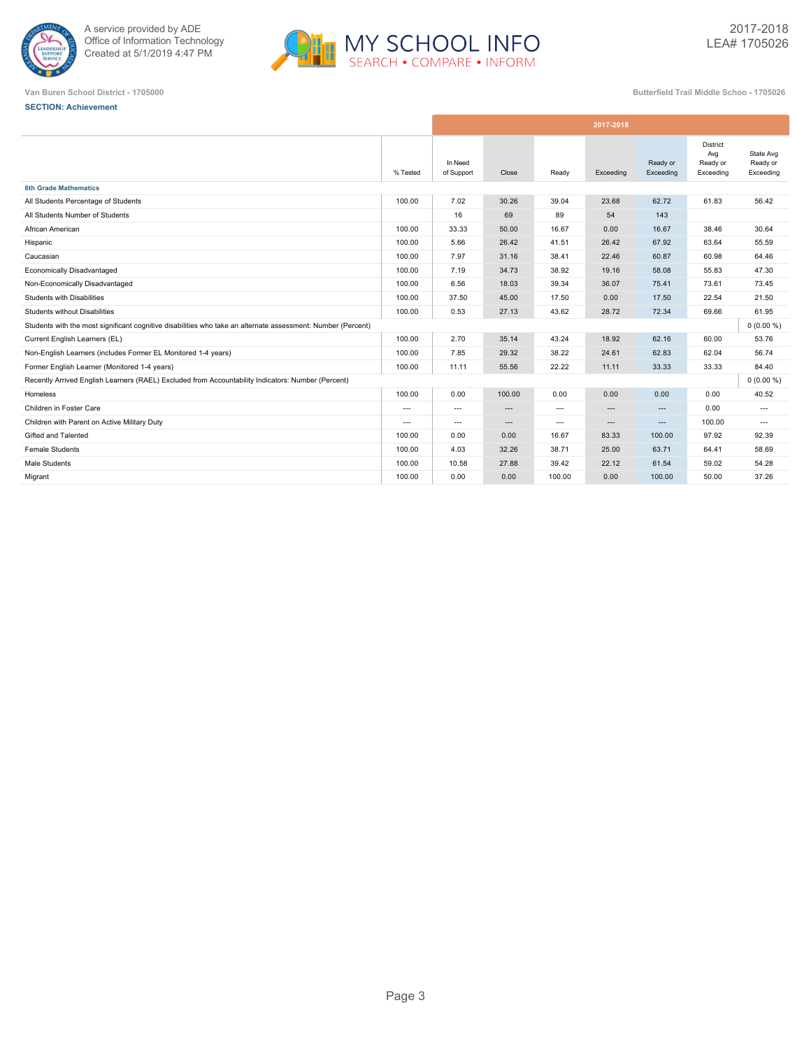A service provided by ADE
Office of Information Technology
Created at 5/1/2019 4:47 PM

# MY SCHOOL INFO

SEARCH • COMPARE • INFORM

2017-2018
LEA# 1705026

Van Buren School District - 1705000

Butterfield Trail Middle Schoo - 1705026

**SECTION: Achievement**

| | % Tested | In Need of Support | Close | Ready | Exceeding | Ready or Exceeding | District Avg Ready or Exceeding | State Avg Ready or Exceeding |
|---|---|---|---|---|---|---|---|---|
| | 2017-2018 | | | | | | | |
| **6th Grade Mathematics** | | | | | | | | |
| All Students Percentage of Students | 100.00 | 7.02 | 30.26 | 39.04 | 23.68 | 62.72 | 61.83 | 56.42 |
| All Students Number of Students | | 16 | 69 | 89 | 54 | 143 | | |
| African American | 100.00 | 33.33 | 50.00 | 16.67 | 0.00 | 16.67 | 38.46 | 30.64 |
| Hispanic | 100.00 | 5.66 | 26.42 | 41.51 | 26.42 | 67.92 | 63.64 | 55.59 |
| Caucasian | 100.00 | 7.97 | 31.16 | 38.41 | 22.46 | 60.87 | 60.98 | 64.46 |
| Economically Disadvantaged | 100.00 | 7.19 | 34.73 | 38.92 | 19.16 | 58.08 | 55.83 | 47.30 |
| Non-Economically Disadvantaged | 100.00 | 6.56 | 18.03 | 39.34 | 36.07 | 75.41 | 73.61 | 73.45 |
| Students with Disabilities | 100.00 | 37.50 | 45.00 | 17.50 | 0.00 | 17.50 | 22.54 | 21.50 |
| Students without Disabilities | 100.00 | 0.53 | 27.13 | 43.62 | 28.72 | 72.34 | 69.66 | 61.95 |
| Students with the most significant cognitive disabilities who take an alternate assessment: Number (Percent) | | | | | | | | 0 (0.00 %) |
| Current English Learners (EL) | 100.00 | 2.70 | 35.14 | 43.24 | 18.92 | 62.16 | 60.00 | 53.76 |
| Non-English Learners (includes Former EL Monitored 1-4 years) | 100.00 | 7.85 | 29.32 | 38.22 | 24.61 | 62.83 | 62.04 | 56.74 |
| Former English Learner (Monitored 1-4 years) | 100.00 | 11.11 | 55.56 | 22.22 | 11.11 | 33.33 | 33.33 | 84.40 |
| Recently Arrived English Learners (RAEL) Excluded from Accountability Indicators: Number (Percent) | | | | | | | | 0 (0.00 %) |
| Homeless | 100.00 | 0.00 | 100.00 | 0.00 | 0.00 | 0.00 | 0.00 | 40.52 |
| Children in Foster Care | --- | --- | --- | --- | --- | --- | 0.00 | --- |
| Children with Parent on Active Military Duty | --- | --- | --- | --- | --- | --- | 100.00 | --- |
| Gifted and Talented | 100.00 | 0.00 | 0.00 | 16.67 | 83.33 | 100.00 | 97.92 | 92.39 |
| Female Students | 100.00 | 4.03 | 32.26 | 38.71 | 25.00 | 63.71 | 64.41 | 58.69 |
| Male Students | 100.00 | 10.58 | 27.88 | 39.42 | 22.12 | 61.54 | 59.02 | 54.28 |
| Migrant | 100.00 | 0.00 | 0.00 | 100.00 | 0.00 | 100.00 | 50.00 | 37.26 |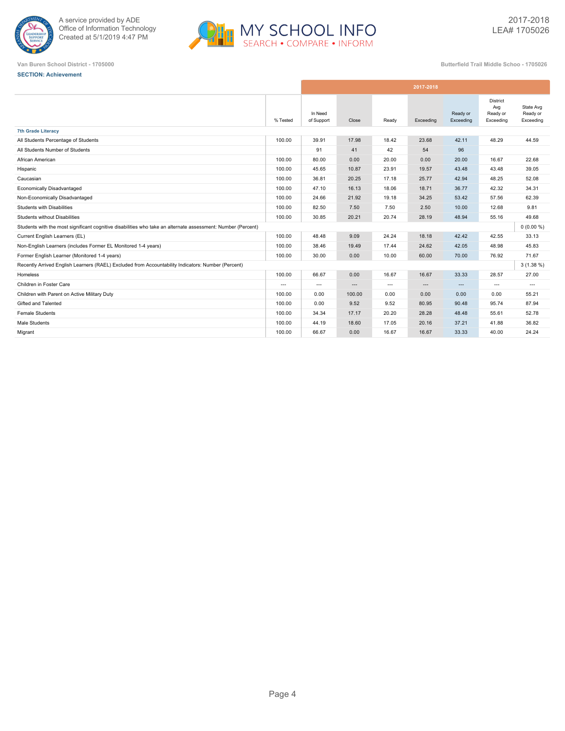A service provided by ADE
Office of Information Technology
Created at 5/1/2019 4:47 PM

MY SCHOOL INFO
SEARCH • COMPARE • INFORM

2017-2018
LEA# 1705026

Van Buren School District - 1705000

Butterfield Trail Middle Schoo - 1705026

**SECTION: Achievement**

| | | 2017-2018 | | | | | | |
|---|---|---|---|---|---|---|---|---|
| | % Tested | In Need of Support | Close | Ready | Exceeding | Ready or Exceeding | District Avg Ready or Exceeding | State Avg Ready or Exceeding |
| **7th Grade Literacy** | | | | | | | | |
| All Students Percentage of Students | 100.00 | 39.91 | 17.98 | 18.42 | 23.68 | 42.11 | 48.29 | 44.59 |
| All Students Number of Students | | 91 | 41 | 42 | 54 | 96 | | |
| African American | 100.00 | 80.00 | 0.00 | 20.00 | 0.00 | 20.00 | 16.67 | 22.68 |
| Hispanic | 100.00 | 45.65 | 10.87 | 23.91 | 19.57 | 43.48 | 43.48 | 39.05 |
| Caucasian | 100.00 | 36.81 | 20.25 | 17.18 | 25.77 | 42.94 | 48.25 | 52.08 |
| Economically Disadvantaged | 100.00 | 47.10 | 16.13 | 18.06 | 18.71 | 36.77 | 42.32 | 34.31 |
| Non-Economically Disadvantaged | 100.00 | 24.66 | 21.92 | 19.18 | 34.25 | 53.42 | 57.56 | 62.39 |
| Students with Disabilities | 100.00 | 82.50 | 7.50 | 7.50 | 2.50 | 10.00 | 12.68 | 9.81 |
| Students without Disabilities | 100.00 | 30.85 | 20.21 | 20.74 | 28.19 | 48.94 | 55.16 | 49.68 |
| Students with the most significant cognitive disabilities who take an alternate assessment: Number (Percent) | | | | | | | | 0 (0.00 %) |
| Current English Learners (EL) | 100.00 | 48.48 | 9.09 | 24.24 | 18.18 | 42.42 | 42.55 | 33.13 |
| Non-English Learners (includes Former EL Monitored 1-4 years) | 100.00 | 38.46 | 19.49 | 17.44 | 24.62 | 42.05 | 48.98 | 45.83 |
| Former English Learner (Monitored 1-4 years) | 100.00 | 30.00 | 0.00 | 10.00 | 60.00 | 70.00 | 76.92 | 71.67 |
| Recently Arrived English Learners (RAEL) Excluded from Accountability Indicators: Number (Percent) | | | | | | | | 3 (1.38 %) |
| Homeless | 100.00 | 66.67 | 0.00 | 16.67 | 16.67 | 33.33 | 28.57 | 27.00 |
| Children in Foster Care | --- | --- | --- | --- | --- | --- | --- | --- |
| Children with Parent on Active Military Duty | 100.00 | 0.00 | 100.00 | 0.00 | 0.00 | 0.00 | 0.00 | 55.21 |
| Gifted and Talented | 100.00 | 0.00 | 9.52 | 9.52 | 80.95 | 90.48 | 95.74 | 87.94 |
| Female Students | 100.00 | 34.34 | 17.17 | 20.20 | 28.28 | 48.48 | 55.61 | 52.78 |
| Male Students | 100.00 | 44.19 | 18.60 | 17.05 | 20.16 | 37.21 | 41.88 | 36.82 |
| Migrant | 100.00 | 66.67 | 0.00 | 16.67 | 16.67 | 33.33 | 40.00 | 24.24 |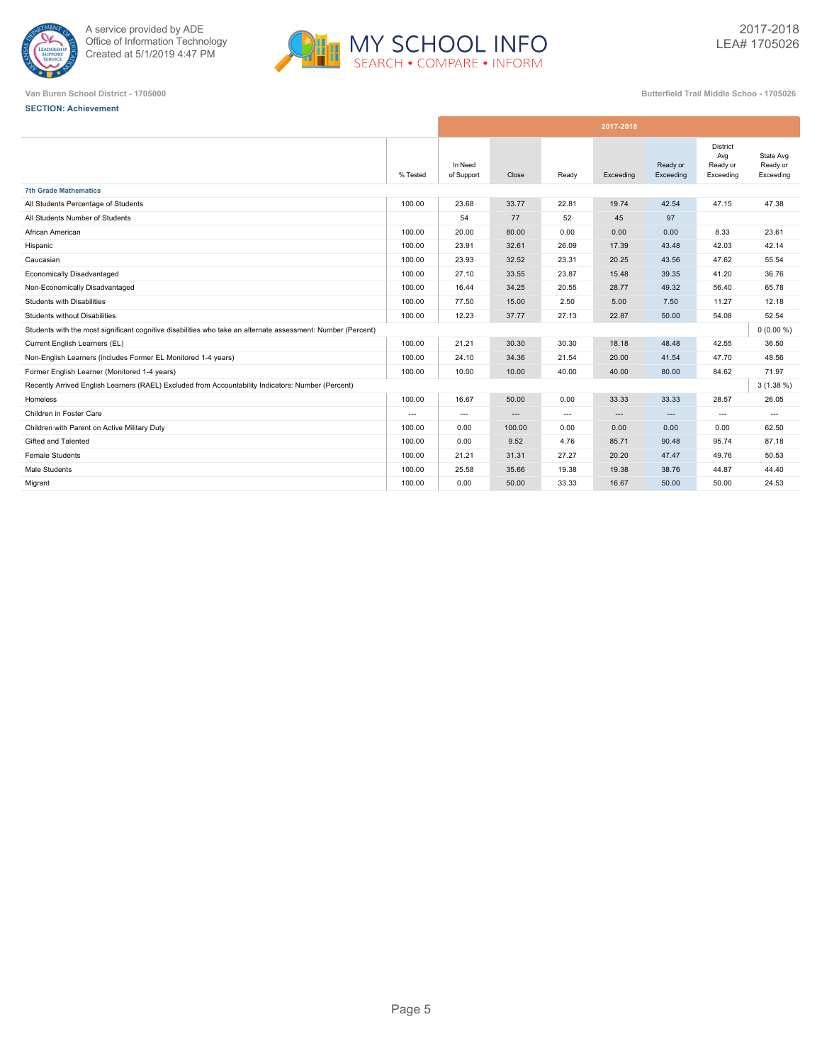A service provided by ADE
Office of Information Technology
Created at 5/1/2019 4:47 PM

MY SCHOOL INFO
SEARCH • COMPARE • INFORM

2017-2018
LEA# 1705026

Van Buren School District - 1705000

Butterfield Trail Middle Schoo - 1705026

**SECTION: Achievement**

| | % Tested | In Need of Support | Close | Ready | Exceeding | Ready or Exceeding | District Avg Ready or Exceeding | State Avg Ready or Exceeding |
|---|---|---|---|---|---|---|---|---|
| | 2017-2018 | | | | | | | |
| **7th Grade Mathematics** | | | | | | | | |
| All Students Percentage of Students | 100.00 | 23.68 | 33.77 | 22.81 | 19.74 | 42.54 | 47.15 | 47.38 |
| All Students Number of Students | | 54 | 77 | 52 | 45 | 97 | | |
| African American | 100.00 | 20.00 | 80.00 | 0.00 | 0.00 | 0.00 | 8.33 | 23.61 |
| Hispanic | 100.00 | 23.91 | 32.61 | 26.09 | 17.39 | 43.48 | 42.03 | 42.14 |
| Caucasian | 100.00 | 23.93 | 32.52 | 23.31 | 20.25 | 43.56 | 47.62 | 55.54 |
| Economically Disadvantaged | 100.00 | 27.10 | 33.55 | 23.87 | 15.48 | 39.35 | 41.20 | 36.76 |
| Non-Economically Disadvantaged | 100.00 | 16.44 | 34.25 | 20.55 | 28.77 | 49.32 | 56.40 | 65.78 |
| Students with Disabilities | 100.00 | 77.50 | 15.00 | 2.50 | 5.00 | 7.50 | 11.27 | 12.18 |
| Students without Disabilities | 100.00 | 12.23 | 37.77 | 27.13 | 22.87 | 50.00 | 54.08 | 52.54 |
| Students with the most significant cognitive disabilities who take an alternate assessment: Number (Percent) | | | | | | | | 0 (0.00 %) |
| Current English Learners (EL) | 100.00 | 21.21 | 30.30 | 30.30 | 18.18 | 48.48 | 42.55 | 36.50 |
| Non-English Learners (includes Former EL Monitored 1-4 years) | 100.00 | 24.10 | 34.36 | 21.54 | 20.00 | 41.54 | 47.70 | 48.56 |
| Former English Learner (Monitored 1-4 years) | 100.00 | 10.00 | 10.00 | 40.00 | 40.00 | 80.00 | 84.62 | 71.97 |
| Recently Arrived English Learners (RAEL) Excluded from Accountability Indicators: Number (Percent) | | | | | | | | 3 (1.38 %) |
| Homeless | 100.00 | 16.67 | 50.00 | 0.00 | 33.33 | 33.33 | 28.57 | 26.05 |
| Children in Foster Care | --- | --- | --- | --- | --- | --- | --- | --- |
| Children with Parent on Active Military Duty | 100.00 | 0.00 | 100.00 | 0.00 | 0.00 | 0.00 | 0.00 | 62.50 |
| Gifted and Talented | 100.00 | 0.00 | 9.52 | 4.76 | 85.71 | 90.48 | 95.74 | 87.18 |
| Female Students | 100.00 | 21.21 | 31.31 | 27.27 | 20.20 | 47.47 | 49.76 | 50.53 |
| Male Students | 100.00 | 25.58 | 35.66 | 19.38 | 19.38 | 38.76 | 44.87 | 44.40 |
| Migrant | 100.00 | 0.00 | 50.00 | 33.33 | 16.67 | 50.00 | 50.00 | 24.53 |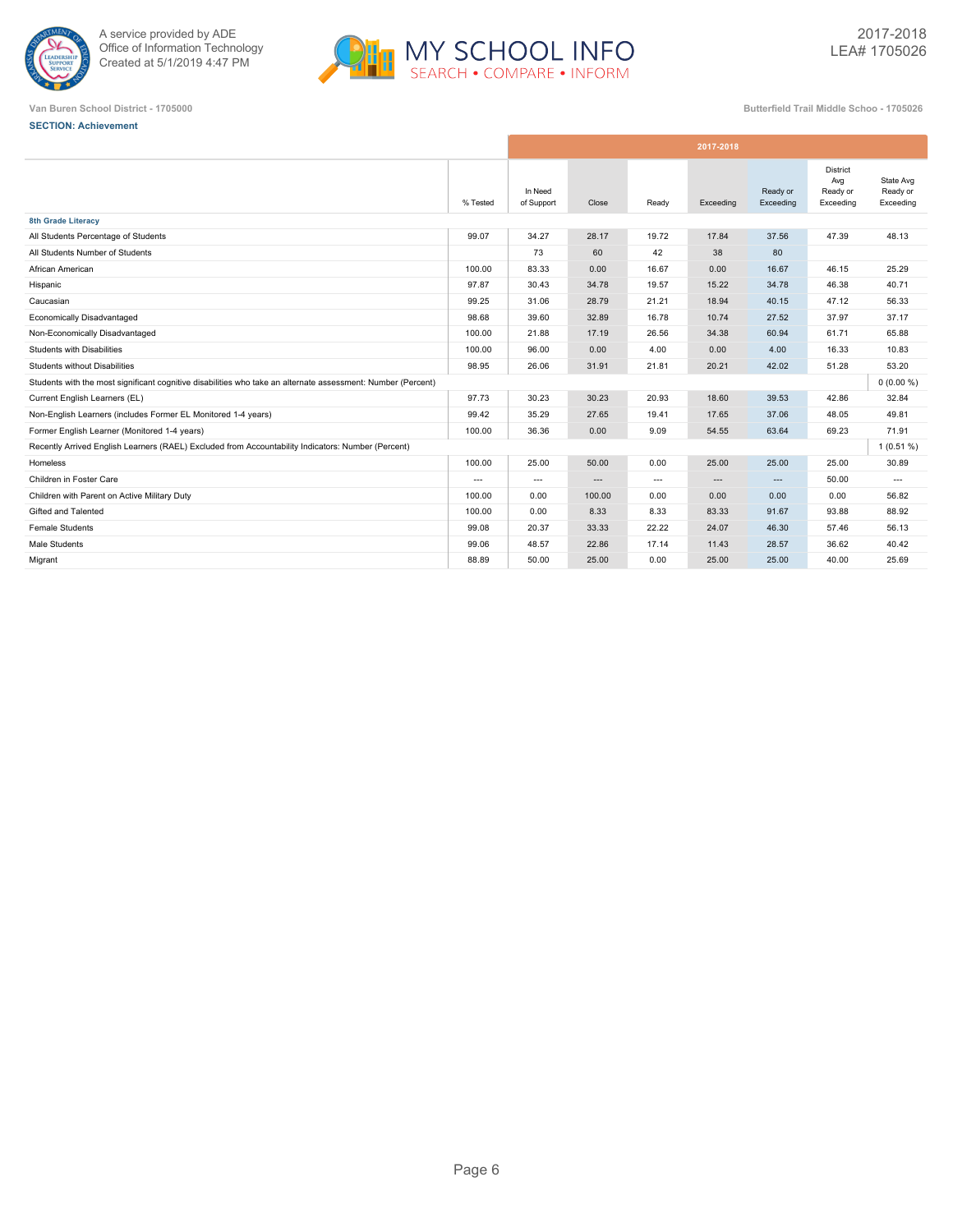A service provided by ADE
Office of Information Technology
Created at 5/1/2019 4:47 PM

MY SCHOOL INFO
SEARCH • COMPARE • INFORM

2017-2018
LEA# 1705026

Van Buren School District - 1705000

Butterfield Trail Middle Schoo - 1705026

**SECTION: Achievement**

| | 2017-2018 | | | | | | | | |
|---|---|---|---|---|---|---|---|---|---|
| | % Tested | In Need of Support | Close | Ready | Exceeding | Ready or Exceeding | District Avg Ready or Exceeding | State Avg Ready or Exceeding |
| **8th Grade Literacy** | | | | | | | | |
| All Students Percentage of Students | 99.07 | 34.27 | 28.17 | 19.72 | 17.84 | 37.56 | 47.39 | 48.13 |
| All Students Number of Students | | 73 | 60 | 42 | 38 | 80 | | |
| African American | 100.00 | 83.33 | 0.00 | 16.67 | 0.00 | 16.67 | 46.15 | 25.29 |
| Hispanic | 97.87 | 30.43 | 34.78 | 19.57 | 15.22 | 34.78 | 46.38 | 40.71 |
| Caucasian | 99.25 | 31.06 | 28.79 | 21.21 | 18.94 | 40.15 | 47.12 | 56.33 |
| Economically Disadvantaged | 98.68 | 39.60 | 32.89 | 16.78 | 10.74 | 27.52 | 37.97 | 37.17 |
| Non-Economically Disadvantaged | 100.00 | 21.88 | 17.19 | 26.56 | 34.38 | 60.94 | 61.71 | 65.88 |
| Students with Disabilities | 100.00 | 96.00 | 0.00 | 4.00 | 0.00 | 4.00 | 16.33 | 10.83 |
| Students without Disabilities | 98.95 | 26.06 | 31.91 | 21.81 | 20.21 | 42.02 | 51.28 | 53.20 |
| Students with the most significant cognitive disabilities who take an alternate assessment: Number (Percent) | | | | | | | | 0 (0.00 %) |
| Current English Learners (EL) | 97.73 | 30.23 | 30.23 | 20.93 | 18.60 | 39.53 | 42.86 | 32.84 |
| Non-English Learners (includes Former EL Monitored 1-4 years) | 99.42 | 35.29 | 27.65 | 19.41 | 17.65 | 37.06 | 48.05 | 49.81 |
| Former English Learner (Monitored 1-4 years) | 100.00 | 36.36 | 0.00 | 9.09 | 54.55 | 63.64 | 69.23 | 71.91 |
| Recently Arrived English Learners (RAEL) Excluded from Accountability Indicators: Number (Percent) | | | | | | | | 1 (0.51 %) |
| Homeless | 100.00 | 25.00 | 50.00 | 0.00 | 25.00 | 25.00 | 25.00 | 30.89 |
| Children in Foster Care | --- | --- | --- | --- | --- | --- | 50.00 | --- |
| Children with Parent on Active Military Duty | 100.00 | 0.00 | 100.00 | 0.00 | 0.00 | 0.00 | 0.00 | 56.82 |
| Gifted and Talented | 100.00 | 0.00 | 8.33 | 8.33 | 83.33 | 91.67 | 93.88 | 88.92 |
| Female Students | 99.08 | 20.37 | 33.33 | 22.22 | 24.07 | 46.30 | 57.46 | 56.13 |
| Male Students | 99.06 | 48.57 | 22.86 | 17.14 | 11.43 | 28.57 | 36.62 | 40.42 |
| Migrant | 88.89 | 50.00 | 25.00 | 0.00 | 25.00 | 25.00 | 40.00 | 25.69 |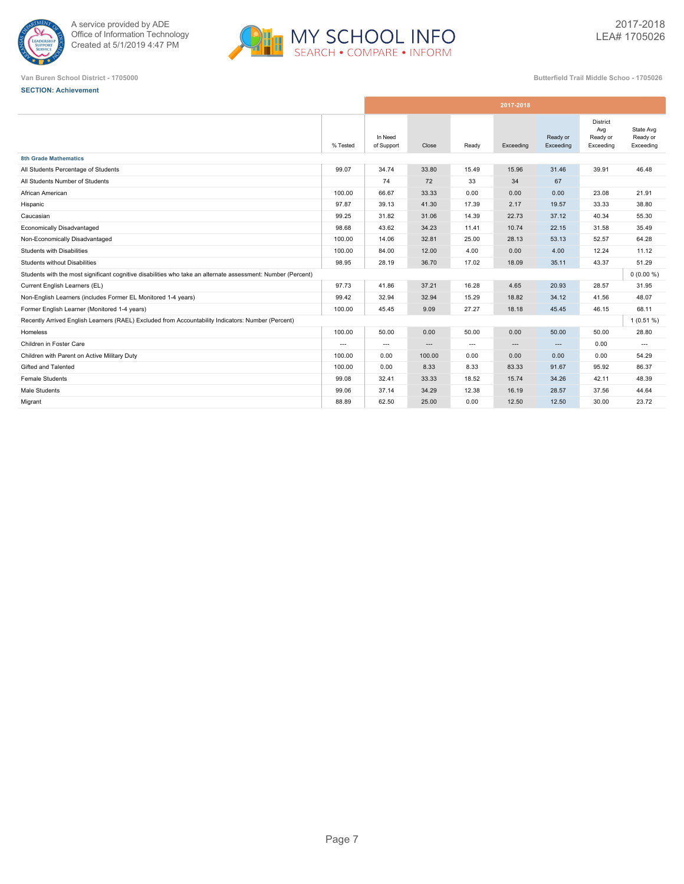Van Buren School District - 1705000

Butterfield Trail Middle Schoo - 1705026

2017-2018
LEA# 1705026

**SECTION: Achievement**

| | % Tested | In Need of Support | Close | Ready | Exceeding | Ready or Exceeding | District Avg Ready or Exceeding | State Avg Ready or Exceeding |
|---|---|---|---|---|---|---|---|---|
| | 2017-2018 | | | | | | | |
| **8th Grade Mathematics** | | | | | | | | |
| All Students Percentage of Students | 99.07 | 34.74 | 33.80 | 15.49 | 15.96 | 31.46 | 39.91 | 46.48 |
| All Students Number of Students | | 74 | 72 | 33 | 34 | 67 | | |
| African American | 100.00 | 66.67 | 33.33 | 0.00 | 0.00 | 0.00 | 23.08 | 21.91 |
| Hispanic | 97.87 | 39.13 | 41.30 | 17.39 | 2.17 | 19.57 | 33.33 | 38.80 |
| Caucasian | 99.25 | 31.82 | 31.06 | 14.39 | 22.73 | 37.12 | 40.34 | 55.30 |
| Economically Disadvantaged | 98.68 | 43.62 | 34.23 | 11.41 | 10.74 | 22.15 | 31.58 | 35.49 |
| Non-Economically Disadvantaged | 100.00 | 14.06 | 32.81 | 25.00 | 28.13 | 53.13 | 52.57 | 64.28 |
| Students with Disabilities | 100.00 | 84.00 | 12.00 | 4.00 | 0.00 | 4.00 | 12.24 | 11.12 |
| Students without Disabilities | 98.95 | 28.19 | 36.70 | 17.02 | 18.09 | 35.11 | 43.37 | 51.29 |
| Students with the most significant cognitive disabilities who take an alternate assessment: Number (Percent) | | | | | | | | 0 (0.00 %) |
| Current English Learners (EL) | 97.73 | 41.86 | 37.21 | 16.28 | 4.65 | 20.93 | 28.57 | 31.95 |
| Non-English Learners (includes Former EL Monitored 1-4 years) | 99.42 | 32.94 | 32.94 | 15.29 | 18.82 | 34.12 | 41.56 | 48.07 |
| Former English Learner (Monitored 1-4 years) | 100.00 | 45.45 | 9.09 | 27.27 | 18.18 | 45.45 | 46.15 | 68.11 |
| Recently Arrived English Learners (RAEL) Excluded from Accountability Indicators: Number (Percent) | | | | | | | | 1 (0.51 %) |
| Homeless | 100.00 | 50.00 | 0.00 | 50.00 | 0.00 | 50.00 | 50.00 | 28.80 |
| Children in Foster Care | --- | --- | --- | --- | --- | --- | 0.00 | --- |
| Children with Parent on Active Military Duty | 100.00 | 0.00 | 100.00 | 0.00 | 0.00 | 0.00 | 0.00 | 54.29 |
| Gifted and Talented | 100.00 | 0.00 | 8.33 | 8.33 | 83.33 | 91.67 | 95.92 | 86.37 |
| Female Students | 99.08 | 32.41 | 33.33 | 18.52 | 15.74 | 34.26 | 42.11 | 48.39 |
| Male Students | 99.06 | 37.14 | 34.29 | 12.38 | 16.19 | 28.57 | 37.56 | 44.64 |
| Migrant | 88.89 | 62.50 | 25.00 | 0.00 | 12.50 | 12.50 | 30.00 | 23.72 |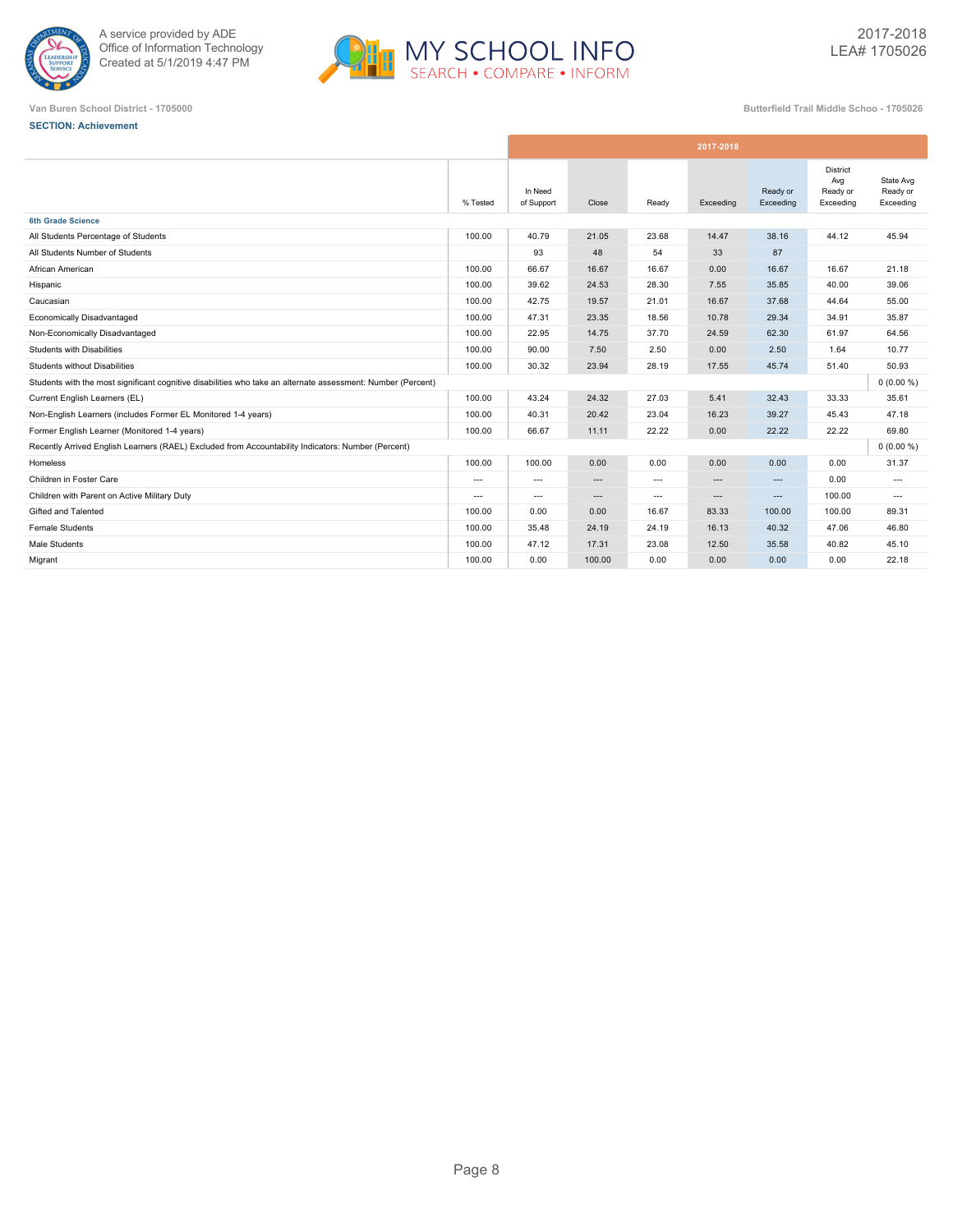A service provided by ADE
Office of Information Technology
Created at 5/1/2019 4:47 PM

MY SCHOOL INFO
SEARCH • COMPARE • INFORM

2017-2018
LEA# 1705026

Van Buren School District - 1705000

Butterfield Trail Middle Schoo - 1705026

**SECTION: Achievement**

| | % Tested | 2017-2018 In Need of Support | Close | Ready | Exceeding | Ready or Exceeding | District Avg Ready or Exceeding | State Avg Ready or Exceeding |
|---|---|---|---|---|---|---|---|---|
| **6th Grade Science** | | | | | | | | |
| All Students Percentage of Students | 100.00 | 40.79 | 21.05 | 23.68 | 14.47 | 38.16 | 44.12 | 45.94 |
| All Students Number of Students | | 93 | 48 | 54 | 33 | 87 | | |
| African American | 100.00 | 66.67 | 16.67 | 16.67 | 0.00 | 16.67 | 16.67 | 21.18 |
| Hispanic | 100.00 | 39.62 | 24.53 | 28.30 | 7.55 | 35.85 | 40.00 | 39.06 |
| Caucasian | 100.00 | 42.75 | 19.57 | 21.01 | 16.67 | 37.68 | 44.64 | 55.00 |
| Economically Disadvantaged | 100.00 | 47.31 | 23.35 | 18.56 | 10.78 | 29.34 | 34.91 | 35.87 |
| Non-Economically Disadvantaged | 100.00 | 22.95 | 14.75 | 37.70 | 24.59 | 62.30 | 61.97 | 64.56 |
| Students with Disabilities | 100.00 | 90.00 | 7.50 | 2.50 | 0.00 | 2.50 | 1.64 | 10.77 |
| Students without Disabilities | 100.00 | 30.32 | 23.94 | 28.19 | 17.55 | 45.74 | 51.40 | 50.93 |
| Students with the most significant cognitive disabilities who take an alternate assessment: Number (Percent) | | | | | | | | 0 (0.00 %) |
| Current English Learners (EL) | 100.00 | 43.24 | 24.32 | 27.03 | 5.41 | 32.43 | 33.33 | 35.61 |
| Non-English Learners (includes Former EL Monitored 1-4 years) | 100.00 | 40.31 | 20.42 | 23.04 | 16.23 | 39.27 | 45.43 | 47.18 |
| Former English Learner (Monitored 1-4 years) | 100.00 | 66.67 | 11.11 | 22.22 | 0.00 | 22.22 | 22.22 | 69.80 |
| Recently Arrived English Learners (RAEL) Excluded from Accountability Indicators: Number (Percent) | | | | | | | | 0 (0.00 %) |
| Homeless | 100.00 | 100.00 | 0.00 | 0.00 | 0.00 | 0.00 | 0.00 | 31.37 |
| Children in Foster Care | --- | --- | --- | --- | --- | --- | 0.00 | --- |
| Children with Parent on Active Military Duty | --- | --- | --- | --- | --- | --- | 100.00 | --- |
| Gifted and Talented | 100.00 | 0.00 | 0.00 | 16.67 | 83.33 | 100.00 | 100.00 | 89.31 |
| Female Students | 100.00 | 35.48 | 24.19 | 24.19 | 16.13 | 40.32 | 47.06 | 46.80 |
| Male Students | 100.00 | 47.12 | 17.31 | 23.08 | 12.50 | 35.58 | 40.82 | 45.10 |
| Migrant | 100.00 | 0.00 | 100.00 | 0.00 | 0.00 | 0.00 | 0.00 | 22.18 |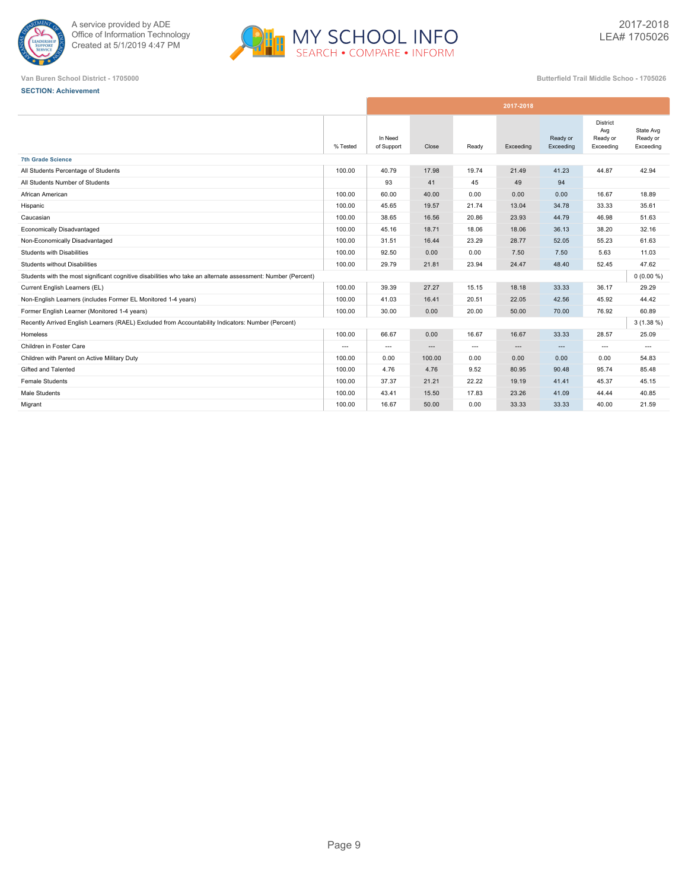A service provided by ADE
Office of Information Technology
Created at 5/1/2019 4:47 PM

2017-2018
LEA# 1705026

Van Buren School District - 1705000

Butterfield Trail Middle Schoo - 1705026

**SECTION: Achievement**

| | 2017-2018 | | | | | | | |
|---|---|---|---|---|---|---|---|---|
| | % Tested | In Need of Support | Close | Ready | Exceeding | Ready or Exceeding | District Avg Ready or Exceeding | State Avg Ready or Exceeding |
| **7th Grade Science** | | | | | | | | |
| All Students Percentage of Students | 100.00 | 40.79 | 17.98 | 19.74 | 21.49 | 41.23 | 44.87 | 42.94 |
| All Students Number of Students | | 93 | 41 | 45 | 49 | 94 | | |
| African American | 100.00 | 60.00 | 40.00 | 0.00 | 0.00 | 0.00 | 16.67 | 18.89 |
| Hispanic | 100.00 | 45.65 | 19.57 | 21.74 | 13.04 | 34.78 | 33.33 | 35.61 |
| Caucasian | 100.00 | 38.65 | 16.56 | 20.86 | 23.93 | 44.79 | 46.98 | 51.63 |
| Economically Disadvantaged | 100.00 | 45.16 | 18.71 | 18.06 | 18.06 | 36.13 | 38.20 | 32.16 |
| Non-Economically Disadvantaged | 100.00 | 31.51 | 16.44 | 23.29 | 28.77 | 52.05 | 55.23 | 61.63 |
| Students with Disabilities | 100.00 | 92.50 | 0.00 | 0.00 | 7.50 | 7.50 | 5.63 | 11.03 |
| Students without Disabilities | 100.00 | 29.79 | 21.81 | 23.94 | 24.47 | 48.40 | 52.45 | 47.62 |
| Students with the most significant cognitive disabilities who take an alternate assessment: Number (Percent) | | | | | | | | 0 (0.00 %) |
| Current English Learners (EL) | 100.00 | 39.39 | 27.27 | 15.15 | 18.18 | 33.33 | 36.17 | 29.29 |
| Non-English Learners (includes Former EL Monitored 1-4 years) | 100.00 | 41.03 | 16.41 | 20.51 | 22.05 | 42.56 | 45.92 | 44.42 |
| Former English Learner (Monitored 1-4 years) | 100.00 | 30.00 | 0.00 | 20.00 | 50.00 | 70.00 | 76.92 | 60.89 |
| Recently Arrived English Learners (RAEL) Excluded from Accountability Indicators: Number (Percent) | | | | | | | | 3 (1.38 %) |
| Homeless | 100.00 | 66.67 | 0.00 | 16.67 | 16.67 | 33.33 | 28.57 | 25.09 |
| Children in Foster Care | --- | --- | --- | --- | --- | --- | --- | --- |
| Children with Parent on Active Military Duty | 100.00 | 0.00 | 100.00 | 0.00 | 0.00 | 0.00 | 0.00 | 54.83 |
| Gifted and Talented | 100.00 | 4.76 | 4.76 | 9.52 | 80.95 | 90.48 | 95.74 | 85.48 |
| Female Students | 100.00 | 37.37 | 21.21 | 22.22 | 19.19 | 41.41 | 45.37 | 45.15 |
| Male Students | 100.00 | 43.41 | 15.50 | 17.83 | 23.26 | 41.09 | 44.44 | 40.85 |
| Migrant | 100.00 | 16.67 | 50.00 | 0.00 | 33.33 | 33.33 | 40.00 | 21.59 |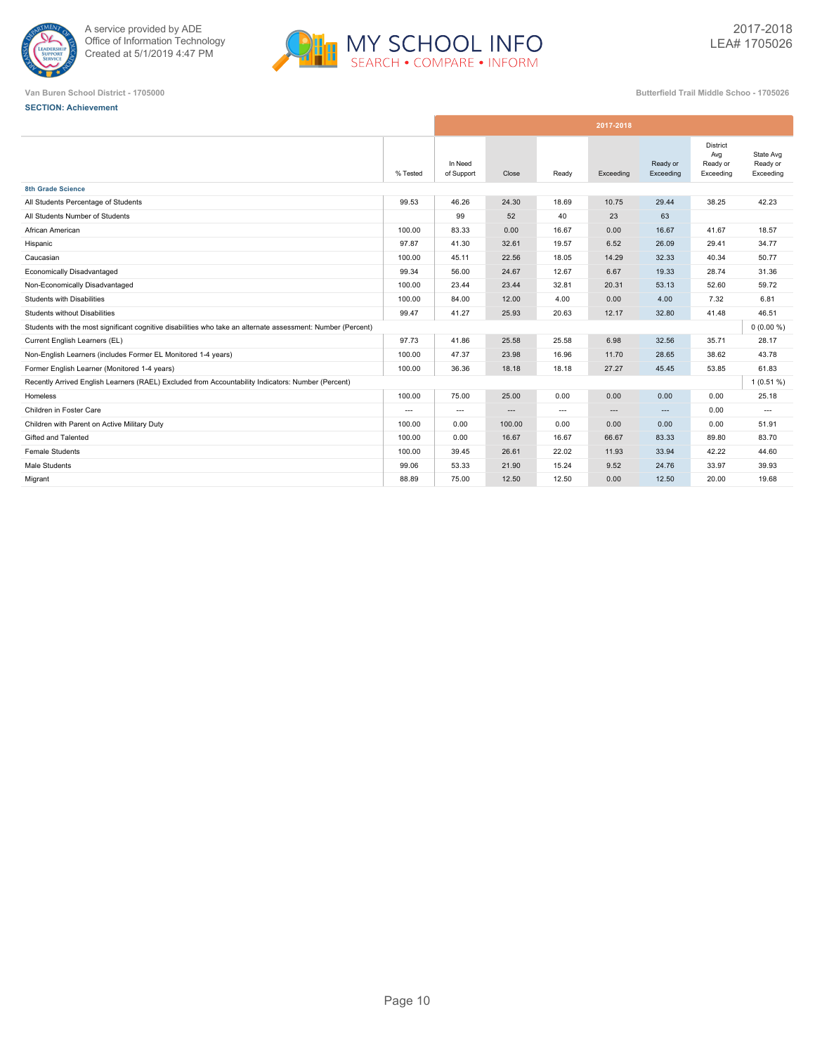A service provided by ADE
Office of Information Technology
Created at 5/1/2019 4:47 PM

MY SCHOOL INFO
SEARCH • COMPARE • INFORM

2017-2018
LEA# 1705026

Van Buren School District - 1705000

Butterfield Trail Middle Schoo - 1705026

**SECTION: Achievement**

| | 2017-2018 | | | | | | | |
|---|---|---|---|---|---|---|---|---|
| | % Tested | In Need of Support | Close | Ready | Exceeding | Ready or Exceeding | District Avg Ready or Exceeding | State Avg Ready or Exceeding |
| **8th Grade Science** | | | | | | | | |
| All Students Percentage of Students | 99.53 | 46.26 | 24.30 | 18.69 | 10.75 | 29.44 | 38.25 | 42.23 |
| All Students Number of Students | | 99 | 52 | 40 | 23 | 63 | | |
| African American | 100.00 | 83.33 | 0.00 | 16.67 | 0.00 | 16.67 | 41.67 | 18.57 |
| Hispanic | 97.87 | 41.30 | 32.61 | 19.57 | 6.52 | 26.09 | 29.41 | 34.77 |
| Caucasian | 100.00 | 45.11 | 22.56 | 18.05 | 14.29 | 32.33 | 40.34 | 50.77 |
| Economically Disadvantaged | 99.34 | 56.00 | 24.67 | 12.67 | 6.67 | 19.33 | 28.74 | 31.36 |
| Non-Economically Disadvantaged | 100.00 | 23.44 | 23.44 | 32.81 | 20.31 | 53.13 | 52.60 | 59.72 |
| Students with Disabilities | 100.00 | 84.00 | 12.00 | 4.00 | 0.00 | 4.00 | 7.32 | 6.81 |
| Students without Disabilities | 99.47 | 41.27 | 25.93 | 20.63 | 12.17 | 32.80 | 41.48 | 46.51 |
| Students with the most significant cognitive disabilities who take an alternate assessment: Number (Percent) | | | | | | | | 0 (0.00 %) |
| Current English Learners (EL) | 97.73 | 41.86 | 25.58 | 25.58 | 6.98 | 32.56 | 35.71 | 28.17 |
| Non-English Learners (includes Former EL Monitored 1-4 years) | 100.00 | 47.37 | 23.98 | 16.96 | 11.70 | 28.65 | 38.62 | 43.78 |
| Former English Learner (Monitored 1-4 years) | 100.00 | 36.36 | 18.18 | 18.18 | 27.27 | 45.45 | 53.85 | 61.83 |
| Recently Arrived English Learners (RAEL) Excluded from Accountability Indicators: Number (Percent) | | | | | | | | 1 (0.51 %) |
| Homeless | 100.00 | 75.00 | 25.00 | 0.00 | 0.00 | 0.00 | 0.00 | 25.18 |
| Children in Foster Care | --- | --- | --- | --- | --- | --- | 0.00 | --- |
| Children with Parent on Active Military Duty | 100.00 | 0.00 | 100.00 | 0.00 | 0.00 | 0.00 | 0.00 | 51.91 |
| Gifted and Talented | 100.00 | 0.00 | 16.67 | 16.67 | 66.67 | 83.33 | 89.80 | 83.70 |
| Female Students | 100.00 | 39.45 | 26.61 | 22.02 | 11.93 | 33.94 | 42.22 | 44.60 |
| Male Students | 99.06 | 53.33 | 21.90 | 15.24 | 9.52 | 24.76 | 33.97 | 39.93 |
| Migrant | 88.89 | 75.00 | 12.50 | 12.50 | 0.00 | 12.50 | 20.00 | 19.68 |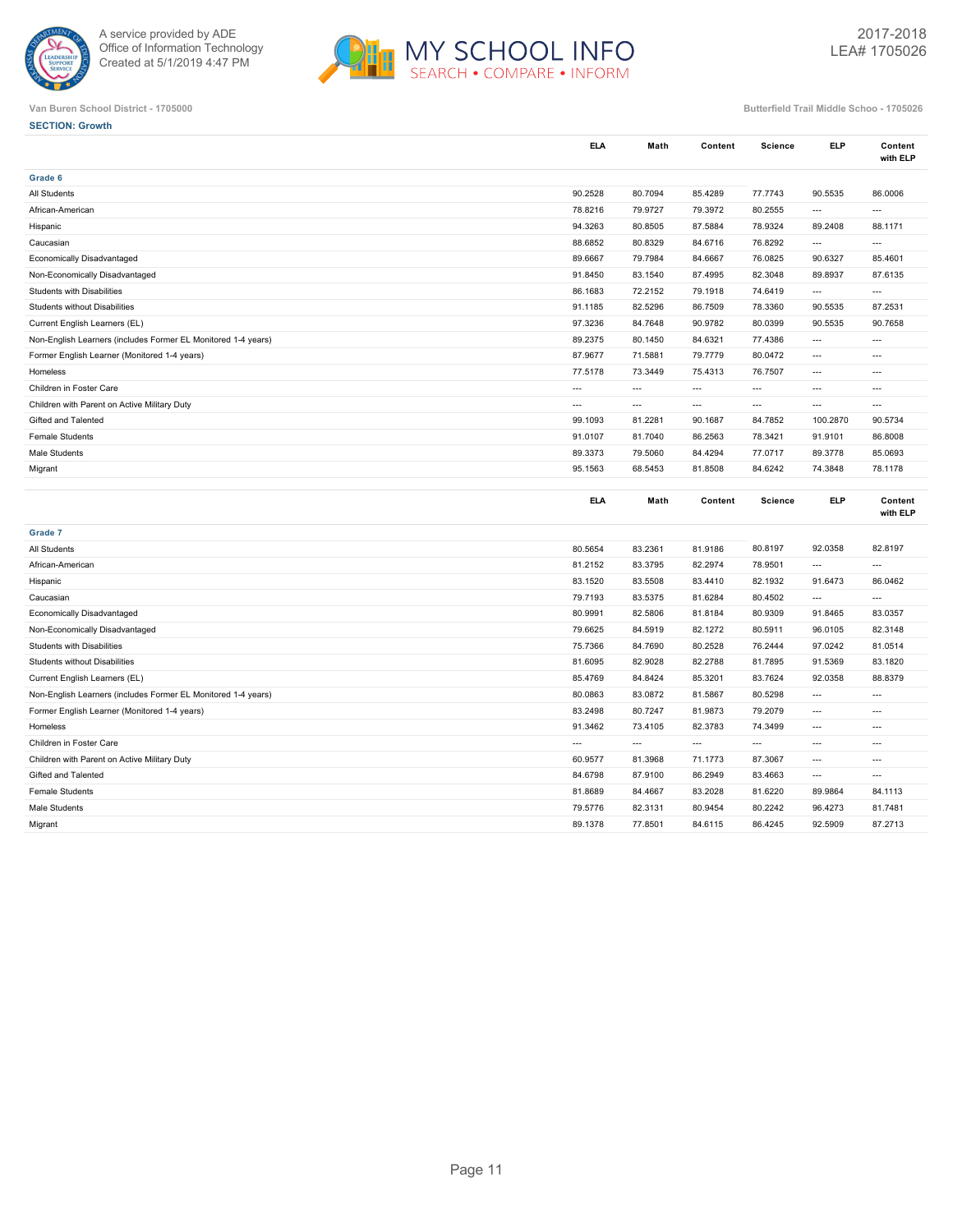Van Buren School District - 1705000

Butterfield Trail Middle Schoo - 1705026

**SECTION: Growth**

| | ELA | Math | Content | Science | ELP | Content with ELP |
|---|---|---|---|---|---|---|
| **Grade 6** | | | | | | |
| All Students | 90.2528 | 80.7094 | 85.4289 | 77.7743 | 90.5535 | 86.0006 |
| African-American | 78.8216 | 79.9727 | 79.3972 | 80.2555 | --- | --- |
| Hispanic | 94.3263 | 80.8505 | 87.5884 | 78.9324 | 89.2408 | 88.1171 |
| Caucasian | 88.6852 | 80.8329 | 84.6716 | 76.8292 | --- | --- |
| Economically Disadvantaged | 89.6667 | 79.7984 | 84.6667 | 76.0825 | 90.6327 | 85.4601 |
| Non-Economically Disadvantaged | 91.8450 | 83.1540 | 87.4995 | 82.3048 | 89.8937 | 87.6135 |
| Students with Disabilities | 86.1683 | 72.2152 | 79.1918 | 74.6419 | --- | --- |
| Students without Disabilities | 91.1185 | 82.5296 | 86.7509 | 78.3360 | 90.5535 | 87.2531 |
| Current English Learners (EL) | 97.3236 | 84.7648 | 90.9782 | 80.0399 | 90.5535 | 90.7658 |
| Non-English Learners (includes Former EL Monitored 1-4 years) | 89.2375 | 80.1450 | 84.6321 | 77.4386 | --- | --- |
| Former English Learner (Monitored 1-4 years) | 87.9677 | 71.5881 | 79.7779 | 80.0472 | --- | --- |
| Homeless | 77.5178 | 73.3449 | 75.4313 | 76.7507 | --- | --- |
| Children in Foster Care | --- | --- | --- | --- | --- | --- |
| Children with Parent on Active Military Duty | --- | --- | --- | --- | --- | --- |
| Gifted and Talented | 99.1093 | 81.2281 | 90.1687 | 84.7852 | 100.2870 | 90.5734 |
| Female Students | 91.0107 | 81.7040 | 86.2563 | 78.3421 | 91.9101 | 86.8008 |
| Male Students | 89.3373 | 79.5060 | 84.4294 | 77.0717 | 89.3778 | 85.0693 |
| Migrant | 95.1563 | 68.5453 | 81.8508 | 84.6242 | 74.3848 | 78.1178 |

| | ELA | Math | Content | Science | ELP | Content with ELP |
|---|---|---|---|---|---|---|
| **Grade 7** | | | | | | |
| All Students | 80.5654 | 83.2361 | 81.9186 | 80.8197 | 92.0358 | 82.8197 |
| African-American | 81.2152 | 83.3795 | 82.2974 | 78.9501 | --- | --- |
| Hispanic | 83.1520 | 83.5508 | 83.4410 | 82.1932 | 91.6473 | 86.0462 |
| Caucasian | 79.7193 | 83.5375 | 81.6284 | 80.4502 | --- | --- |
| Economically Disadvantaged | 80.9991 | 82.5806 | 81.8184 | 80.9309 | 91.8465 | 83.0357 |
| Non-Economically Disadvantaged | 79.6625 | 84.5919 | 82.1272 | 80.5911 | 96.0105 | 82.3148 |
| Students with Disabilities | 75.7366 | 84.7690 | 80.2528 | 76.2444 | 97.0242 | 81.0514 |
| Students without Disabilities | 81.6095 | 82.9028 | 82.2788 | 81.7895 | 91.5369 | 83.1820 |
| Current English Learners (EL) | 85.4769 | 84.8424 | 85.3201 | 83.7624 | 92.0358 | 88.8379 |
| Non-English Learners (includes Former EL Monitored 1-4 years) | 80.0863 | 83.0872 | 81.5867 | 80.5298 | --- | --- |
| Former English Learner (Monitored 1-4 years) | 83.2498 | 80.7247 | 81.9873 | 79.2079 | --- | --- |
| Homeless | 91.3462 | 73.4105 | 82.3783 | 74.3499 | --- | --- |
| Children in Foster Care | --- | --- | --- | --- | --- | --- |
| Children with Parent on Active Military Duty | 60.9577 | 81.3968 | 71.1773 | 87.3067 | --- | --- |
| Gifted and Talented | 84.6798 | 87.9100 | 86.2949 | 83.4663 | --- | --- |
| Female Students | 81.8689 | 84.4667 | 83.2028 | 81.6220 | 89.9864 | 84.1113 |
| Male Students | 79.5776 | 82.3131 | 80.9454 | 80.2242 | 96.4273 | 81.7481 |
| Migrant | 89.1378 | 77.8501 | 84.6115 | 86.4245 | 92.5909 | 87.2713 |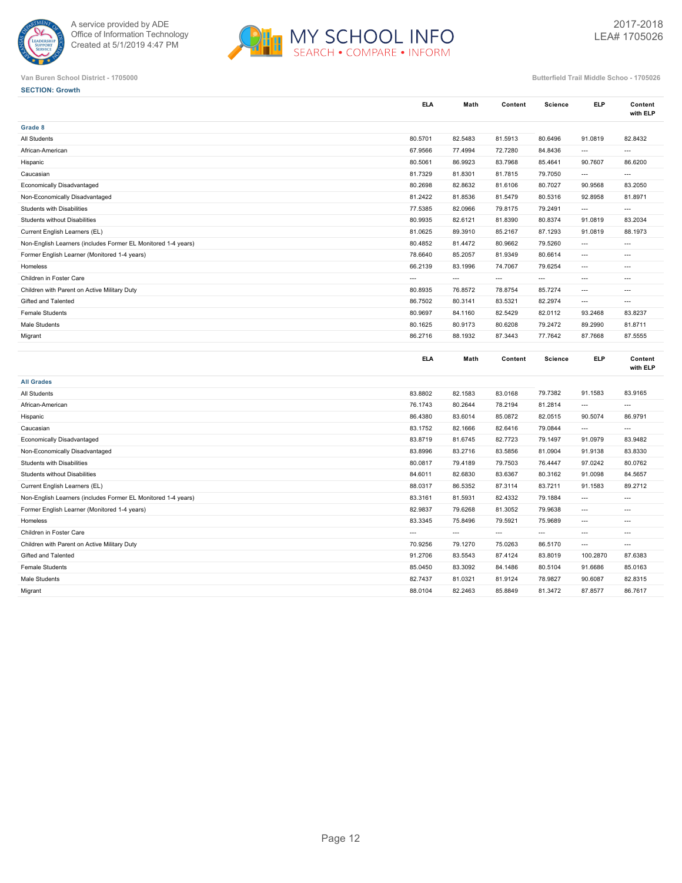A service provided by ADE
Office of Information Technology
Created at 5/1/2019 4:47 PM

MY SCHOOL INFO
SEARCH • COMPARE • INFORM

2017-2018
LEA# 1705026

Van Buren School District - 1705000

Butterfield Trail Middle Schoo - 1705026

**SECTION: Growth**

| | ELA | Math | Content | Science | ELP | Content with ELP |
|---|---|---|---|---|---|---|
| **Grade 8** | | | | | | |
| All Students | 80.5701 | 82.5483 | 81.5913 | 80.6496 | 91.0819 | 82.8432 |
| African-American | 67.9566 | 77.4994 | 72.7280 | 84.8436 | --- | --- |
| Hispanic | 80.5061 | 86.9923 | 83.7968 | 85.4641 | 90.7607 | 86.6200 |
| Caucasian | 81.7329 | 81.8301 | 81.7815 | 79.7050 | --- | --- |
| Economically Disadvantaged | 80.2698 | 82.8632 | 81.6106 | 80.7027 | 90.9568 | 83.2050 |
| Non-Economically Disadvantaged | 81.2422 | 81.8536 | 81.5479 | 80.5316 | 92.8958 | 81.8971 |
| Students with Disabilities | 77.5385 | 82.0966 | 79.8175 | 79.2491 | --- | --- |
| Students without Disabilities | 80.9935 | 82.6121 | 81.8390 | 80.8374 | 91.0819 | 83.2034 |
| Current English Learners (EL) | 81.0625 | 89.3910 | 85.2167 | 87.1293 | 91.0819 | 88.1973 |
| Non-English Learners (includes Former EL Monitored 1-4 years) | 80.4852 | 81.4472 | 80.9662 | 79.5260 | --- | --- |
| Former English Learner (Monitored 1-4 years) | 78.6640 | 85.2057 | 81.9349 | 80.6614 | --- | --- |
| Homeless | 66.2139 | 83.1996 | 74.7067 | 79.6254 | --- | --- |
| Children in Foster Care | --- | --- | --- | --- | --- | --- |
| Children with Parent on Active Military Duty | 80.8935 | 76.8572 | 78.8754 | 85.7274 | --- | --- |
| Gifted and Talented | 86.7502 | 80.3141 | 83.5321 | 82.2974 | --- | --- |
| Female Students | 80.9697 | 84.1160 | 82.5429 | 82.0112 | 93.2468 | 83.8237 |
| Male Students | 80.1625 | 80.9173 | 80.6208 | 79.2472 | 89.2990 | 81.8711 |
| Migrant | 86.2716 | 88.1932 | 87.3443 | 77.7642 | 87.7668 | 87.5555 |

| | ELA | Math | Content | Science | ELP | Content with ELP |
|---|---|---|---|---|---|---|
| **All Grades** | | | | | | |
| All Students | 83.8802 | 82.1583 | 83.0168 | 79.7382 | 91.1583 | 83.9165 |
| African-American | 76.1743 | 80.2644 | 78.2194 | 81.2814 | --- | --- |
| Hispanic | 86.4380 | 83.6014 | 85.0872 | 82.0515 | 90.5074 | 86.9791 |
| Caucasian | 83.1752 | 82.1666 | 82.6416 | 79.0844 | --- | --- |
| Economically Disadvantaged | 83.8719 | 81.6745 | 82.7723 | 79.1497 | 91.0979 | 83.9482 |
| Non-Economically Disadvantaged | 83.8996 | 83.2716 | 83.5856 | 81.0904 | 91.9138 | 83.8330 |
| Students with Disabilities | 80.0817 | 79.4189 | 79.7503 | 76.4447 | 97.0242 | 80.0762 |
| Students without Disabilities | 84.6011 | 82.6830 | 83.6367 | 80.3162 | 91.0098 | 84.5657 |
| Current English Learners (EL) | 88.0317 | 86.5352 | 87.3114 | 83.7211 | 91.1583 | 89.2712 |
| Non-English Learners (includes Former EL Monitored 1-4 years) | 83.3161 | 81.5931 | 82.4332 | 79.1884 | --- | --- |
| Former English Learner (Monitored 1-4 years) | 82.9837 | 79.6268 | 81.3052 | 79.9638 | --- | --- |
| Homeless | 83.3345 | 75.8496 | 79.5921 | 75.9689 | --- | --- |
| Children in Foster Care | --- | --- | --- | --- | --- | --- |
| Children with Parent on Active Military Duty | 70.9256 | 79.1270 | 75.0263 | 86.5170 | --- | --- |
| Gifted and Talented | 91.2706 | 83.5543 | 87.4124 | 83.8019 | 100.2870 | 87.6383 |
| Female Students | 85.0450 | 83.3092 | 84.1486 | 80.5104 | 91.6686 | 85.0163 |
| Male Students | 82.7437 | 81.0321 | 81.9124 | 78.9827 | 90.6087 | 82.8315 |
| Migrant | 88.0104 | 82.2463 | 85.8849 | 81.3472 | 87.8577 | 86.7617 |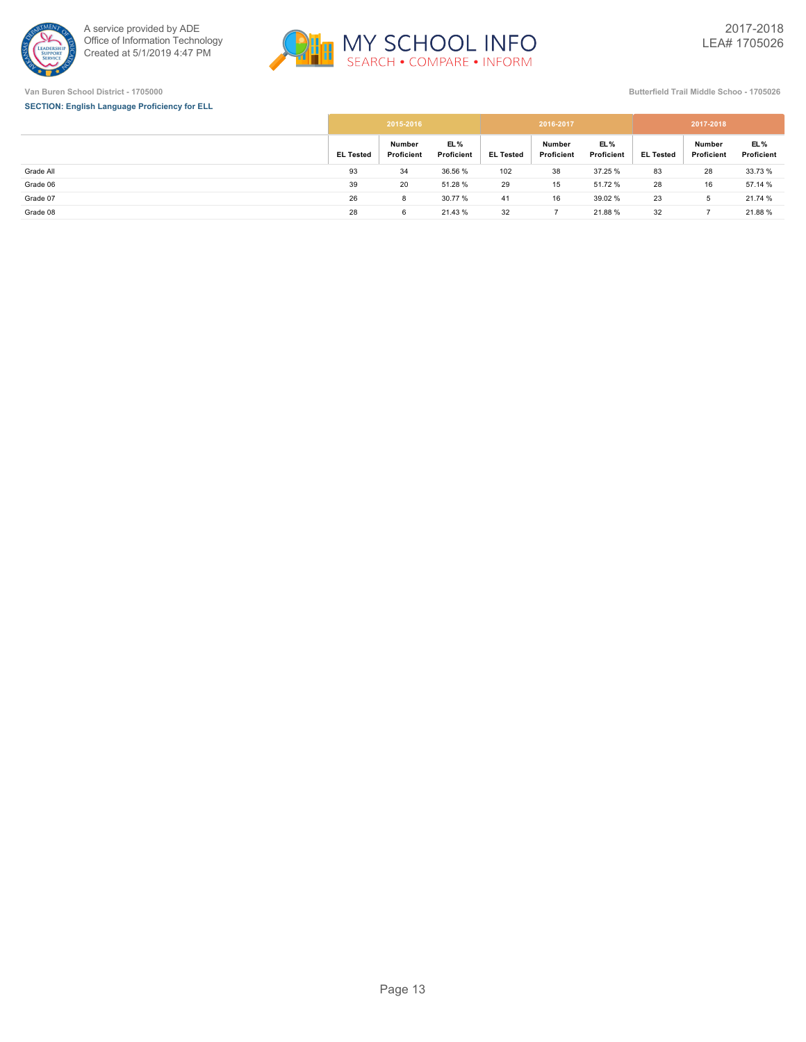A service provided by ADE
Office of Information Technology
Created at 5/1/2019 4:47 PM

MY SCHOOL INFO
SEARCH • COMPARE • INFORM

2017-2018
LEA# 1705026

Van Buren School District - 1705000

Butterfield Trail Middle Schoo - 1705026

**SECTION: English Language Proficiency for ELL**

| | 2015-2016 | | | 2016-2017 | | | 2017-2018 | | |
|---|---|---|---|---|---|---|---|---|---|
| | EL Tested | Number Proficient | EL % Proficient | EL Tested | Number Proficient | EL % Proficient | EL Tested | Number Proficient | EL % Proficient |
| Grade All | 93 | 34 | 36.56 % | 102 | 38 | 37.25 % | 83 | 28 | 33.73 % |
| Grade 06 | 39 | 20 | 51.28 % | 29 | 15 | 51.72 % | 28 | 16 | 57.14 % |
| Grade 07 | 26 | 8 | 30.77 % | 41 | 16 | 39.02 % | 23 | 5 | 21.74 % |
| Grade 08 | 28 | 6 | 21.43 % | 32 | 7 | 21.88 % | 32 | 7 | 21.88 % |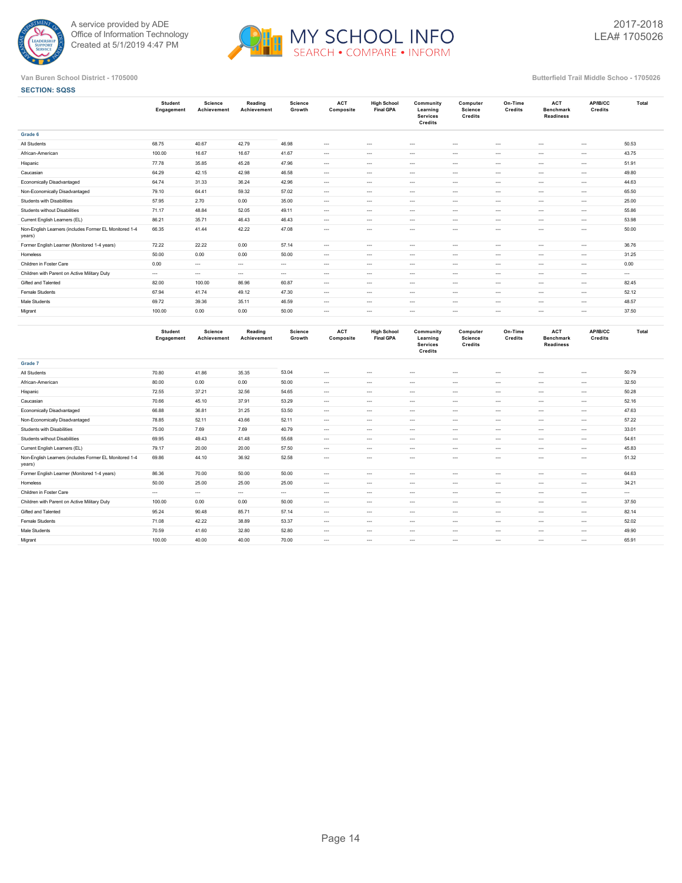Van Buren School District - 1705000

Butterfield Trail Middle Schoo - 1705026

**SECTION: SQSS**

| | Student Engagement | Science Achievement | Reading Achievement | Science Growth | ACT Composite | High School Final GPA | Community Learning Services Credits | Computer Science Credits | On-Time Credits | ACT Benchmark Readiness | AP/IB/CC Credits | Total |
|---|---|---|---|---|---|---|---|---|---|---|---|---|
| **Grade 6** | | | | | | | | | | | | |
| All Students | 68.75 | 40.67 | 42.79 | 46.98 | --- | --- | --- | --- | --- | --- | --- | 50.53 |
| African-American | 100.00 | 16.67 | 16.67 | 41.67 | --- | --- | --- | --- | --- | --- | --- | 43.75 |
| Hispanic | 77.78 | 35.85 | 45.28 | 47.96 | --- | --- | --- | --- | --- | --- | --- | 51.91 |
| Caucasian | 64.29 | 42.15 | 42.98 | 46.58 | --- | --- | --- | --- | --- | --- | --- | 49.80 |
| Economically Disadvantaged | 64.74 | 31.33 | 36.24 | 42.96 | --- | --- | --- | --- | --- | --- | --- | 44.63 |
| Non-Economically Disadvantaged | 79.10 | 64.41 | 59.32 | 57.02 | --- | --- | --- | --- | --- | --- | --- | 65.50 |
| Students with Disabilities | 57.95 | 2.70 | 0.00 | 35.00 | --- | --- | --- | --- | --- | --- | --- | 25.00 |
| Students without Disabilities | 71.17 | 48.84 | 52.05 | 49.11 | --- | --- | --- | --- | --- | --- | --- | 55.86 |
| Current English Learners (EL) | 86.21 | 35.71 | 46.43 | 46.43 | --- | --- | --- | --- | --- | --- | --- | 53.98 |
| Non-English Learners (includes Former EL Monitored 1-4 years) | 66.35 | 41.44 | 42.22 | 47.08 | --- | --- | --- | --- | --- | --- | --- | 50.00 |
| Former English Learner (Monitored 1-4 years) | 72.22 | 22.22 | 0.00 | 57.14 | --- | --- | --- | --- | --- | --- | --- | 36.76 |
| Homeless | 50.00 | 0.00 | 0.00 | 50.00 | --- | --- | --- | --- | --- | --- | --- | 31.25 |
| Children in Foster Care | 0.00 | --- | --- | --- | --- | --- | --- | --- | --- | --- | --- | 0.00 |
| Children with Parent on Active Military Duty | --- | --- | --- | --- | --- | --- | --- | --- | --- | --- | --- | --- |
| Gifted and Talented | 82.00 | 100.00 | 86.96 | 60.87 | --- | --- | --- | --- | --- | --- | --- | 82.45 |
| Female Students | 67.94 | 41.74 | 49.12 | 47.30 | --- | --- | --- | --- | --- | --- | --- | 52.12 |
| Male Students | 69.72 | 39.36 | 35.11 | 46.59 | --- | --- | --- | --- | --- | --- | --- | 48.57 |
| Migrant | 100.00 | 0.00 | 0.00 | 50.00 | --- | --- | --- | --- | --- | --- | --- | 37.50 |

| | Student Engagement | Science Achievement | Reading Achievement | Science Growth | ACT Composite | High School Final GPA | Community Learning Services Credits | Computer Science Credits | On-Time Credits | ACT Benchmark Readiness | AP/IB/CC Credits | Total |
|---|---|---|---|---|---|---|---|---|---|---|---|---|
| **Grade 7** | | | | | | | | | | | | |
| All Students | 70.80 | 41.86 | 35.35 | 53.04 | --- | --- | --- | --- | --- | --- | --- | 50.79 |
| African-American | 80.00 | 0.00 | 0.00 | 50.00 | --- | --- | --- | --- | --- | --- | --- | 32.50 |
| Hispanic | 72.55 | 37.21 | 32.56 | 54.65 | --- | --- | --- | --- | --- | --- | --- | 50.28 |
| Caucasian | 70.66 | 45.10 | 37.91 | 53.29 | --- | --- | --- | --- | --- | --- | --- | 52.16 |
| Economically Disadvantaged | 66.88 | 36.81 | 31.25 | 53.50 | --- | --- | --- | --- | --- | --- | --- | 47.63 |
| Non-Economically Disadvantaged | 78.85 | 52.11 | 43.66 | 52.11 | --- | --- | --- | --- | --- | --- | --- | 57.22 |
| Students with Disabilities | 75.00 | 7.69 | 7.69 | 40.79 | --- | --- | --- | --- | --- | --- | --- | 33.01 |
| Students without Disabilities | 69.95 | 49.43 | 41.48 | 55.68 | --- | --- | --- | --- | --- | --- | --- | 54.61 |
| Current English Learners (EL) | 79.17 | 20.00 | 20.00 | 57.50 | --- | --- | --- | --- | --- | --- | --- | 45.83 |
| Non-English Learners (includes Former EL Monitored 1-4 years) | 69.86 | 44.10 | 36.92 | 52.58 | --- | --- | --- | --- | --- | --- | --- | 51.32 |
| Former English Learner (Monitored 1-4 years) | 86.36 | 70.00 | 50.00 | 50.00 | --- | --- | --- | --- | --- | --- | --- | 64.63 |
| Homeless | 50.00 | 25.00 | 25.00 | 25.00 | --- | --- | --- | --- | --- | --- | --- | 34.21 |
| Children in Foster Care | --- | --- | --- | --- | --- | --- | --- | --- | --- | --- | --- | --- |
| Children with Parent on Active Military Duty | 100.00 | 0.00 | 0.00 | 50.00 | --- | --- | --- | --- | --- | --- | --- | 37.50 |
| Gifted and Talented | 95.24 | 90.48 | 85.71 | 57.14 | --- | --- | --- | --- | --- | --- | --- | 82.14 |
| Female Students | 71.08 | 42.22 | 38.89 | 53.37 | --- | --- | --- | --- | --- | --- | --- | 52.02 |
| Male Students | 70.59 | 41.60 | 32.80 | 52.80 | --- | --- | --- | --- | --- | --- | --- | 49.90 |
| Migrant | 100.00 | 40.00 | 40.00 | 70.00 | --- | --- | --- | --- | --- | --- | --- | 65.91 |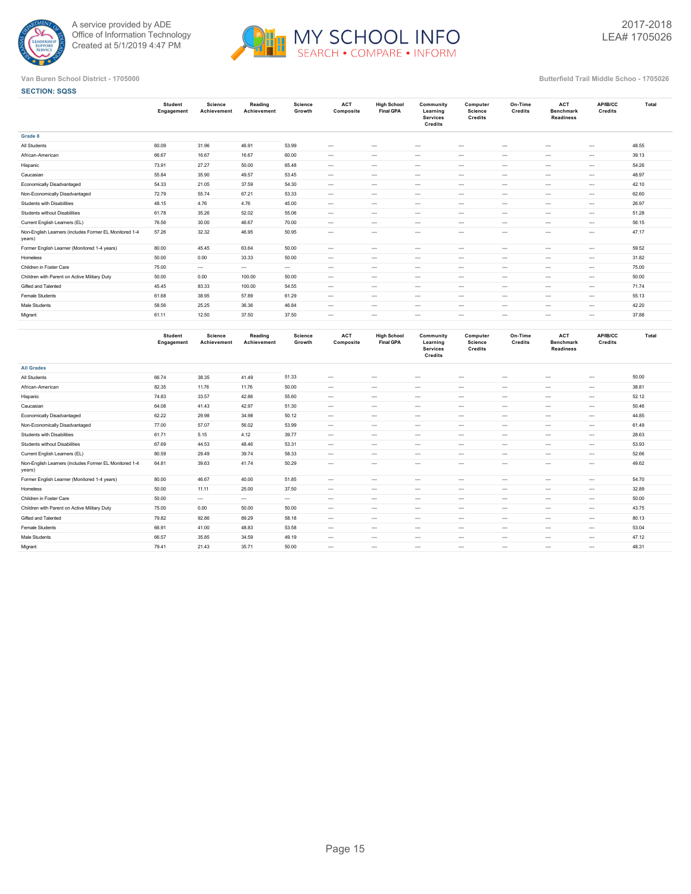A service provided by ADE
Office of Information Technology
Created at 5/1/2019 4:47 PM

MY SCHOOL INFO
SEARCH • COMPARE • INFORM

2017-2018
LEA# 1705026

Van Buren School District - 1705000

Butterfield Trail Middle Schoo - 1705026

**SECTION: SQSS**

| | Student Engagement | Science Achievement | Reading Achievement | Science Growth | ACT Composite | High School Final GPA | Community Learning Services Credits | Computer Science Credits | On-Time Credits | ACT Benchmark Readiness | AP/IB/CC Credits | Total |
|---|---|---|---|---|---|---|---|---|---|---|---|---|
| **Grade 8** | | | | | | | | | | | | |
| All Students | 60.09 | 31.96 | 46.91 | 53.99 | --- | --- | --- | --- | --- | --- | --- | 48.55 |
| African-American | 66.67 | 16.67 | 16.67 | 60.00 | --- | --- | --- | --- | --- | --- | --- | 39.13 |
| Hispanic | 73.91 | 27.27 | 50.00 | 65.48 | --- | --- | --- | --- | --- | --- | --- | 54.26 |
| Caucasian | 55.84 | 35.90 | 49.57 | 53.45 | --- | --- | --- | --- | --- | --- | --- | 48.97 |
| Economically Disadvantaged | 54.33 | 21.05 | 37.59 | 54.30 | --- | --- | --- | --- | --- | --- | --- | 42.10 |
| Non-Economically Disadvantaged | 72.79 | 55.74 | 67.21 | 53.33 | --- | --- | --- | --- | --- | --- | --- | 62.60 |
| Students with Disabilities | 48.15 | 4.76 | 4.76 | 45.00 | --- | --- | --- | --- | --- | --- | --- | 26.97 |
| Students without Disabilities | 61.78 | 35.26 | 52.02 | 55.06 | --- | --- | --- | --- | --- | --- | --- | 51.28 |
| Current English Learners (EL) | 76.56 | 30.00 | 46.67 | 70.00 | --- | --- | --- | --- | --- | --- | --- | 56.15 |
| Non-English Learners (includes Former EL Monitored 1-4 years) | 57.26 | 32.32 | 46.95 | 50.95 | --- | --- | --- | --- | --- | --- | --- | 47.17 |
| Former English Learner (Monitored 1-4 years) | 80.00 | 45.45 | 63.64 | 50.00 | --- | --- | --- | --- | --- | --- | --- | 59.52 |
| Homeless | 50.00 | 0.00 | 33.33 | 50.00 | --- | --- | --- | --- | --- | --- | --- | 31.82 |
| Children in Foster Care | 75.00 | --- | --- | --- | --- | --- | --- | --- | --- | --- | --- | 75.00 |
| Children with Parent on Active Military Duty | 50.00 | 0.00 | 100.00 | 50.00 | --- | --- | --- | --- | --- | --- | --- | 50.00 |
| Gifted and Talented | 45.45 | 83.33 | 100.00 | 54.55 | --- | --- | --- | --- | --- | --- | --- | 71.74 |
| Female Students | 61.68 | 38.95 | 57.89 | 61.29 | --- | --- | --- | --- | --- | --- | --- | 55.13 |
| Male Students | 58.56 | 25.25 | 36.36 | 46.84 | --- | --- | --- | --- | --- | --- | --- | 42.20 |
| Migrant | 61.11 | 12.50 | 37.50 | 37.50 | --- | --- | --- | --- | --- | --- | --- | 37.88 |

| | Student Engagement | Science Achievement | Reading Achievement | Science Growth | ACT Composite | High School Final GPA | Community Learning Services Credits | Computer Science Credits | On-Time Credits | ACT Benchmark Readiness | AP/IB/CC Credits | Total |
|---|---|---|---|---|---|---|---|---|---|---|---|---|
| **All Grades** | | | | | | | | | | | | |
| All Students | 66.74 | 38.35 | 41.49 | 51.33 | --- | --- | --- | --- | --- | --- | --- | 50.00 |
| African-American | 82.35 | 11.76 | 11.76 | 50.00 | --- | --- | --- | --- | --- | --- | --- | 38.81 |
| Hispanic | 74.83 | 33.57 | 42.86 | 55.60 | --- | --- | --- | --- | --- | --- | --- | 52.12 |
| Caucasian | 64.08 | 41.43 | 42.97 | 51.30 | --- | --- | --- | --- | --- | --- | --- | 50.46 |
| Economically Disadvantaged | 62.22 | 29.98 | 34.98 | 50.12 | --- | --- | --- | --- | --- | --- | --- | 44.85 |
| Non-Economically Disadvantaged | 77.00 | 57.07 | 56.02 | 53.99 | --- | --- | --- | --- | --- | --- | --- | 61.49 |
| Students with Disabilities | 61.71 | 5.15 | 4.12 | 39.77 | --- | --- | --- | --- | --- | --- | --- | 28.63 |
| Students without Disabilities | 67.69 | 44.53 | 48.46 | 53.31 | --- | --- | --- | --- | --- | --- | --- | 53.93 |
| Current English Learners (EL) | 80.59 | 29.49 | 39.74 | 58.33 | --- | --- | --- | --- | --- | --- | --- | 52.66 |
| Non-English Learners (includes Former EL Monitored 1-4 years) | 64.81 | 39.63 | 41.74 | 50.29 | --- | --- | --- | --- | --- | --- | --- | 49.62 |
| Former English Learner (Monitored 1-4 years) | 80.00 | 46.67 | 40.00 | 51.85 | --- | --- | --- | --- | --- | --- | --- | 54.70 |
| Homeless | 50.00 | 11.11 | 25.00 | 37.50 | --- | --- | --- | --- | --- | --- | --- | 32.89 |
| Children in Foster Care | 50.00 | --- | --- | --- | --- | --- | --- | --- | --- | --- | --- | 50.00 |
| Children with Parent on Active Military Duty | 75.00 | 0.00 | 50.00 | 50.00 | --- | --- | --- | --- | --- | --- | --- | 43.75 |
| Gifted and Talented | 79.82 | 92.86 | 89.29 | 58.18 | --- | --- | --- | --- | --- | --- | --- | 80.13 |
| Female Students | 66.91 | 41.00 | 48.83 | 53.58 | --- | --- | --- | --- | --- | --- | --- | 53.04 |
| Male Students | 66.57 | 35.85 | 34.59 | 49.19 | --- | --- | --- | --- | --- | --- | --- | 47.12 |
| Migrant | 79.41 | 21.43 | 35.71 | 50.00 | --- | --- | --- | --- | --- | --- | --- | 48.31 |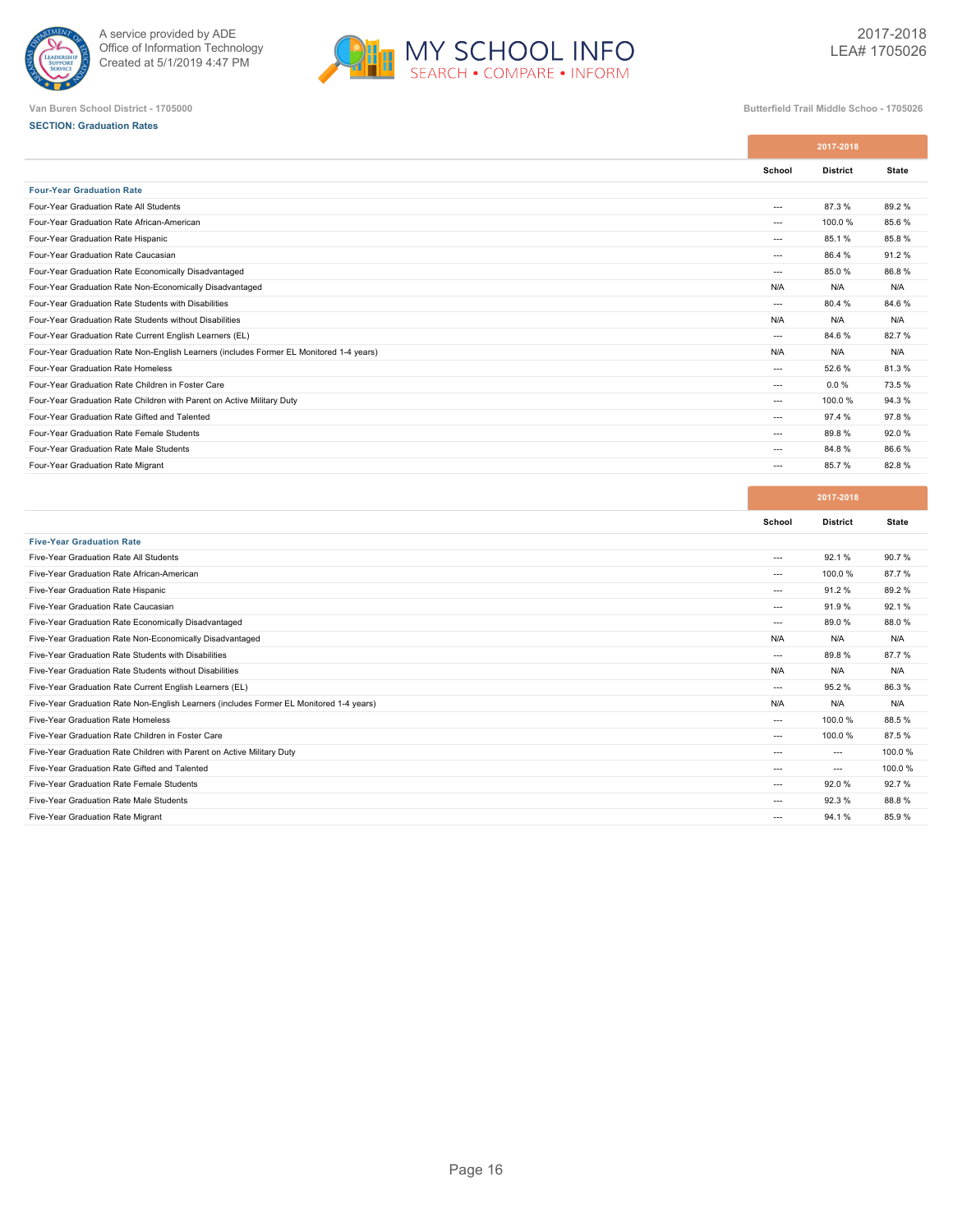Van Buren School District - 1705000

Butterfield Trail Middle Schoo - 1705026

**SECTION: Graduation Rates**

| | 2017-2018 | | |
|---|---|---|---|
| | School | District | State |
| **Four-Year Graduation Rate** | | | |
| Four-Year Graduation Rate All Students | --- | 87.3 % | 89.2 % |
| Four-Year Graduation Rate African-American | --- | 100.0 % | 85.6 % |
| Four-Year Graduation Rate Hispanic | --- | 85.1 % | 85.8 % |
| Four-Year Graduation Rate Caucasian | --- | 86.4 % | 91.2 % |
| Four-Year Graduation Rate Economically Disadvantaged | --- | 85.0 % | 86.8 % |
| Four-Year Graduation Rate Non-Economically Disadvantaged | N/A | N/A | N/A |
| Four-Year Graduation Rate Students with Disabilities | --- | 80.4 % | 84.6 % |
| Four-Year Graduation Rate Students without Disabilities | N/A | N/A | N/A |
| Four-Year Graduation Rate Current English Learners (EL) | --- | 84.6 % | 82.7 % |
| Four-Year Graduation Rate Non-English Learners (includes Former EL Monitored 1-4 years) | N/A | N/A | N/A |
| Four-Year Graduation Rate Homeless | --- | 52.6 % | 81.3 % |
| Four-Year Graduation Rate Children in Foster Care | --- | 0.0 % | 73.5 % |
| Four-Year Graduation Rate Children with Parent on Active Military Duty | --- | 100.0 % | 94.3 % |
| Four-Year Graduation Rate Gifted and Talented | --- | 97.4 % | 97.8 % |
| Four-Year Graduation Rate Female Students | --- | 89.8 % | 92.0 % |
| Four-Year Graduation Rate Male Students | --- | 84.8 % | 86.6 % |
| Four-Year Graduation Rate Migrant | --- | 85.7 % | 82.8 % |

| | 2017-2018 | | |
|---|---|---|---|
| | School | District | State |
| **Five-Year Graduation Rate** | | | |
| Five-Year Graduation Rate All Students | --- | 92.1 % | 90.7 % |
| Five-Year Graduation Rate African-American | --- | 100.0 % | 87.7 % |
| Five-Year Graduation Rate Hispanic | --- | 91.2 % | 89.2 % |
| Five-Year Graduation Rate Caucasian | --- | 91.9 % | 92.1 % |
| Five-Year Graduation Rate Economically Disadvantaged | --- | 89.0 % | 88.0 % |
| Five-Year Graduation Rate Non-Economically Disadvantaged | N/A | N/A | N/A |
| Five-Year Graduation Rate Students with Disabilities | --- | 89.8 % | 87.7 % |
| Five-Year Graduation Rate Students without Disabilities | N/A | N/A | N/A |
| Five-Year Graduation Rate Current English Learners (EL) | --- | 95.2 % | 86.3 % |
| Five-Year Graduation Rate Non-English Learners (includes Former EL Monitored 1-4 years) | N/A | N/A | N/A |
| Five-Year Graduation Rate Homeless | --- | 100.0 % | 88.5 % |
| Five-Year Graduation Rate Children in Foster Care | --- | 100.0 % | 87.5 % |
| Five-Year Graduation Rate Children with Parent on Active Military Duty | --- | --- | 100.0 % |
| Five-Year Graduation Rate Gifted and Talented | --- | --- | 100.0 % |
| Five-Year Graduation Rate Female Students | --- | 92.0 % | 92.7 % |
| Five-Year Graduation Rate Male Students | --- | 92.3 % | 88.8 % |
| Five-Year Graduation Rate Migrant | --- | 94.1 % | 85.9 % |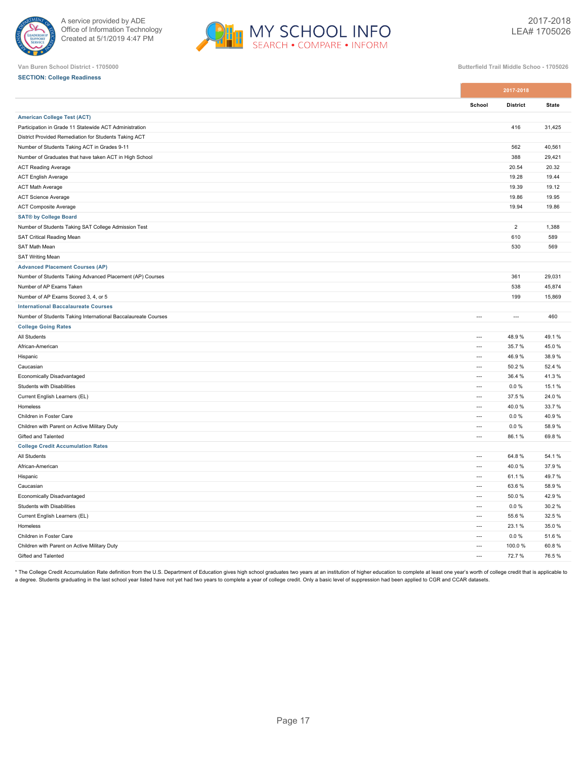Van Buren School District - 1705000

Butterfield Trail Middle Schoo - 1705026

**SECTION: College Readiness**

| | 2017-2018 | | |
|---|---|---|---|
| | School | District | State |
| **American College Test (ACT)** | | | |
| Participation in Grade 11 Statewide ACT Administration | | 416 | 31,425 |
| District Provided Remediation for Students Taking ACT | | | |
| Number of Students Taking ACT in Grades 9-11 | | 562 | 40,561 |
| Number of Graduates that have taken ACT in High School | | 388 | 29,421 |
| ACT Reading Average | | 20.54 | 20.32 |
| ACT English Average | | 19.28 | 19.44 |
| ACT Math Average | | 19.39 | 19.12 |
| ACT Science Average | | 19.86 | 19.95 |
| ACT Composite Average | | 19.94 | 19.86 |
| **SAT® by College Board** | | | |
| Number of Students Taking SAT College Admission Test | | 2 | 1,388 |
| SAT Critical Reading Mean | | 610 | 589 |
| SAT Math Mean | | 530 | 569 |
| SAT Writing Mean | | | |
| **Advanced Placement Courses (AP)** | | | |
| Number of Students Taking Advanced Placement (AP) Courses | | 361 | 29,031 |
| Number of AP Exams Taken | | 538 | 45,874 |
| Number of AP Exams Scored 3, 4, or 5 | | 199 | 15,869 |
| **International Baccalaureate Courses** | | | |
| Number of Students Taking International Baccalaureate Courses | --- | --- | 460 |
| **College Going Rates** | | | |
| All Students | --- | 48.9 % | 49.1 % |
| African-American | --- | 35.7 % | 45.0 % |
| Hispanic | --- | 46.9 % | 38.9 % |
| Caucasian | --- | 50.2 % | 52.4 % |
| Economically Disadvantaged | --- | 36.4 % | 41.3 % |
| Students with Disabilities | --- | 0.0 % | 15.1 % |
| Current English Learners (EL) | --- | 37.5 % | 24.0 % |
| Homeless | --- | 40.0 % | 33.7 % |
| Children in Foster Care | --- | 0.0 % | 40.9 % |
| Children with Parent on Active Military Duty | --- | 0.0 % | 58.9 % |
| Gifted and Talented | --- | 86.1 % | 69.8 % |
| **College Credit Accumulation Rates** | | | |
| All Students | --- | 64.8 % | 54.1 % |
| African-American | --- | 40.0 % | 37.9 % |
| Hispanic | --- | 61.1 % | 49.7 % |
| Caucasian | --- | 63.6 % | 58.9 % |
| Economically Disadvantaged | --- | 50.0 % | 42.9 % |
| Students with Disabilities | --- | 0.0 % | 30.2 % |
| Current English Learners (EL) | --- | 55.6 % | 32.5 % |
| Homeless | --- | 23.1 % | 35.0 % |
| Children in Foster Care | --- | 0.0 % | 51.6 % |
| Children with Parent on Active Military Duty | --- | 100.0 % | 60.8 % |
| Gifted and Talented | --- | 72.7 % | 76.5 % |

* The College Credit Accumulation Rate definition from the U.S. Department of Education gives high school graduates two years at an institution of higher education to complete at least one year's worth of college credit that is applicable to a degree. Students graduating in the last school year listed have not yet had two years to complete a year of college credit. Only a basic level of suppression had been applied to CGR and CCAR datasets.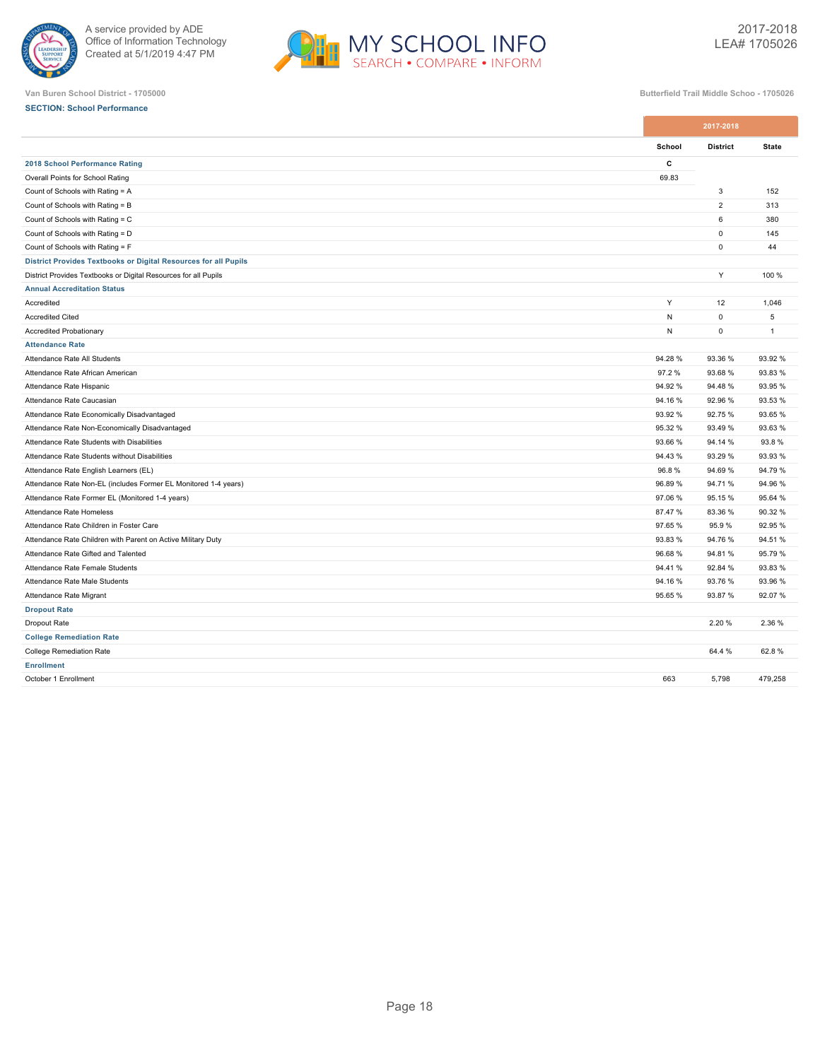Van Buren School District - 1705000

Butterfield Trail Middle Schoo - 1705026

**SECTION: School Performance**

| | 2017-2018 | | |
|---|---|---|---|
| | School | District | State |
| **2018 School Performance Rating** | C | | |
| Overall Points for School Rating | 69.83 | | |
| Count of Schools with Rating = A | | 3 | 152 |
| Count of Schools with Rating = B | | 2 | 313 |
| Count of Schools with Rating = C | | 6 | 380 |
| Count of Schools with Rating = D | | 0 | 145 |
| Count of Schools with Rating = F | | 0 | 44 |
| **District Provides Textbooks or Digital Resources for all Pupils** | | | |
| District Provides Textbooks or Digital Resources for all Pupils | | Y | 100 % |
| **Annual Accreditation Status** | | | |
| Accredited | Y | 12 | 1,046 |
| Accredited Cited | N | 0 | 5 |
| Accredited Probationary | N | 0 | 1 |
| **Attendance Rate** | | | |
| Attendance Rate All Students | 94.28 % | 93.36 % | 93.92 % |
| Attendance Rate African American | 97.2 % | 93.68 % | 93.83 % |
| Attendance Rate Hispanic | 94.92 % | 94.48 % | 93.95 % |
| Attendance Rate Caucasian | 94.16 % | 92.96 % | 93.53 % |
| Attendance Rate Economically Disadvantaged | 93.92 % | 92.75 % | 93.65 % |
| Attendance Rate Non-Economically Disadvantaged | 95.32 % | 93.49 % | 93.63 % |
| Attendance Rate Students with Disabilities | 93.66 % | 94.14 % | 93.8 % |
| Attendance Rate Students without Disabilities | 94.43 % | 93.29 % | 93.93 % |
| Attendance Rate English Learners (EL) | 96.8 % | 94.69 % | 94.79 % |
| Attendance Rate Non-EL (includes Former EL Monitored 1-4 years) | 96.89 % | 94.71 % | 94.96 % |
| Attendance Rate Former EL (Monitored 1-4 years) | 97.06 % | 95.15 % | 95.64 % |
| Attendance Rate Homeless | 87.47 % | 83.36 % | 90.32 % |
| Attendance Rate Children in Foster Care | 97.65 % | 95.9 % | 92.95 % |
| Attendance Rate Children with Parent on Active Military Duty | 93.83 % | 94.76 % | 94.51 % |
| Attendance Rate Gifted and Talented | 96.68 % | 94.81 % | 95.79 % |
| Attendance Rate Female Students | 94.41 % | 92.84 % | 93.83 % |
| Attendance Rate Male Students | 94.16 % | 93.76 % | 93.96 % |
| Attendance Rate Migrant | 95.65 % | 93.87 % | 92.07 % |
| **Dropout Rate** | | | |
| Dropout Rate | | 2.20 % | 2.36 % |
| **College Remediation Rate** | | | |
| College Remediation Rate | | 64.4 % | 62.8 % |
| **Enrollment** | | | |
| October 1 Enrollment | 663 | 5,798 | 479,258 |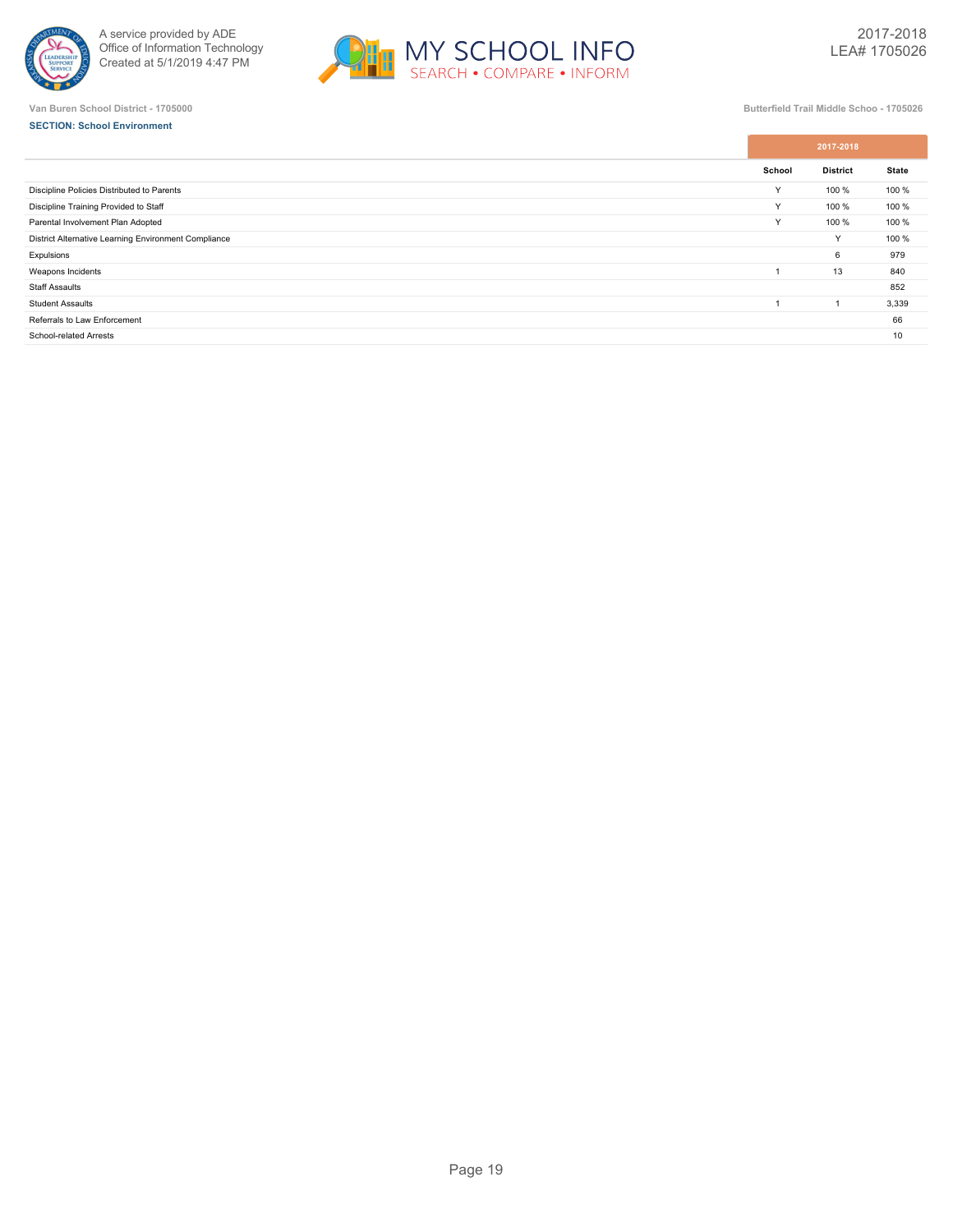Van Buren School District - 1705000

Butterfield Trail Middle Schoo - 1705026

**SECTION: School Environment**

| | 2017-2018 | | |
|---|---|---|---|
| | School | District | State |
| Discipline Policies Distributed to Parents | Y | 100 % | 100 % |
| Discipline Training Provided to Staff | Y | 100 % | 100 % |
| Parental Involvement Plan Adopted | Y | 100 % | 100 % |
| District Alternative Learning Environment Compliance | | Y | 100 % |
| Expulsions | | 6 | 979 |
| Weapons Incidents | 1 | 13 | 840 |
| Staff Assaults | | | 852 |
| Student Assaults | 1 | 1 | 3,339 |
| Referrals to Law Enforcement | | | 66 |
| School-related Arrests | | | 10 |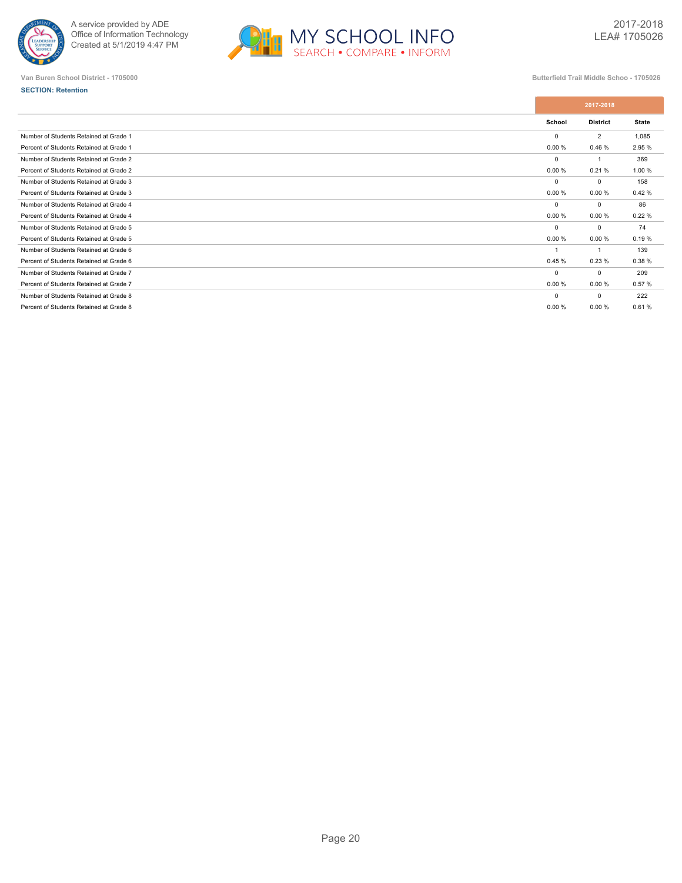Van Buren School District - 1705000

Butterfield Trail Middle Schoo - 1705026

**SECTION: Retention**

| | 2017-2018 | | |
|---|---|---|---|
| | School | District | State |
| Number of Students Retained at Grade 1 | 0 | 2 | 1,085 |
| Percent of Students Retained at Grade 1 | 0.00 % | 0.46 % | 2.95 % |
| Number of Students Retained at Grade 2 | 0 | 1 | 369 |
| Percent of Students Retained at Grade 2 | 0.00 % | 0.21 % | 1.00 % |
| Number of Students Retained at Grade 3 | 0 | 0 | 158 |
| Percent of Students Retained at Grade 3 | 0.00 % | 0.00 % | 0.42 % |
| Number of Students Retained at Grade 4 | 0 | 0 | 86 |
| Percent of Students Retained at Grade 4 | 0.00 % | 0.00 % | 0.22 % |
| Number of Students Retained at Grade 5 | 0 | 0 | 74 |
| Percent of Students Retained at Grade 5 | 0.00 % | 0.00 % | 0.19 % |
| Number of Students Retained at Grade 6 | 1 | 1 | 139 |
| Percent of Students Retained at Grade 6 | 0.45 % | 0.23 % | 0.38 % |
| Number of Students Retained at Grade 7 | 0 | 0 | 209 |
| Percent of Students Retained at Grade 7 | 0.00 % | 0.00 % | 0.57 % |
| Number of Students Retained at Grade 8 | 0 | 0 | 222 |
| Percent of Students Retained at Grade 8 | 0.00 % | 0.00 % | 0.61 % |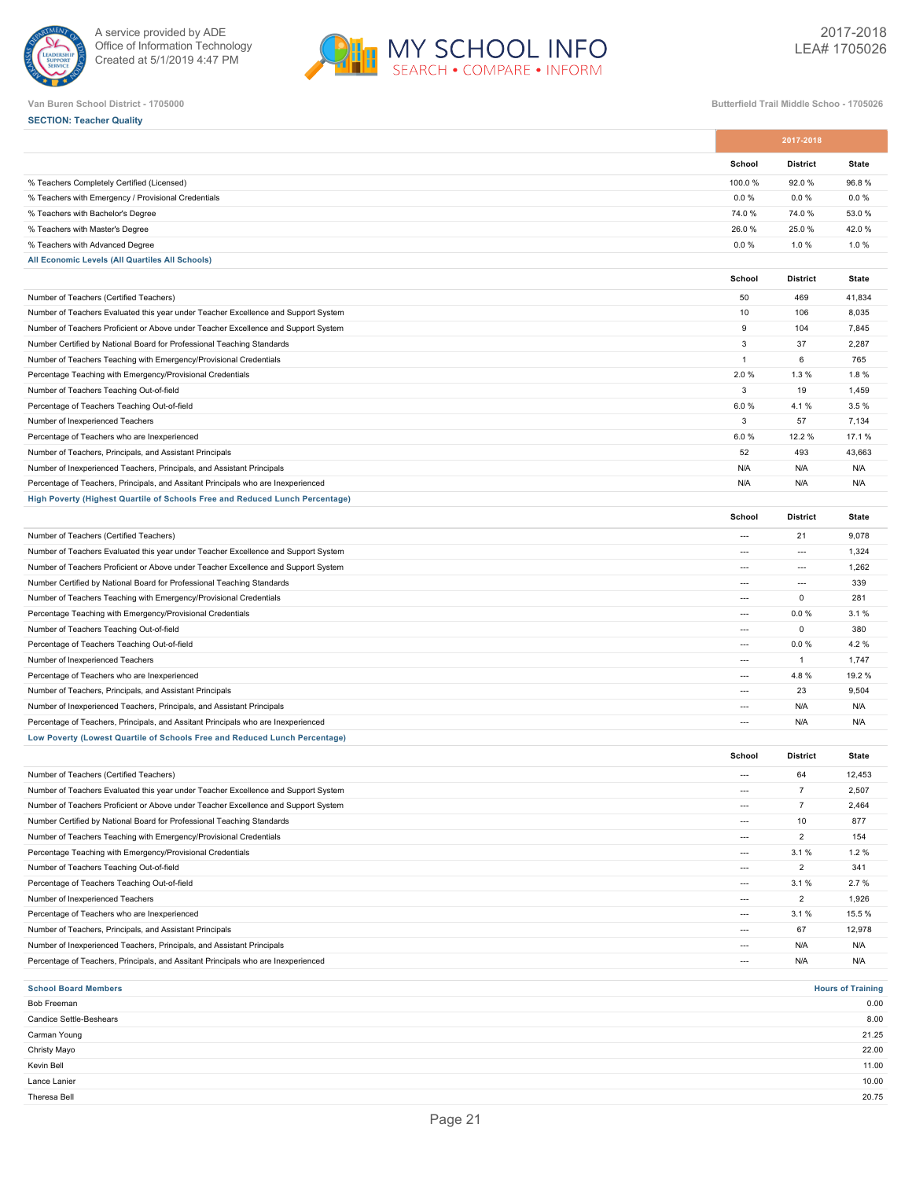Van Buren School District - 1705000

Butterfield Trail Middle Schoo - 1705026

**SECTION: Teacher Quality**

| | 2017-2018 | | |
|---|---|---|---|
| | School | District | State |
| % Teachers Completely Certified (Licensed) | 100.0 % | 92.0 % | 96.8 % |
| % Teachers with Emergency / Provisional Credentials | 0.0 % | 0.0 % | 0.0 % |
| % Teachers with Bachelor's Degree | 74.0 % | 74.0 % | 53.0 % |
| % Teachers with Master's Degree | 26.0 % | 25.0 % | 42.0 % |
| % Teachers with Advanced Degree | 0.0 % | 1.0 % | 1.0 % |

**All Economic Levels (All Quartiles All Schools)**

| | School | District | State |
|---|---|---|---|
| Number of Teachers (Certified Teachers) | 50 | 469 | 41,834 |
| Number of Teachers Evaluated this year under Teacher Excellence and Support System | 10 | 106 | 8,035 |
| Number of Teachers Proficient or Above under Teacher Excellence and Support System | 9 | 104 | 7,845 |
| Number Certified by National Board for Professional Teaching Standards | 3 | 37 | 2,287 |
| Number of Teachers Teaching with Emergency/Provisional Credentials | 1 | 6 | 765 |
| Percentage Teaching with Emergency/Provisional Credentials | 2.0 % | 1.3 % | 1.8 % |
| Number of Teachers Teaching Out-of-field | 3 | 19 | 1,459 |
| Percentage of Teachers Teaching Out-of-field | 6.0 % | 4.1 % | 3.5 % |
| Number of Inexperienced Teachers | 3 | 57 | 7,134 |
| Percentage of Teachers who are Inexperienced | 6.0 % | 12.2 % | 17.1 % |
| Number of Teachers, Principals, and Assistant Principals | 52 | 493 | 43,663 |
| Number of Inexperienced Teachers, Principals, and Assistant Principals | N/A | N/A | N/A |
| Percentage of Teachers, Principals, and Assitant Principals who are Inexperienced | N/A | N/A | N/A |

**High Poverty (Highest Quartile of Schools Free and Reduced Lunch Percentage)**

| | School | District | State |
|---|---|---|---|
| Number of Teachers (Certified Teachers) | --- | 21 | 9,078 |
| Number of Teachers Evaluated this year under Teacher Excellence and Support System | --- | --- | 1,324 |
| Number of Teachers Proficient or Above under Teacher Excellence and Support System | --- | --- | 1,262 |
| Number Certified by National Board for Professional Teaching Standards | --- | --- | 339 |
| Number of Teachers Teaching with Emergency/Provisional Credentials | --- | 0 | 281 |
| Percentage Teaching with Emergency/Provisional Credentials | --- | 0.0 % | 3.1 % |
| Number of Teachers Teaching Out-of-field | --- | 0 | 380 |
| Percentage of Teachers Teaching Out-of-field | --- | 0.0 % | 4.2 % |
| Number of Inexperienced Teachers | --- | 1 | 1,747 |
| Percentage of Teachers who are Inexperienced | --- | 4.8 % | 19.2 % |
| Number of Teachers, Principals, and Assistant Principals | --- | 23 | 9,504 |
| Number of Inexperienced Teachers, Principals, and Assistant Principals | --- | N/A | N/A |
| Percentage of Teachers, Principals, and Assitant Principals who are Inexperienced | --- | N/A | N/A |

**Low Poverty (Lowest Quartile of Schools Free and Reduced Lunch Percentage)**

| | School | District | State |
|---|---|---|---|
| Number of Teachers (Certified Teachers) | --- | 64 | 12,453 |
| Number of Teachers Evaluated this year under Teacher Excellence and Support System | --- | 7 | 2,507 |
| Number of Teachers Proficient or Above under Teacher Excellence and Support System | --- | 7 | 2,464 |
| Number Certified by National Board for Professional Teaching Standards | --- | 10 | 877 |
| Number of Teachers Teaching with Emergency/Provisional Credentials | --- | 2 | 154 |
| Percentage Teaching with Emergency/Provisional Credentials | --- | 3.1 % | 1.2 % |
| Number of Teachers Teaching Out-of-field | --- | 2 | 341 |
| Percentage of Teachers Teaching Out-of-field | --- | 3.1 % | 2.7 % |
| Number of Inexperienced Teachers | --- | 2 | 1,926 |
| Percentage of Teachers who are Inexperienced | --- | 3.1 % | 15.5 % |
| Number of Teachers, Principals, and Assistant Principals | --- | 67 | 12,978 |
| Number of Inexperienced Teachers, Principals, and Assistant Principals | --- | N/A | N/A |
| Percentage of Teachers, Principals, and Assitant Principals who are Inexperienced | --- | N/A | N/A |

| School Board Members | Hours of Training |
|---|---|
| Bob Freeman | 0.00 |
| Candice Settle-Beshears | 8.00 |
| Carman Young | 21.25 |
| Christy Mayo | 22.00 |
| Kevin Bell | 11.00 |
| Lance Lanier | 10.00 |
| Theresa Bell | 20.75 |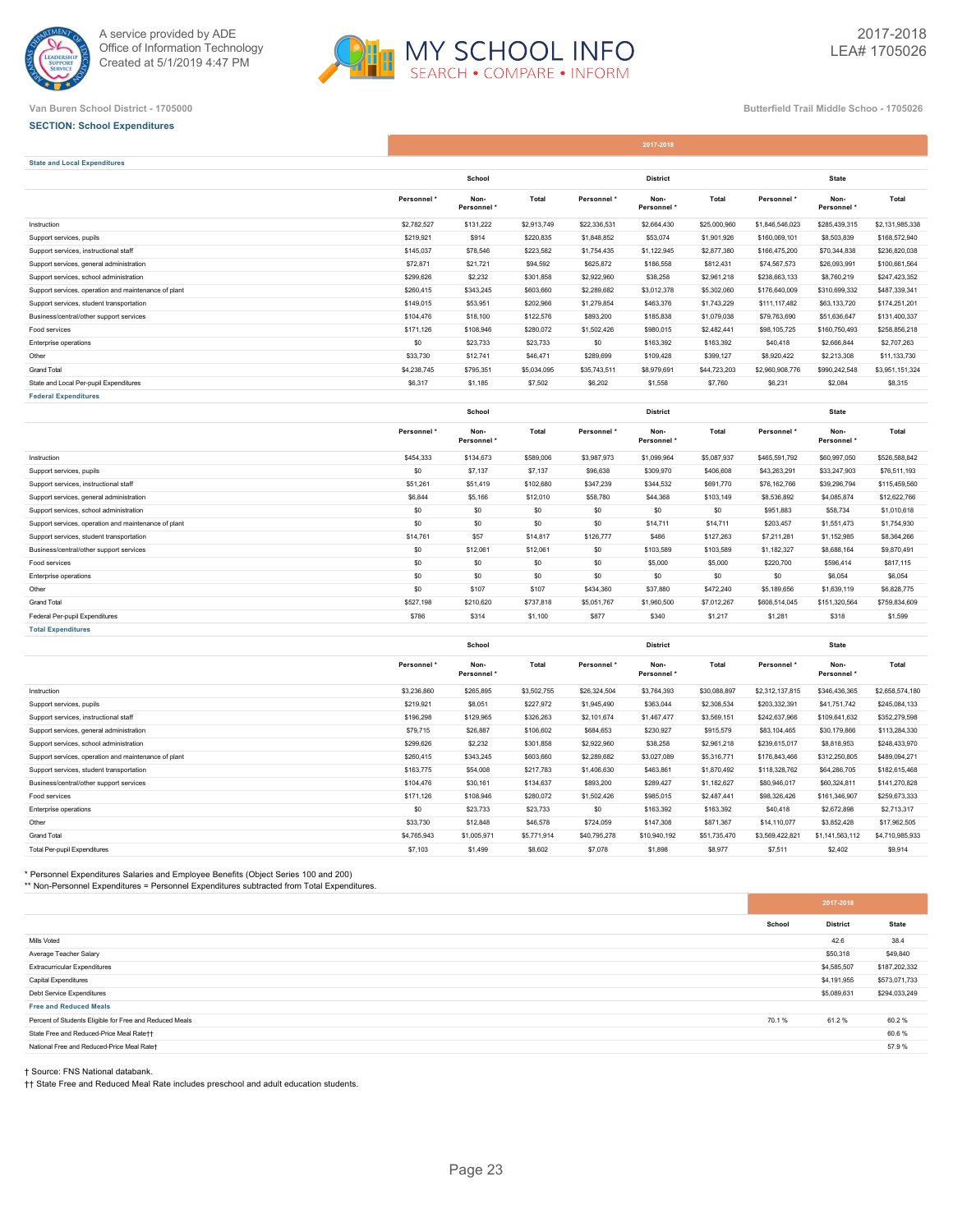A service provided by ADE
Office of Information Technology
Created at 5/1/2019 4:47 PM

MY SCHOOL INFO
SEARCH • COMPARE • INFORM

2017-2018
LEA# 1705026

Van Buren School District - 1705000

Butterfield Trail Middle Schoo - 1705026

## SECTION: School Expenditures

### State and Local Expenditures (2017-2018)

| | School | | | District | | | State | | |
|---|---|---|---|---|---|---|---|---|---|
| | Personnel * | Non-Personnel * | Total | Personnel * | Non-Personnel * | Total | Personnel * | Non-Personnel * | Total |
| Instruction | $2,782,527 | $131,222 | $2,913,749 | $22,336,531 | $2,664,430 | $25,000,960 | $1,846,546,023 | $285,439,315 | $2,131,985,338 |
| Support services, pupils | $219,921 | $914 | $220,835 | $1,848,852 | $53,074 | $1,901,926 | $160,069,101 | $8,503,839 | $168,572,940 |
| Support services, instructional staff | $145,037 | $78,546 | $223,582 | $1,754,435 | $1,122,945 | $2,877,380 | $166,475,200 | $70,344,838 | $236,820,038 |
| Support services, general administration | $72,871 | $21,721 | $94,592 | $625,872 | $186,558 | $812,431 | $74,567,573 | $26,093,991 | $100,661,564 |
| Support services, school administration | $299,626 | $2,232 | $301,858 | $2,922,960 | $38,258 | $2,961,218 | $238,663,133 | $8,760,219 | $247,423,352 |
| Support services, operation and maintenance of plant | $260,415 | $343,245 | $603,660 | $2,289,682 | $3,012,378 | $5,302,060 | $176,640,009 | $310,699,332 | $487,339,341 |
| Support services, student transportation | $149,015 | $53,951 | $202,966 | $1,279,854 | $463,376 | $1,743,229 | $111,117,482 | $63,133,720 | $174,251,201 |
| Business/central/other support services | $104,476 | $18,100 | $122,576 | $893,200 | $185,838 | $1,079,038 | $79,763,690 | $51,636,647 | $131,400,337 |
| Food services | $171,126 | $108,946 | $280,072 | $1,502,426 | $980,015 | $2,482,441 | $98,105,725 | $160,750,493 | $258,856,218 |
| Enterprise operations | $0 | $23,733 | $23,733 | $0 | $163,392 | $163,392 | $40,418 | $2,666,844 | $2,707,263 |
| Other | $33,730 | $12,741 | $46,471 | $289,699 | $109,428 | $399,127 | $8,920,422 | $2,213,308 | $11,133,730 |
| Grand Total | $4,238,745 | $795,351 | $5,034,095 | $35,743,511 | $8,979,691 | $44,723,203 | $2,960,908,776 | $990,242,548 | $3,951,151,324 |
| State and Local Per-pupil Expenditures | $6,317 | $1,185 | $7,502 | $6,202 | $1,558 | $7,760 | $6,231 | $2,084 | $8,315 |

### Federal Expenditures

| | School | | | District | | | State | | |
|---|---|---|---|---|---|---|---|---|---|
| | Personnel * | Non-Personnel * | Total | Personnel * | Non-Personnel * | Total | Personnel * | Non-Personnel * | Total |
| Instruction | $454,333 | $134,673 | $589,006 | $3,987,973 | $1,099,964 | $5,087,937 | $465,591,792 | $60,997,050 | $526,588,842 |
| Support services, pupils | $0 | $7,137 | $7,137 | $96,638 | $309,970 | $406,608 | $43,263,291 | $33,247,903 | $76,511,193 |
| Support services, instructional staff | $51,261 | $51,419 | $102,680 | $347,239 | $344,532 | $691,770 | $76,162,766 | $39,296,794 | $115,459,560 |
| Support services, general administration | $6,844 | $5,166 | $12,010 | $58,780 | $44,368 | $103,149 | $8,536,892 | $4,085,874 | $12,622,766 |
| Support services, school administration | $0 | $0 | $0 | $0 | $0 | $0 | $951,883 | $58,734 | $1,010,618 |
| Support services, operation and maintenance of plant | $0 | $0 | $0 | $0 | $14,711 | $14,711 | $203,457 | $1,551,473 | $1,754,930 |
| Support services, student transportation | $14,761 | $57 | $14,817 | $126,777 | $486 | $127,263 | $7,211,281 | $1,152,985 | $8,364,266 |
| Business/central/other support services | $0 | $12,061 | $12,061 | $0 | $103,589 | $103,589 | $1,182,327 | $8,688,164 | $9,870,491 |
| Food services | $0 | $0 | $0 | $0 | $5,000 | $5,000 | $220,700 | $596,414 | $817,115 |
| Enterprise operations | $0 | $0 | $0 | $0 | $0 | $0 | $0 | $6,054 | $6,054 |
| Other | $0 | $107 | $107 | $434,360 | $37,880 | $472,240 | $5,189,656 | $1,639,119 | $6,828,775 |
| Grand Total | $527,198 | $210,620 | $737,818 | $5,051,767 | $1,960,500 | $7,012,267 | $608,514,045 | $151,320,564 | $759,834,609 |
| Federal Per-pupil Expenditures | $786 | $314 | $1,100 | $877 | $340 | $1,217 | $1,281 | $318 | $1,599 |

### Total Expenditures

| | School | | | District | | | State | | |
|---|---|---|---|---|---|---|---|---|---|
| | Personnel * | Non-Personnel * | Total | Personnel * | Non-Personnel * | Total | Personnel * | Non-Personnel * | Total |
| Instruction | $3,236,860 | $265,895 | $3,502,755 | $26,324,504 | $3,764,393 | $30,088,897 | $2,312,137,815 | $346,436,365 | $2,658,574,180 |
| Support services, pupils | $219,921 | $8,051 | $227,972 | $1,945,490 | $363,044 | $2,308,534 | $203,332,391 | $41,751,742 | $245,084,133 |
| Support services, instructional staff | $196,298 | $129,965 | $326,263 | $2,101,674 | $1,467,477 | $3,569,151 | $242,637,966 | $109,641,632 | $352,279,598 |
| Support services, general administration | $79,715 | $26,887 | $106,602 | $684,653 | $230,927 | $915,579 | $83,104,465 | $30,179,866 | $113,284,330 |
| Support services, school administration | $299,626 | $2,232 | $301,858 | $2,922,960 | $38,258 | $2,961,218 | $239,615,017 | $8,818,953 | $248,433,970 |
| Support services, operation and maintenance of plant | $260,415 | $343,245 | $603,660 | $2,289,682 | $3,027,089 | $5,316,771 | $176,843,466 | $312,250,805 | $489,094,271 |
| Support services, student transportation | $163,775 | $54,008 | $217,783 | $1,406,630 | $463,861 | $1,870,492 | $118,328,762 | $64,286,705 | $182,615,468 |
| Business/central/other support services | $104,476 | $30,161 | $134,637 | $893,200 | $289,427 | $1,182,627 | $80,946,017 | $60,324,811 | $141,270,828 |
| Food services | $171,126 | $108,946 | $280,072 | $1,502,426 | $985,015 | $2,487,441 | $98,326,426 | $161,346,907 | $259,673,333 |
| Enterprise operations | $0 | $23,733 | $23,733 | $0 | $163,392 | $163,392 | $40,418 | $2,672,898 | $2,713,317 |
| Other | $33,730 | $12,848 | $46,578 | $724,059 | $147,308 | $871,367 | $14,110,077 | $3,852,428 | $17,962,505 |
| Grand Total | $4,765,943 | $1,005,971 | $5,771,914 | $40,795,278 | $10,940,192 | $51,735,470 | $3,569,422,821 | $1,141,563,112 | $4,710,985,933 |
| Total Per-pupil Expenditures | $7,103 | $1,499 | $8,602 | $7,078 | $1,898 | $8,977 | $7,511 | $2,402 | $9,914 |

* Personnel Expenditures Salaries and Employee Benefits (Object Series 100 and 200)
** Non-Personnel Expenditures = Personnel Expenditures subtracted from Total Expenditures.

| 2017-2018 | School | District | State |
|---|---|---|---|
| Mills Voted | | 42.6 | 38.4 |
| Average Teacher Salary | | $50,318 | $49,840 |
| Extracurricular Expenditures | | $4,585,507 | $187,202,332 |
| Capital Expenditures | | $4,191,955 | $573,071,733 |
| Debt Service Expenditures | | $5,089,631 | $294,033,249 |
| **Free and Reduced Meals** | | | |
| Percent of Students Eligible for Free and Reduced Meals | 70.1 % | 61.2 % | 60.2 % |
| State Free and Reduced-Price Meal Rate†† | | | 60.6 % |
| National Free and Reduced-Price Meal Rate† | | | 57.9 % |

† Source: FNS National databank.
†† State Free and Reduced Meal Rate includes preschool and adult education students.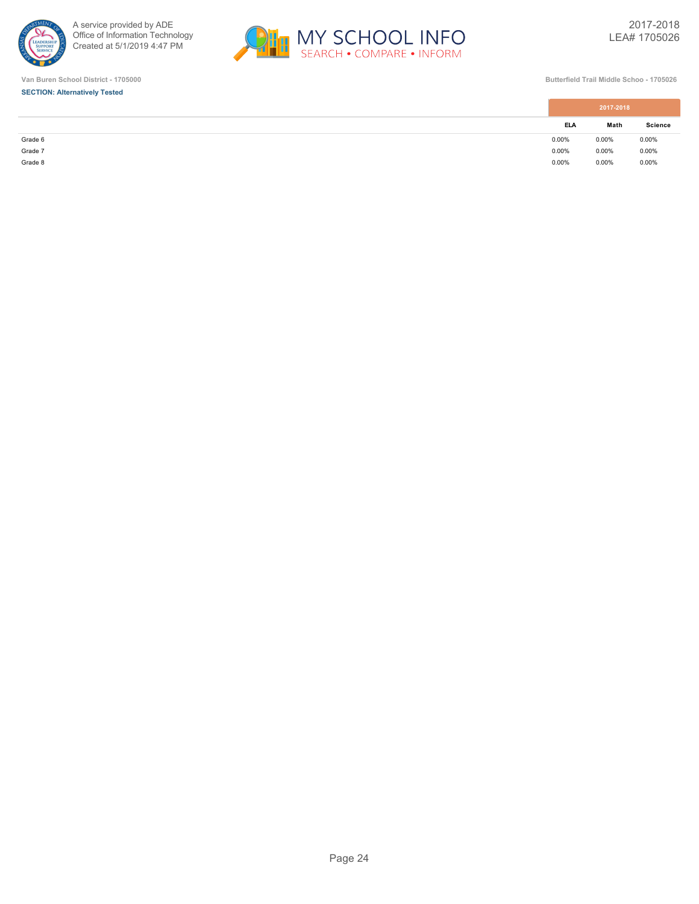Van Buren School District - 1705000

Butterfield Trail Middle Schoo - 1705026

**SECTION: Alternatively Tested**

| | 2017-2018 | | |
|---|---|---|---|
| | ELA | Math | Science |
| Grade 6 | 0.00% | 0.00% | 0.00% |
| Grade 7 | 0.00% | 0.00% | 0.00% |
| Grade 8 | 0.00% | 0.00% | 0.00% |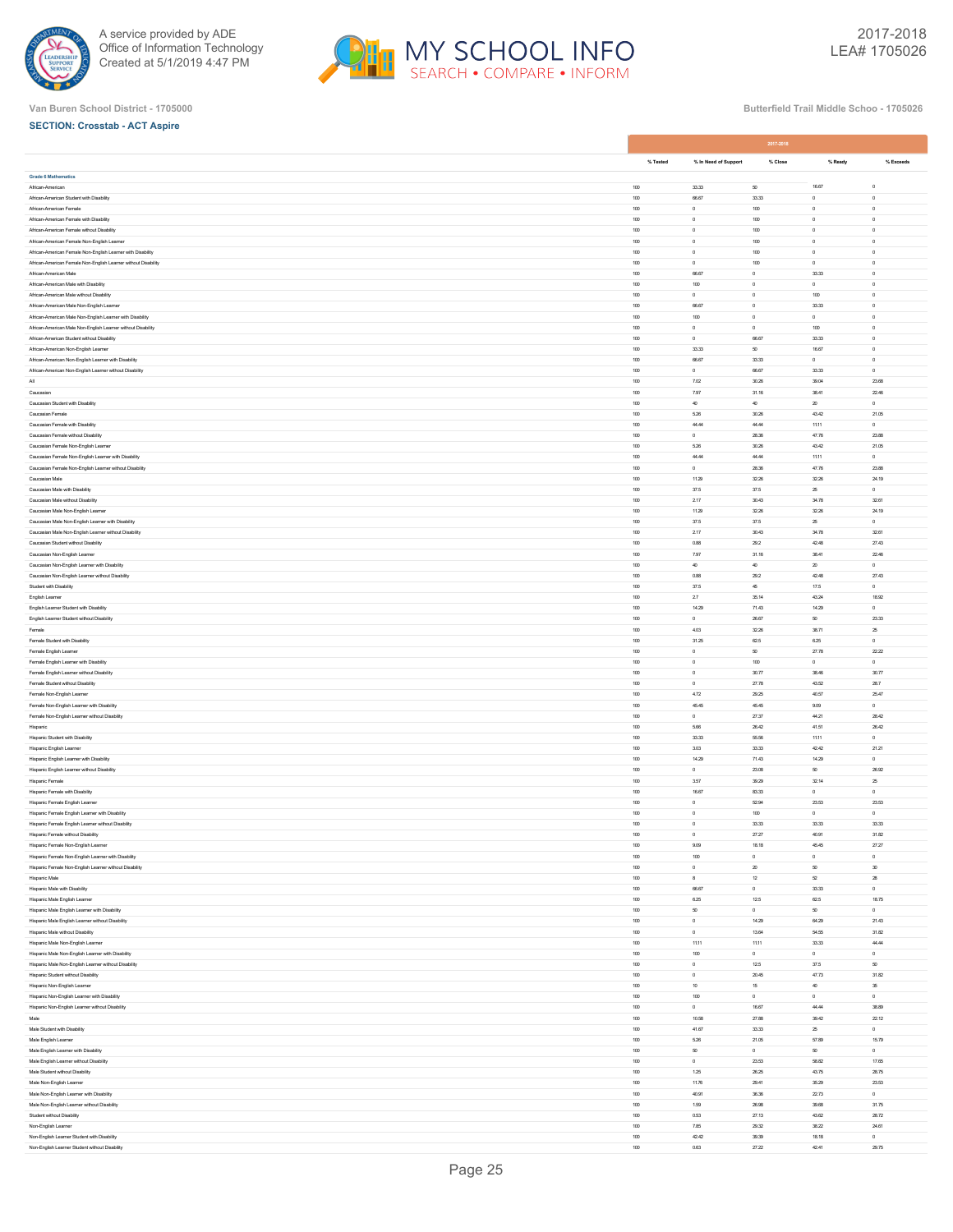Van Buren School District - 1705000

Butterfield Trail Middle Schoo - 1705026

**SECTION: Crosstab - ACT Aspire**

| | 2017-2018 | | | | |
|---|---|---|---|---|---|
| | % Tested | % In Need of Support | % Close | % Ready | % Exceeds |
| **Grade 6 Mathematics** | | | | | |
| African-American | 100 | 33.33 | 50 | 16.67 | 0 |
| African-American Student with Disability | 100 | 66.67 | 33.33 | 0 | 0 |
| African-American Female | 100 | 0 | 100 | 0 | 0 |
| African-American Female with Disability | 100 | 0 | 100 | 0 | 0 |
| African-American Female without Disability | 100 | 0 | 100 | 0 | 0 |
| African-American Female Non-English Learner | 100 | 0 | 100 | 0 | 0 |
| African-American Female Non-English Learner with Disability | 100 | 0 | 100 | 0 | 0 |
| African-American Female Non-English Learner without Disability | 100 | 0 | 100 | 0 | 0 |
| African-American Male | 100 | 66.67 | 0 | 33.33 | 0 |
| African-American Male with Disability | 100 | 100 | 0 | 0 | 0 |
| African-American Male without Disability | 100 | 0 | 0 | 100 | 0 |
| African-American Male Non-English Learner | 100 | 66.67 | 0 | 33.33 | 0 |
| African-American Male Non-English Learner with Disability | 100 | 100 | 0 | 0 | 0 |
| African-American Male Non-English Learner without Disability | 100 | 0 | 0 | 100 | 0 |
| African-American Student without Disability | 100 | 0 | 66.67 | 33.33 | 0 |
| African-American Non-English Learner | 100 | 33.33 | 50 | 16.67 | 0 |
| African-American Non-English Learner with Disability | 100 | 66.67 | 33.33 | 0 | 0 |
| African-American Non-English Learner without Disability | 100 | 0 | 66.67 | 33.33 | 0 |
| All | 100 | 7.02 | 30.26 | 39.04 | 23.68 |
| Caucasian | 100 | 7.97 | 31.16 | 38.41 | 22.46 |
| Caucasian Student with Disability | 100 | 40 | 40 | 20 | 0 |
| Caucasian Female | 100 | 5.26 | 30.26 | 43.42 | 21.05 |
| Caucasian Female with Disability | 100 | 44.44 | 44.44 | 11.11 | 0 |
| Caucasian Female without Disability | 100 | 0 | 28.36 | 47.76 | 23.88 |
| Caucasian Female Non-English Learner | 100 | 5.26 | 30.26 | 43.42 | 21.05 |
| Caucasian Female Non-English Learner with Disability | 100 | 44.44 | 44.44 | 11.11 | 0 |
| Caucasian Female Non-English Learner without Disability | 100 | 0 | 28.36 | 47.76 | 23.88 |
| Caucasian Male | 100 | 11.29 | 32.26 | 32.26 | 24.19 |
| Caucasian Male with Disability | 100 | 37.5 | 37.5 | 25 | 0 |
| Caucasian Male without Disability | 100 | 2.17 | 30.43 | 34.78 | 32.61 |
| Caucasian Male Non-English Learner | 100 | 11.29 | 32.26 | 32.26 | 24.19 |
| Caucasian Male Non-English Learner with Disability | 100 | 37.5 | 37.5 | 25 | 0 |
| Caucasian Male Non-English Learner without Disability | 100 | 2.17 | 30.43 | 34.78 | 32.61 |
| Caucasian Student without Disability | 100 | 0.88 | 29.2 | 42.48 | 27.43 |
| Caucasian Non-English Learner | 100 | 7.97 | 31.16 | 38.41 | 22.46 |
| Caucasian Non-English Learner with Disability | 100 | 40 | 40 | 20 | 0 |
| Caucasian Non-English Learner without Disability | 100 | 0.88 | 29.2 | 42.48 | 27.43 |
| Student with Disability | 100 | 37.5 | 45 | 17.5 | 0 |
| English Learner | 100 | 2.7 | 35.14 | 43.24 | 18.92 |
| English Learner Student with Disability | 100 | 14.29 | 71.43 | 14.29 | 0 |
| English Learner Student without Disability | 100 | 0 | 26.67 | 50 | 23.33 |
| Female | 100 | 4.03 | 32.26 | 38.71 | 25 |
| Female Student with Disability | 100 | 31.25 | 62.5 | 6.25 | 0 |
| Female English Learner | 100 | 0 | 50 | 27.78 | 22.22 |
| Female English Learner with Disability | 100 | 0 | 100 | 0 | 0 |
| Female English Learner without Disability | 100 | 0 | 30.77 | 38.46 | 30.77 |
| Female Student without Disability | 100 | 0 | 27.78 | 43.52 | 28.7 |
| Female Non-English Learner | 100 | 4.72 | 29.25 | 40.57 | 25.47 |
| Female Non-English Learner with Disability | 100 | 45.45 | 45.45 | 9.09 | 0 |
| Female Non-English Learner without Disability | 100 | 0 | 27.37 | 44.21 | 28.42 |
| Hispanic | 100 | 5.66 | 26.42 | 41.51 | 26.42 |
| Hispanic Student with Disability | 100 | 33.33 | 55.56 | 11.11 | 0 |
| Hispanic English Learner | 100 | 3.03 | 33.33 | 42.42 | 21.21 |
| Hispanic English Learner with Disability | 100 | 14.29 | 71.43 | 14.29 | 0 |
| Hispanic English Learner without Disability | 100 | 0 | 23.08 | 50 | 26.92 |
| Hispanic Female | 100 | 3.57 | 39.29 | 32.14 | 25 |
| Hispanic Female with Disability | 100 | 16.67 | 83.33 | 0 | 0 |
| Hispanic Female English Learner | 100 | 0 | 52.94 | 23.53 | 23.53 |
| Hispanic Female English Learner with Disability | 100 | 0 | 100 | 0 | 0 |
| Hispanic Female English Learner without Disability | 100 | 0 | 33.33 | 33.33 | 33.33 |
| Hispanic Female without Disability | 100 | 0 | 27.27 | 40.91 | 31.82 |
| Hispanic Female Non-English Learner | 100 | 9.09 | 18.18 | 45.45 | 27.27 |
| Hispanic Female Non-English Learner with Disability | 100 | 100 | 0 | 0 | 0 |
| Hispanic Female Non-English Learner without Disability | 100 | 0 | 20 | 50 | 30 |
| Hispanic Male | 100 | 8 | 12 | 52 | 28 |
| Hispanic Male with Disability | 100 | 66.67 | 0 | 33.33 | 0 |
| Hispanic Male English Learner | 100 | 6.25 | 12.5 | 62.5 | 18.75 |
| Hispanic Male English Learner with Disability | 100 | 50 | 0 | 50 | 0 |
| Hispanic Male English Learner without Disability | 100 | 0 | 14.29 | 64.29 | 21.43 |
| Hispanic Male without Disability | 100 | 0 | 13.64 | 54.55 | 31.82 |
| Hispanic Male Non-English Learner | 100 | 11.11 | 11.11 | 33.33 | 44.44 |
| Hispanic Male Non-English Learner with Disability | 100 | 100 | 0 | 0 | 0 |
| Hispanic Male Non-English Learner without Disability | 100 | 0 | 12.5 | 37.5 | 50 |
| Hispanic Student without Disability | 100 | 0 | 20.45 | 47.73 | 31.82 |
| Hispanic Non-English Learner | 100 | 10 | 15 | 40 | 35 |
| Hispanic Non-English Learner with Disability | 100 | 100 | 0 | 0 | 0 |
| Hispanic Non-English Learner without Disability | 100 | 0 | 16.67 | 44.44 | 38.89 |
| Male | 100 | 10.58 | 27.88 | 39.42 | 22.12 |
| Male Student with Disability | 100 | 41.67 | 33.33 | 25 | 0 |
| Male English Learner | 100 | 5.26 | 21.05 | 57.89 | 15.79 |
| Male English Learner with Disability | 100 | 50 | 0 | 50 | 0 |
| Male English Learner without Disability | 100 | 0 | 23.53 | 58.82 | 17.65 |
| Male Student without Disability | 100 | 1.25 | 26.25 | 43.75 | 28.75 |
| Male Non-English Learner | 100 | 11.76 | 29.41 | 35.29 | 23.53 |
| Male Non-English Learner with Disability | 100 | 40.91 | 36.36 | 22.73 | 0 |
| Male Non-English Learner without Disability | 100 | 1.59 | 26.98 | 39.68 | 31.75 |
| Student without Disability | 100 | 0.53 | 27.13 | 43.62 | 28.72 |
| Non-English Learner | 100 | 7.85 | 29.32 | 38.22 | 24.61 |
| Non-English Learner Student with Disability | 100 | 42.42 | 39.39 | 18.18 | 0 |
| Non-English Learner Student without Disability | 100 | 0.63 | 27.22 | 42.41 | 29.75 |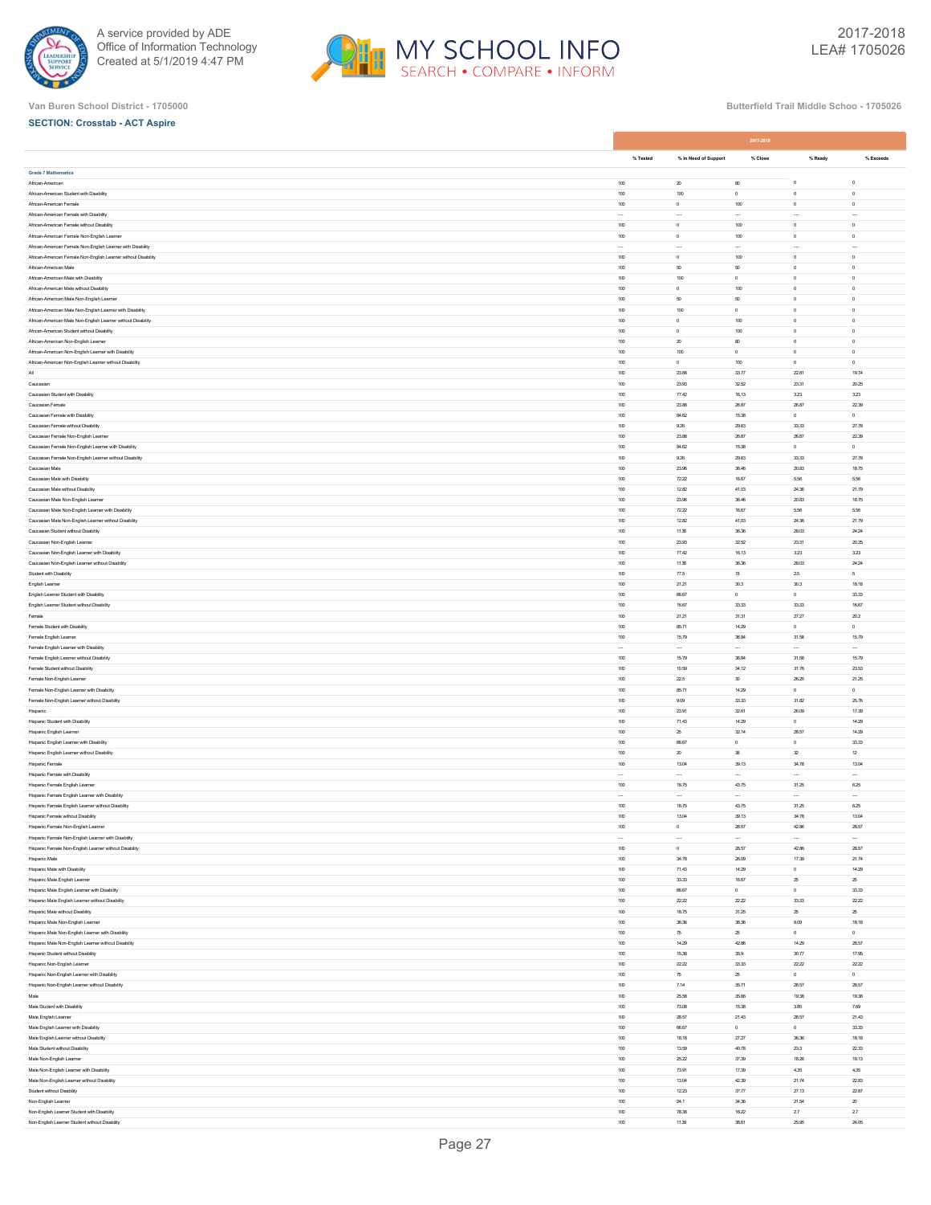Van Buren School District - 1705000

Butterfield Trail Middle Schoo - 1705026

**SECTION: Crosstab - ACT Aspire**

| | 2017-2018 | | | | |
|---|---|---|---|---|---|
| | % Tested | % In Need of Support | % Close | % Ready | % Exceeds |
| **Grade 7 Mathematics** | | | | | |
| African-American | 100 | 20 | 80 | 0 | 0 |
| African-American Student with Disability | 100 | 100 | 0 | 0 | 0 |
| African-American Female | 100 | 0 | 100 | 0 | 0 |
| African-American Female with Disability | --- | --- | --- | --- | --- |
| African-American Female without Disability | 100 | 0 | 100 | 0 | 0 |
| African-American Female Non-English Learner | 100 | 0 | 100 | 0 | 0 |
| African-American Female Non-English Learner with Disability | --- | --- | --- | --- | --- |
| African-American Female Non-English Learner without Disability | 100 | 0 | 100 | 0 | 0 |
| African-American Male | 100 | 50 | 50 | 0 | 0 |
| African-American Male with Disability | 100 | 100 | 0 | 0 | 0 |
| African-American Male without Disability | 100 | 0 | 100 | 0 | 0 |
| African-American Male Non-English Learner | 100 | 50 | 50 | 0 | 0 |
| African-American Male Non-English Learner with Disability | 100 | 100 | 0 | 0 | 0 |
| African-American Male Non-English Learner without Disability | 100 | 0 | 100 | 0 | 0 |
| African-American Student without Disability | 100 | 0 | 100 | 0 | 0 |
| African-American Non-English Learner | 100 | 20 | 80 | 0 | 0 |
| African-American Non-English Learner with Disability | 100 | 100 | 0 | 0 | 0 |
| African-American Non-English Learner without Disability | 100 | 0 | 100 | 0 | 0 |
| All | 100 | 23.68 | 33.77 | 22.81 | 19.74 |
| Caucasian | 100 | 23.93 | 32.52 | 23.31 | 20.25 |
| Caucasian Student with Disability | 100 | 77.42 | 16.13 | 3.23 | 3.23 |
| Caucasian Female | 100 | 23.88 | 26.87 | 26.87 | 22.39 |
| Caucasian Female with Disability | 100 | 84.62 | 15.38 | 0 | 0 |
| Caucasian Female without Disability | 100 | 9.26 | 29.63 | 33.33 | 27.78 |
| Caucasian Female Non-English Learner | 100 | 23.88 | 26.87 | 26.87 | 22.39 |
| Caucasian Female Non-English Learner with Disability | 100 | 84.62 | 15.38 | 0 | 0 |
| Caucasian Female Non-English Learner without Disability | 100 | 9.26 | 29.63 | 33.33 | 27.78 |
| Caucasian Male | 100 | 23.96 | 36.46 | 20.83 | 18.75 |
| Caucasian Male with Disability | 100 | 72.22 | 16.67 | 5.56 | 5.56 |
| Caucasian Male without Disability | 100 | 12.82 | 41.03 | 24.36 | 21.79 |
| Caucasian Male Non-English Learner | 100 | 23.96 | 36.46 | 20.83 | 18.75 |
| Caucasian Male Non-English Learner with Disability | 100 | 72.22 | 16.67 | 5.56 | 5.56 |
| Caucasian Male Non-English Learner without Disability | 100 | 12.82 | 41.03 | 24.36 | 21.79 |
| Caucasian Student without Disability | 100 | 11.36 | 36.36 | 28.03 | 24.24 |
| Caucasian Non-English Learner | 100 | 23.93 | 32.52 | 23.31 | 20.25 |
| Caucasian Non-English Learner with Disability | 100 | 77.42 | 16.13 | 3.23 | 3.23 |
| Caucasian Non-English Learner without Disability | 100 | 11.36 | 36.36 | 28.03 | 24.24 |
| Student with Disability | 100 | 77.5 | 15 | 2.5 | 5 |
| English Learner | 100 | 21.21 | 30.3 | 30.3 | 18.18 |
| English Learner Student with Disability | 100 | 66.67 | 0 | 0 | 33.33 |
| English Learner Student without Disability | 100 | 16.67 | 33.33 | 33.33 | 16.67 |
| Female | 100 | 21.21 | 31.31 | 27.27 | 20.2 |
| Female Student with Disability | 100 | 85.71 | 14.29 | 0 | 0 |
| Female English Learner | 100 | 15.79 | 36.84 | 31.58 | 15.79 |
| Female English Learner with Disability | --- | --- | --- | --- | --- |
| Female English Learner without Disability | 100 | 15.79 | 36.84 | 31.58 | 15.79 |
| Female Student without Disability | 100 | 10.59 | 34.12 | 31.76 | 23.53 |
| Female Non-English Learner | 100 | 22.5 | 30 | 26.25 | 21.25 |
| Female Non-English Learner with Disability | 100 | 85.71 | 14.29 | 0 | 0 |
| Female Non-English Learner without Disability | 100 | 9.09 | 33.33 | 31.82 | 25.76 |
| Hispanic | 100 | 23.91 | 32.61 | 26.09 | 17.39 |
| Hispanic Student with Disability | 100 | 71.43 | 14.29 | 0 | 14.29 |
| Hispanic English Learner | 100 | 25 | 32.14 | 28.57 | 14.29 |
| Hispanic English Learner with Disability | 100 | 66.67 | 0 | 0 | 33.33 |
| Hispanic English Learner without Disability | 100 | 20 | 36 | 32 | 12 |
| Hispanic Female | 100 | 13.04 | 39.13 | 34.78 | 13.04 |
| Hispanic Female with Disability | --- | --- | --- | --- | --- |
| Hispanic Female English Learner | 100 | 18.75 | 43.75 | 31.25 | 6.25 |
| Hispanic Female English Learner with Disability | --- | --- | --- | --- | --- |
| Hispanic Female English Learner without Disability | 100 | 18.75 | 43.75 | 31.25 | 6.25 |
| Hispanic Female without Disability | 100 | 13.04 | 39.13 | 34.78 | 13.04 |
| Hispanic Female Non-English Learner | 100 | 0 | 28.57 | 42.86 | 28.57 |
| Hispanic Female Non-English Learner with Disability | --- | --- | --- | --- | --- |
| Hispanic Female Non-English Learner without Disability | 100 | 0 | 28.57 | 42.86 | 28.57 |
| Hispanic Male | 100 | 34.78 | 26.09 | 17.39 | 21.74 |
| Hispanic Male with Disability | 100 | 71.43 | 14.29 | 0 | 14.29 |
| Hispanic Male English Learner | 100 | 33.33 | 16.67 | 25 | 25 |
| Hispanic Male English Learner with Disability | 100 | 66.67 | 0 | 0 | 33.33 |
| Hispanic Male English Learner without Disability | 100 | 22.22 | 22.22 | 33.33 | 22.22 |
| Hispanic Male without Disability | 100 | 18.75 | 31.25 | 25 | 25 |
| Hispanic Male Non-English Learner | 100 | 36.36 | 36.36 | 9.09 | 18.18 |
| Hispanic Male Non-English Learner with Disability | 100 | 75 | 25 | 0 | 0 |
| Hispanic Male Non-English Learner without Disability | 100 | 14.29 | 42.86 | 14.29 | 28.57 |
| Hispanic Student without Disability | 100 | 15.38 | 35.9 | 30.77 | 17.95 |
| Hispanic Non-English Learner | 100 | 22.22 | 33.33 | 22.22 | 22.22 |
| Hispanic Non-English Learner with Disability | 100 | 75 | 25 | 0 | 0 |
| Hispanic Non-English Learner without Disability | 100 | 7.14 | 35.71 | 28.57 | 28.57 |
| Male | 100 | 25.56 | 35.66 | 19.38 | 19.38 |
| Male Student with Disability | 100 | 73.08 | 15.38 | 3.85 | 7.69 |
| Male English Learner | 100 | 28.57 | 21.43 | 28.57 | 21.43 |
| Male English Learner with Disability | 100 | 66.67 | 0 | 0 | 33.33 |
| Male English Learner without Disability | 100 | 18.18 | 27.27 | 36.36 | 18.18 |
| Male Student without Disability | 100 | 13.59 | 40.78 | 23.3 | 22.33 |
| Male Non-English Learner | 100 | 25.22 | 37.39 | 18.26 | 19.13 |
| Male Non-English Learner with Disability | 100 | 73.91 | 17.39 | 4.35 | 4.35 |
| Male Non-English Learner without Disability | 100 | 13.04 | 42.39 | 21.74 | 22.83 |
| Student without Disability | 100 | 12.23 | 37.77 | 27.13 | 22.87 |
| Non-English Learner | 100 | 24.1 | 34.36 | 21.54 | 20 |
| Non-English Learner Student with Disability | 100 | 78.38 | 16.22 | 2.7 | 2.7 |
| Non-English Learner Student without Disability | 100 | 11.39 | 38.61 | 25.95 | 24.05 |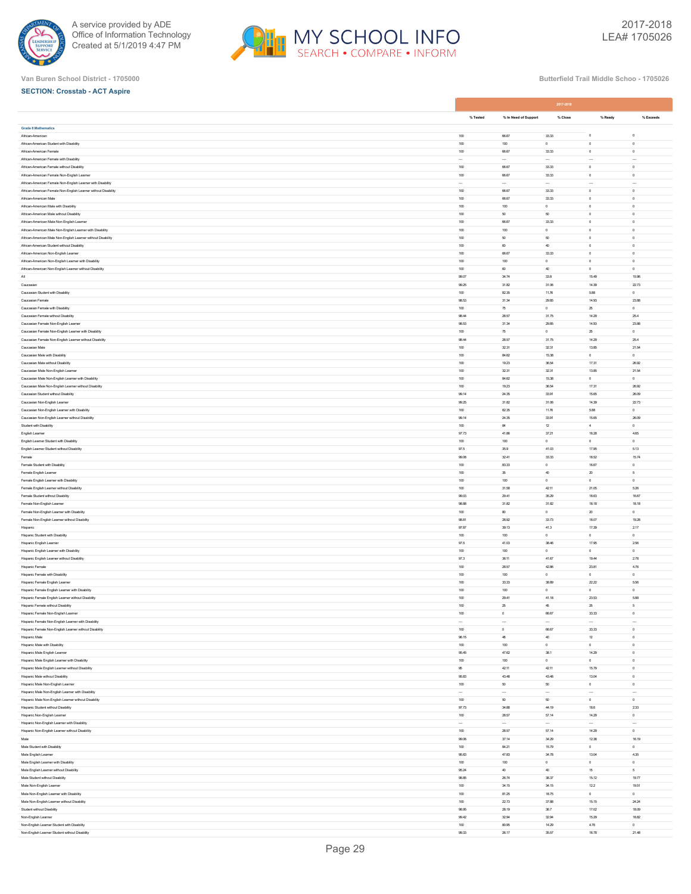Van Buren School District - 1705000

Butterfield Trail Middle Schoo - 1705026

**SECTION: Crosstab - ACT Aspire**

| | 2017-2018 | | | | |
|---|---|---|---|---|---|
| | % Tested | % In Need of Support | % Close | % Ready | % Exceeds |
| **Grade 8 Mathematics** | | | | | |
| African-American | 100 | 66.67 | 33.33 | 0 | 0 |
| African-American Student with Disability | 100 | 100 | 0 | 0 | 0 |
| African-American Female | 100 | 66.67 | 33.33 | 0 | 0 |
| African-American Female with Disability | --- | --- | --- | --- | --- |
| African-American Female without Disability | 100 | 66.67 | 33.33 | 0 | 0 |
| African-American Female Non-English Learner | 100 | 66.67 | 33.33 | 0 | 0 |
| African-American Female Non-English Learner with Disability | --- | --- | --- | --- | --- |
| African-American Female Non-English Learner without Disability | 100 | 66.67 | 33.33 | 0 | 0 |
| African-American Male | 100 | 66.67 | 33.33 | 0 | 0 |
| African-American Male with Disability | 100 | 100 | 0 | 0 | 0 |
| African-American Male without Disability | 100 | 50 | 50 | 0 | 0 |
| African-American Male Non-English Learner | 100 | 66.67 | 33.33 | 0 | 0 |
| African-American Male Non-English Learner with Disability | 100 | 100 | 0 | 0 | 0 |
| African-American Male Non-English Learner without Disability | 100 | 50 | 50 | 0 | 0 |
| African-American Student without Disability | 100 | 60 | 40 | 0 | 0 |
| African-American Non-English Learner | 100 | 66.67 | 33.33 | 0 | 0 |
| African-American Non-English Learner with Disability | 100 | 100 | 0 | 0 | 0 |
| African-American Non-English Learner without Disability | 100 | 60 | 40 | 0 | 0 |
| All | 99.07 | 34.74 | 33.8 | 15.49 | 15.96 |
| Caucasian | 99.25 | 31.82 | 31.06 | 14.39 | 22.73 |
| Caucasian Student with Disability | 100 | 82.35 | 11.76 | 5.88 | 0 |
| Caucasian Female | 98.53 | 31.34 | 29.85 | 14.93 | 23.88 |
| Caucasian Female with Disability | 100 | 75 | 0 | 25 | 0 |
| Caucasian Female without Disability | 98.44 | 28.57 | 31.75 | 14.29 | 25.4 |
| Caucasian Female Non-English Learner | 98.53 | 31.34 | 29.85 | 14.93 | 23.88 |
| Caucasian Female Non-English Learner with Disability | 100 | 75 | 0 | 25 | 0 |
| Caucasian Female Non-English Learner without Disability | 98.44 | 28.57 | 31.75 | 14.29 | 25.4 |
| Caucasian Male | 100 | 32.31 | 32.31 | 13.85 | 21.54 |
| Caucasian Male with Disability | 100 | 84.62 | 15.38 | 0 | 0 |
| Caucasian Male without Disability | 100 | 19.23 | 36.54 | 17.31 | 26.92 |
| Caucasian Male Non-English Learner | 100 | 32.31 | 32.31 | 13.85 | 21.54 |
| Caucasian Male Non-English Learner with Disability | 100 | 84.62 | 15.38 | 0 | 0 |
| Caucasian Male Non-English Learner without Disability | 100 | 19.23 | 36.54 | 17.31 | 26.92 |
| Caucasian Student without Disability | 99.14 | 24.35 | 33.91 | 15.65 | 26.09 |
| Caucasian Non-English Learner | 99.25 | 31.82 | 31.06 | 14.39 | 22.73 |
| Caucasian Non-English Learner with Disability | 100 | 82.35 | 11.76 | 5.88 | 0 |
| Caucasian Non-English Learner without Disability | 99.14 | 24.35 | 33.91 | 15.65 | 26.09 |
| Student with Disability | 100 | 84 | 12 | 4 | 0 |
| English Learner | 97.73 | 41.86 | 37.21 | 16.28 | 4.65 |
| English Learner Student with Disability | 100 | 100 | 0 | 0 | 0 |
| English Learner Student without Disability | 97.5 | 35.9 | 41.03 | 17.95 | 5.13 |
| Female | 99.08 | 32.41 | 33.33 | 18.52 | 15.74 |
| Female Student with Disability | 100 | 83.33 | 0 | 16.67 | 0 |
| Female English Learner | 100 | 35 | 40 | 20 | 5 |
| Female English Learner with Disability | 100 | 100 | 0 | 0 | 0 |
| Female English Learner without Disability | 100 | 31.58 | 42.11 | 21.05 | 5.26 |
| Female Student without Disability | 99.03 | 29.41 | 35.29 | 18.63 | 16.67 |
| Female Non-English Learner | 98.88 | 31.82 | 31.82 | 18.18 | 18.18 |
| Female Non-English Learner with Disability | 100 | 80 | 0 | 20 | 0 |
| Female Non-English Learner without Disability | 98.81 | 28.92 | 33.73 | 18.07 | 19.28 |
| Hispanic | 97.87 | 39.13 | 41.3 | 17.39 | 2.17 |
| Hispanic Student with Disability | 100 | 100 | 0 | 0 | 0 |
| Hispanic English Learner | 97.5 | 41.03 | 38.46 | 17.95 | 2.56 |
| Hispanic English Learner with Disability | 100 | 100 | 0 | 0 | 0 |
| Hispanic English Learner without Disability | 97.3 | 36.11 | 41.67 | 19.44 | 2.78 |
| Hispanic Female | 100 | 28.57 | 42.86 | 23.81 | 4.76 |
| Hispanic Female with Disability | 100 | 100 | 0 | 0 | 0 |
| Hispanic Female English Learner | 100 | 33.33 | 38.89 | 22.22 | 5.56 |
| Hispanic Female English Learner with Disability | 100 | 100 | 0 | 0 | 0 |
| Hispanic Female English Learner without Disability | 100 | 29.41 | 41.18 | 23.53 | 5.88 |
| Hispanic Female without Disability | 100 | 25 | 45 | 25 | 5 |
| Hispanic Female Non-English Learner | 100 | 0 | 66.67 | 33.33 | 0 |
| Hispanic Female Non-English Learner with Disability | --- | --- | --- | --- | --- |
| Hispanic Female Non-English Learner without Disability | 100 | 0 | 66.67 | 33.33 | 0 |
| Hispanic Male | 96.15 | 48 | 40 | 12 | 0 |
| Hispanic Male with Disability | 100 | 100 | 0 | 0 | 0 |
| Hispanic Male English Learner | 95.45 | 47.62 | 38.1 | 14.29 | 0 |
| Hispanic Male English Learner with Disability | 100 | 100 | 0 | 0 | 0 |
| Hispanic Male English Learner without Disability | 95 | 42.11 | 42.11 | 15.79 | 0 |
| Hispanic Male without Disability | 95.83 | 43.48 | 43.48 | 13.04 | 0 |
| Hispanic Male Non-English Learner | 100 | 50 | 50 | 0 | 0 |
| Hispanic Male Non-English Learner with Disability | --- | --- | --- | --- | --- |
| Hispanic Male Non-English Learner without Disability | 100 | 50 | 50 | 0 | 0 |
| Hispanic Student without Disability | 97.73 | 34.88 | 44.19 | 18.6 | 2.33 |
| Hispanic Non-English Learner | 100 | 28.57 | 57.14 | 14.29 | 0 |
| Hispanic Non-English Learner with Disability | --- | --- | --- | --- | --- |
| Hispanic Non-English Learner without Disability | 100 | 28.57 | 57.14 | 14.29 | 0 |
| Male | 99.06 | 37.14 | 34.29 | 12.38 | 16.19 |
| Male Student with Disability | 100 | 84.21 | 15.79 | 0 | 0 |
| Male English Learner | 95.83 | 47.83 | 34.78 | 13.04 | 4.35 |
| Male English Learner with Disability | 100 | 100 | 0 | 0 | 0 |
| Male English Learner without Disability | 95.24 | 40 | 40 | 15 | 5 |
| Male Student without Disability | 98.85 | 26.74 | 38.37 | 15.12 | 19.77 |
| Male Non-English Learner | 100 | 34.15 | 34.15 | 12.2 | 19.51 |
| Male Non-English Learner with Disability | 100 | 81.25 | 18.75 | 0 | 0 |
| Male Non-English Learner without Disability | 100 | 22.73 | 37.88 | 15.15 | 24.24 |
| Student without Disability | 98.95 | 28.19 | 36.7 | 17.02 | 18.09 |
| Non-English Learner | 99.42 | 32.94 | 32.94 | 15.29 | 18.82 |
| Non-English Learner Student with Disability | 100 | 80.95 | 14.29 | 4.76 | 0 |
| Non-English Learner Student without Disability | 99.33 | 26.17 | 35.57 | 16.78 | 21.48 |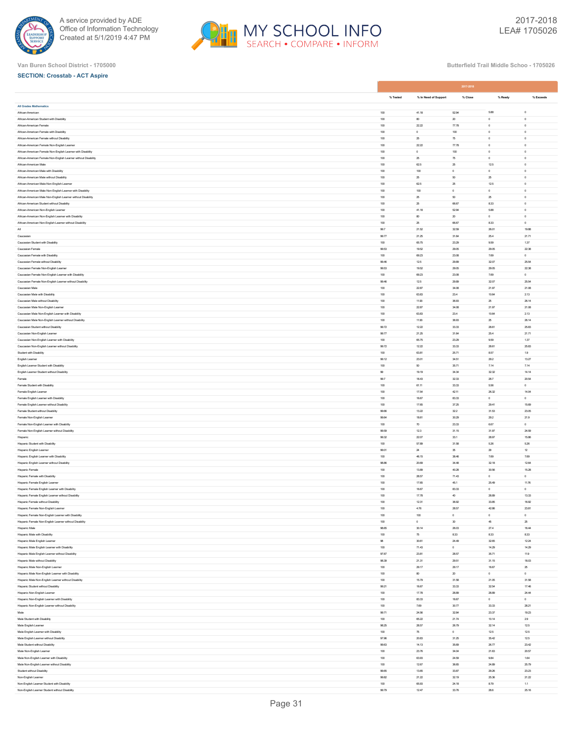Van Buren School District - 1705000

Butterfield Trail Middle Schoo - 1705026

**SECTION: Crosstab - ACT Aspire**

| | 2017-2018 | | | | |
|---|---|---|---|---|---|
| | % Tested | % In Need of Support | % Close | % Ready | % Exceeds |
| **All Grades Mathematics** | | | | | |
| African-American | 100 | 41.18 | 52.94 | 5.88 | 0 |
| African-American Student with Disability | 100 | 80 | 20 | 0 | 0 |
| African-American Female | 100 | 22.22 | 77.78 | 0 | 0 |
| African-American Female with Disability | 100 | 0 | 100 | 0 | 0 |
| African-American Female without Disability | 100 | 25 | 75 | 0 | 0 |
| African-American Female Non-English Learner | 100 | 22.22 | 77.78 | 0 | 0 |
| African-American Female Non-English Learner with Disability | 100 | 0 | 100 | 0 | 0 |
| African-American Female Non-English Learner without Disability | 100 | 25 | 75 | 0 | 0 |
| African-American Male | 100 | 62.5 | 25 | 12.5 | 0 |
| African-American Male with Disability | 100 | 100 | 0 | 0 | 0 |
| African-American Male without Disability | 100 | 25 | 50 | 25 | 0 |
| African-American Male Non-English Learner | 100 | 62.5 | 25 | 12.5 | 0 |
| African-American Male Non-English Learner with Disability | 100 | 100 | 0 | 0 | 0 |
| African-American Male Non-English Learner without Disability | 100 | 25 | 50 | 25 | 0 |
| African-American Student without Disability | 100 | 25 | 66.67 | 8.33 | 0 |
| African-American Non-English Learner | 100 | 41.18 | 52.94 | 5.88 | 0 |
| African-American Non-English Learner with Disability | 100 | 80 | 20 | 0 | 0 |
| African-American Non-English Learner without Disability | 100 | 25 | 66.67 | 8.33 | 0 |
| All | 99.7 | 21.52 | 32.59 | 26.01 | 19.88 |
| Caucasian | 99.77 | 21.25 | 31.64 | 25.4 | 21.71 |
| Caucasian Student with Disability | 100 | 65.75 | 23.29 | 9.59 | 1.37 |
| Caucasian Female | 99.53 | 19.52 | 29.05 | 29.05 | 22.38 |
| Caucasian Female with Disability | 100 | 69.23 | 23.08 | 7.69 | 0 |
| Caucasian Female without Disability | 99.46 | 12.5 | 29.89 | 32.07 | 25.54 |
| Caucasian Female Non-English Learner | 99.53 | 19.52 | 29.05 | 29.05 | 22.38 |
| Caucasian Female Non-English Learner with Disability | 100 | 69.23 | 23.08 | 7.69 | 0 |
| Caucasian Female Non-English Learner without Disability | 99.46 | 12.5 | 29.89 | 32.07 | 25.54 |
| Caucasian Male | 100 | 22.87 | 34.08 | 21.97 | 21.08 |
| Caucasian Male with Disability | 100 | 63.83 | 23.4 | 10.64 | 2.13 |
| Caucasian Male without Disability | 100 | 11.93 | 36.93 | 25 | 26.14 |
| Caucasian Male Non-English Learner | 100 | 22.87 | 34.08 | 21.97 | 21.08 |
| Caucasian Male Non-English Learner with Disability | 100 | 63.83 | 23.4 | 10.64 | 2.13 |
| Caucasian Male Non-English Learner without Disability | 100 | 11.93 | 36.93 | 25 | 26.14 |
| Caucasian Student without Disability | 99.72 | 12.22 | 33.33 | 28.61 | 25.83 |
| Caucasian Non-English Learner | 99.77 | 21.25 | 31.64 | 25.4 | 21.71 |
| Caucasian Non-English Learner with Disability | 100 | 65.75 | 23.29 | 9.59 | 1.37 |
| Caucasian Non-English Learner without Disability | 99.72 | 12.22 | 33.33 | 28.61 | 25.83 |
| Student with Disability | 100 | 63.81 | 25.71 | 8.57 | 1.9 |
| English Learner | 99.12 | 23.01 | 34.51 | 29.2 | 13.27 |
| English Learner Student with Disability | 100 | 50 | 35.71 | 7.14 | 7.14 |
| English Learner Student without Disability | 99 | 19.19 | 34.34 | 32.32 | 14.14 |
| Female | 99.7 | 18.43 | 32.33 | 28.7 | 20.54 |
| Female Student with Disability | 100 | 61.11 | 33.33 | 5.56 | 0 |
| Female English Learner | 100 | 17.54 | 42.11 | 26.32 | 14.04 |
| Female English Learner with Disability | 100 | 16.67 | 83.33 | 0 | 0 |
| Female English Learner without Disability | 100 | 17.65 | 37.25 | 29.41 | 15.69 |
| Female Student without Disability | 99.66 | 13.22 | 32.2 | 31.53 | 23.05 |
| Female Non-English Learner | 99.64 | 18.61 | 30.29 | 29.2 | 21.9 |
| Female Non-English Learner with Disability | 100 | 70 | 23.33 | 6.67 | 0 |
| Female Non-English Learner without Disability | 99.59 | 12.3 | 31.15 | 31.97 | 24.59 |
| Hispanic | 99.32 | 22.07 | 33.1 | 28.97 | 15.86 |
| Hispanic Student with Disability | 100 | 57.89 | 31.58 | 5.26 | 5.26 |
| Hispanic English Learner | 99.01 | 24 | 35 | 29 | 12 |
| Hispanic English Learner with Disability | 100 | 46.15 | 38.46 | 7.69 | 7.69 |
| Hispanic English Learner without Disability | 98.88 | 20.69 | 34.48 | 32.18 | 12.64 |
| Hispanic Female | 100 | 13.89 | 40.28 | 30.56 | 15.28 |
| Hispanic Female with Disability | 100 | 28.57 | 71.43 | 0 | 0 |
| Hispanic Female English Learner | 100 | 17.65 | 45.1 | 25.49 | 11.76 |
| Hispanic Female English Learner with Disability | 100 | 16.67 | 83.33 | 0 | 0 |
| Hispanic Female English Learner without Disability | 100 | 17.78 | 40 | 28.89 | 13.33 |
| Hispanic Female without Disability | 100 | 12.31 | 36.92 | 33.85 | 16.92 |
| Hispanic Female Non-English Learner | 100 | 4.76 | 28.57 | 42.86 | 23.81 |
| Hispanic Female Non-English Learner with Disability | 100 | 100 | 0 | 0 | 0 |
| Hispanic Female Non-English Learner without Disability | 100 | 0 | 30 | 45 | 25 |
| Hispanic Male | 98.65 | 30.14 | 26.03 | 27.4 | 16.44 |
| Hispanic Male with Disability | 100 | 75 | 8.33 | 8.33 | 8.33 |
| Hispanic Male English Learner | 98 | 30.61 | 24.49 | 32.65 | 12.24 |
| Hispanic Male English Learner with Disability | 100 | 71.43 | 0 | 14.29 | 14.29 |
| Hispanic Male English Learner without Disability | 97.67 | 23.81 | 28.57 | 35.71 | 11.9 |
| Hispanic Male without Disability | 98.39 | 21.31 | 29.51 | 31.15 | 18.03 |
| Hispanic Male Non-English Learner | 100 | 29.17 | 29.17 | 16.67 | 25 |
| Hispanic Male Non-English Learner with Disability | 100 | 80 | 20 | 0 | 0 |
| Hispanic Male Non-English Learner without Disability | 100 | 15.79 | 31.58 | 21.05 | 31.58 |
| Hispanic Student without Disability | 99.21 | 16.67 | 33.33 | 32.54 | 17.46 |
| Hispanic Non-English Learner | 100 | 17.78 | 28.89 | 28.89 | 24.44 |
| Hispanic Non-English Learner with Disability | 100 | 83.33 | 16.67 | 0 | 0 |
| Hispanic Non-English Learner without Disability | 100 | 7.69 | 30.77 | 33.33 | 28.21 |
| Male | 99.71 | 24.56 | 32.84 | 23.37 | 19.23 |
| Male Student with Disability | 100 | 65.22 | 21.74 | 10.14 | 2.9 |
| Male English Learner | 98.25 | 28.57 | 26.79 | 32.14 | 12.5 |
| Male English Learner with Disability | 100 | 75 | 0 | 12.5 | 12.5 |
| Male English Learner without Disability | 97.96 | 20.83 | 31.25 | 35.42 | 12.5 |
| Male Student without Disability | 99.63 | 14.13 | 35.69 | 26.77 | 23.42 |
| Male Non-English Learner | 100 | 23.76 | 34.04 | 21.63 | 20.57 |
| Male Non-English Learner with Disability | 100 | 63.93 | 24.59 | 9.84 | 1.64 |
| Male Non-English Learner without Disability | 100 | 12.67 | 36.65 | 24.89 | 25.79 |
| Student without Disability | 99.65 | 13.65 | 33.87 | 29.26 | 23.23 |
| Non-English Learner | 99.82 | 21.22 | 32.19 | 25.36 | 21.22 |
| Non-English Learner Student with Disability | 100 | 65.93 | 24.18 | 8.79 | 1.1 |
| Non-English Learner Student without Disability | 99.79 | 12.47 | 33.76 | 28.6 | 25.16 |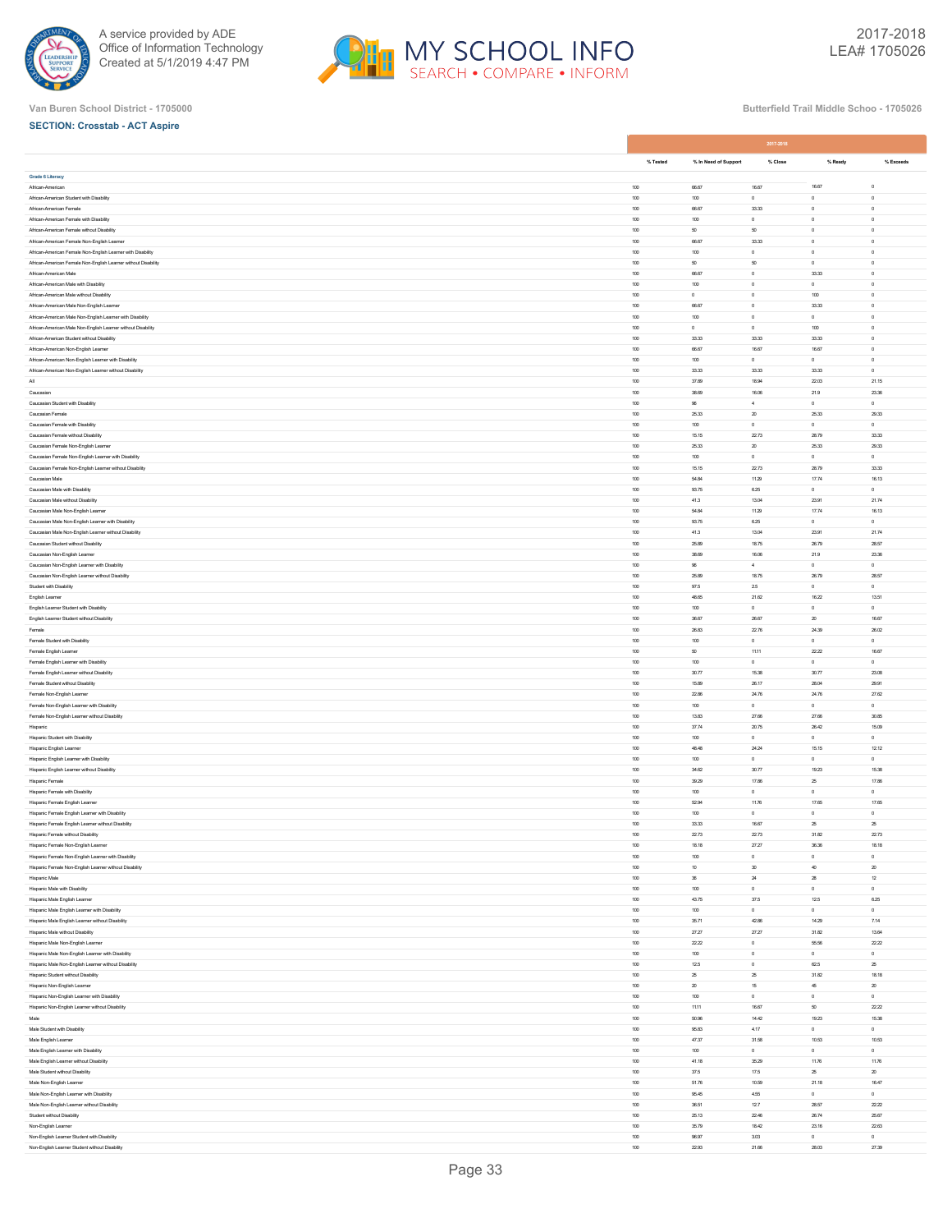Van Buren School District - 1705000

Butterfield Trail Middle Schoo - 1705026

**SECTION: Crosstab - ACT Aspire**

| | 2017-2018 | | | | |
|---|---|---|---|---|---|
| | % Tested | % In Need of Support | % Close | % Ready | % Exceeds |
| **Grade 6 Literacy** | | | | | |
| African-American | 100 | 66.67 | 16.67 | 16.67 | 0 |
| African-American Student with Disability | 100 | 100 | 0 | 0 | 0 |
| African-American Female | 100 | 66.67 | 33.33 | 0 | 0 |
| African-American Female with Disability | 100 | 100 | 0 | 0 | 0 |
| African-American Female without Disability | 100 | 50 | 50 | 0 | 0 |
| African-American Female Non-English Learner | 100 | 66.67 | 33.33 | 0 | 0 |
| African-American Female Non-English Learner with Disability | 100 | 100 | 0 | 0 | 0 |
| African-American Female Non-English Learner without Disability | 100 | 50 | 50 | 0 | 0 |
| African-American Male | 100 | 66.67 | 0 | 33.33 | 0 |
| African-American Male with Disability | 100 | 100 | 0 | 0 | 0 |
| African-American Male without Disability | 100 | 0 | 0 | 100 | 0 |
| African-American Male Non-English Learner | 100 | 66.67 | 0 | 33.33 | 0 |
| African-American Male Non-English Learner with Disability | 100 | 100 | 0 | 0 | 0 |
| African-American Male Non-English Learner without Disability | 100 | 0 | 0 | 100 | 0 |
| African-American Student without Disability | 100 | 33.33 | 33.33 | 33.33 | 0 |
| African-American Non-English Learner | 100 | 66.67 | 16.67 | 16.67 | 0 |
| African-American Non-English Learner with Disability | 100 | 100 | 0 | 0 | 0 |
| African-American Non-English Learner without Disability | 100 | 33.33 | 33.33 | 33.33 | 0 |
| All | 100 | 37.89 | 18.94 | 22.03 | 21.15 |
| Caucasian | 100 | 38.69 | 16.06 | 21.9 | 23.36 |
| Caucasian Student with Disability | 100 | 96 | 4 | 0 | 0 |
| Caucasian Female | 100 | 25.33 | 20 | 25.33 | 29.33 |
| Caucasian Female with Disability | 100 | 100 | 0 | 0 | 0 |
| Caucasian Female without Disability | 100 | 15.15 | 22.73 | 28.79 | 33.33 |
| Caucasian Female Non-English Learner | 100 | 25.33 | 20 | 25.33 | 29.33 |
| Caucasian Female Non-English Learner with Disability | 100 | 100 | 0 | 0 | 0 |
| Caucasian Female Non-English Learner without Disability | 100 | 15.15 | 22.73 | 28.79 | 33.33 |
| Caucasian Male | 100 | 54.84 | 11.29 | 17.74 | 16.13 |
| Caucasian Male with Disability | 100 | 93.75 | 6.25 | 0 | 0 |
| Caucasian Male without Disability | 100 | 41.3 | 13.04 | 23.91 | 21.74 |
| Caucasian Male Non-English Learner | 100 | 54.84 | 11.29 | 17.74 | 16.13 |
| Caucasian Male Non-English Learner with Disability | 100 | 93.75 | 6.25 | 0 | 0 |
| Caucasian Male Non-English Learner without Disability | 100 | 41.3 | 13.04 | 23.91 | 21.74 |
| Caucasian Student without Disability | 100 | 25.89 | 18.75 | 26.79 | 28.57 |
| Caucasian Non-English Learner | 100 | 38.69 | 16.06 | 21.9 | 23.36 |
| Caucasian Non-English Learner with Disability | 100 | 96 | 4 | 0 | 0 |
| Caucasian Non-English Learner without Disability | 100 | 25.89 | 18.75 | 26.79 | 28.57 |
| Student with Disability | 100 | 97.5 | 2.5 | 0 | 0 |
| English Learner | 100 | 48.65 | 21.62 | 16.22 | 13.51 |
| English Learner Student with Disability | 100 | 100 | 0 | 0 | 0 |
| English Learner Student without Disability | 100 | 36.67 | 26.67 | 20 | 16.67 |
| Female | 100 | 26.83 | 22.76 | 24.39 | 26.02 |
| Female Student with Disability | 100 | 100 | 0 | 0 | 0 |
| Female English Learner | 100 | 50 | 11.11 | 22.22 | 16.67 |
| Female English Learner with Disability | 100 | 100 | 0 | 0 | 0 |
| Female English Learner without Disability | 100 | 30.77 | 15.38 | 30.77 | 23.08 |
| Female Student without Disability | 100 | 15.89 | 26.17 | 28.04 | 29.91 |
| Female Non-English Learner | 100 | 22.86 | 24.76 | 24.76 | 27.62 |
| Female Non-English Learner with Disability | 100 | 100 | 0 | 0 | 0 |
| Female Non-English Learner without Disability | 100 | 13.83 | 27.66 | 27.66 | 30.85 |
| Hispanic | 100 | 37.74 | 20.75 | 26.42 | 15.09 |
| Hispanic Student with Disability | 100 | 100 | 0 | 0 | 0 |
| Hispanic English Learner | 100 | 48.48 | 24.24 | 15.15 | 12.12 |
| Hispanic English Learner with Disability | 100 | 100 | 0 | 0 | 0 |
| Hispanic English Learner without Disability | 100 | 34.62 | 30.77 | 19.23 | 15.38 |
| Hispanic Female | 100 | 39.29 | 17.86 | 25 | 17.86 |
| Hispanic Female with Disability | 100 | 100 | 0 | 0 | 0 |
| Hispanic Female English Learner | 100 | 52.94 | 11.76 | 17.65 | 17.65 |
| Hispanic Female English Learner with Disability | 100 | 100 | 0 | 0 | 0 |
| Hispanic Female English Learner without Disability | 100 | 33.33 | 16.67 | 25 | 25 |
| Hispanic Female without Disability | 100 | 22.73 | 22.73 | 31.82 | 22.73 |
| Hispanic Female Non-English Learner | 100 | 18.18 | 27.27 | 36.36 | 18.18 |
| Hispanic Female Non-English Learner with Disability | 100 | 100 | 0 | 0 | 0 |
| Hispanic Female Non-English Learner without Disability | 100 | 10 | 30 | 40 | 20 |
| Hispanic Male | 100 | 36 | 24 | 28 | 12 |
| Hispanic Male with Disability | 100 | 100 | 0 | 0 | 0 |
| Hispanic Male English Learner | 100 | 43.75 | 37.5 | 12.5 | 6.25 |
| Hispanic Male English Learner with Disability | 100 | 100 | 0 | 0 | 0 |
| Hispanic Male English Learner without Disability | 100 | 35.71 | 42.86 | 14.29 | 7.14 |
| Hispanic Male without Disability | 100 | 27.27 | 27.27 | 31.82 | 13.64 |
| Hispanic Male Non-English Learner | 100 | 22.22 | 0 | 55.56 | 22.22 |
| Hispanic Male Non-English Learner with Disability | 100 | 100 | 0 | 0 | 0 |
| Hispanic Male Non-English Learner without Disability | 100 | 12.5 | 0 | 62.5 | 25 |
| Hispanic Student without Disability | 100 | 25 | 25 | 31.82 | 18.18 |
| Hispanic Non-English Learner | 100 | 20 | 15 | 45 | 20 |
| Hispanic Non-English Learner with Disability | 100 | 100 | 0 | 0 | 0 |
| Hispanic Non-English Learner without Disability | 100 | 11.11 | 16.67 | 50 | 22.22 |
| Male | 100 | 50.96 | 14.42 | 19.23 | 15.38 |
| Male Student with Disability | 100 | 95.83 | 4.17 | 0 | 0 |
| Male English Learner | 100 | 47.37 | 31.58 | 10.53 | 10.53 |
| Male English Learner with Disability | 100 | 100 | 0 | 0 | 0 |
| Male English Learner without Disability | 100 | 41.18 | 35.29 | 11.76 | 11.76 |
| Male Student without Disability | 100 | 37.5 | 17.5 | 25 | 20 |
| Male Non-English Learner | 100 | 51.76 | 10.59 | 21.18 | 16.47 |
| Male Non-English Learner with Disability | 100 | 95.45 | 4.55 | 0 | 0 |
| Male Non-English Learner without Disability | 100 | 36.51 | 12.7 | 28.57 | 22.22 |
| Student without Disability | 100 | 25.13 | 22.46 | 26.74 | 25.67 |
| Non-English Learner | 100 | 35.79 | 18.42 | 23.16 | 22.63 |
| Non-English Learner Student with Disability | 100 | 96.97 | 3.03 | 0 | 0 |
| Non-English Learner Student without Disability | 100 | 22.93 | 21.66 | 28.03 | 27.39 |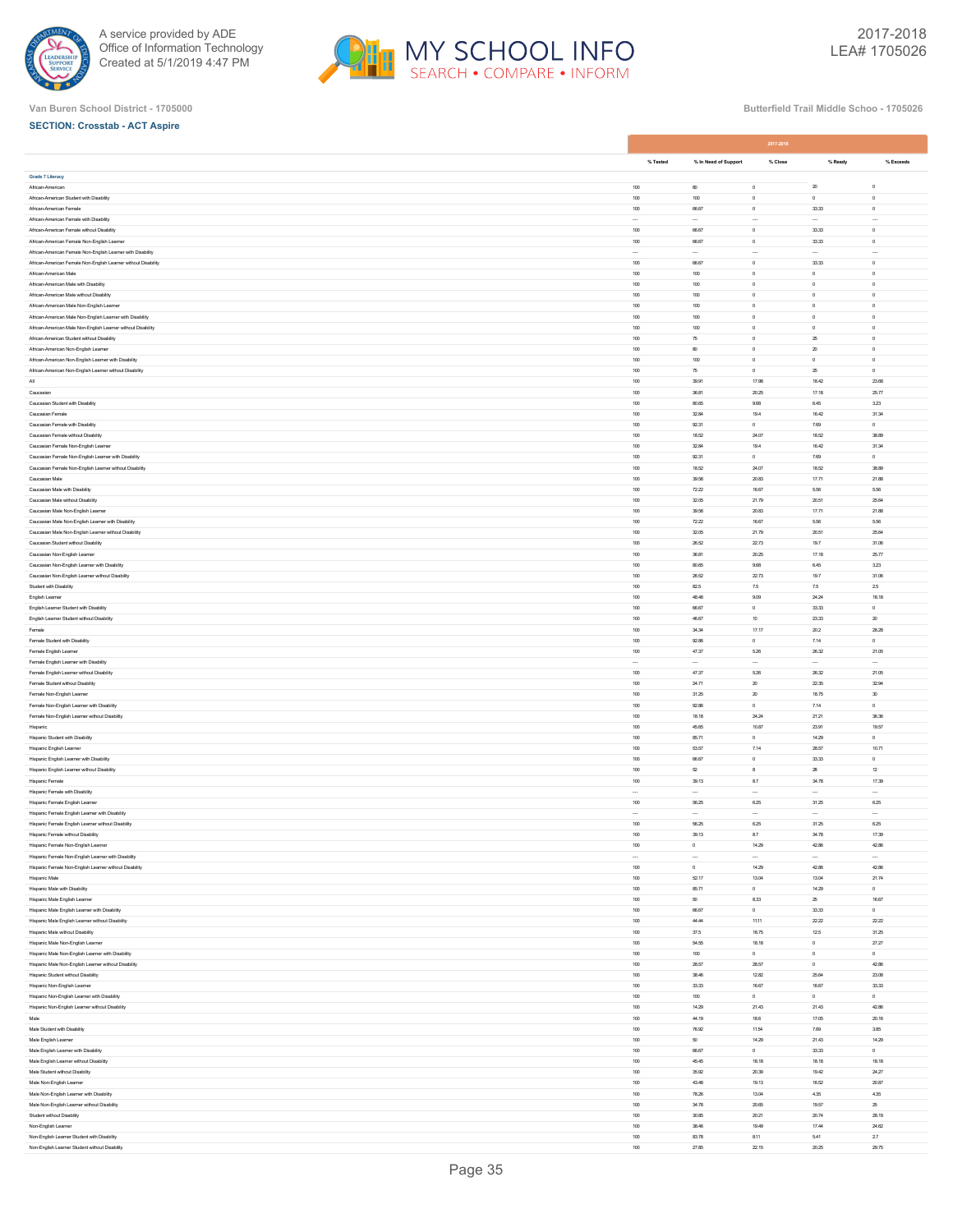Van Buren School District - 1705000

Butterfield Trail Middle Schoo - 1705026

**SECTION: Crosstab - ACT Aspire**

| | 2017-2018 | | | | |
|---|---|---|---|---|---|
| | % Tested | % In Need of Support | % Close | % Ready | % Exceeds |
| **Grade 7 Literacy** | | | | | |
| African-American | 100 | 80 | 0 | 20 | 0 |
| African-American Student with Disability | 100 | 100 | 0 | 0 | 0 |
| African-American Female | 100 | 66.67 | 0 | 33.33 | 0 |
| African-American Female with Disability | --- | --- | --- | --- | --- |
| African-American Female without Disability | 100 | 66.67 | 0 | 33.33 | 0 |
| African-American Female Non-English Learner | 100 | 66.67 | 0 | 33.33 | 0 |
| African-American Female Non-English Learner with Disability | --- | --- | --- | --- | --- |
| African-American Female Non-English Learner without Disability | 100 | 66.67 | 0 | 33.33 | 0 |
| African-American Male | 100 | 100 | 0 | 0 | 0 |
| African-American Male with Disability | 100 | 100 | 0 | 0 | 0 |
| African-American Male without Disability | 100 | 100 | 0 | 0 | 0 |
| African-American Male Non-English Learner | 100 | 100 | 0 | 0 | 0 |
| African-American Male Non-English Learner with Disability | 100 | 100 | 0 | 0 | 0 |
| African-American Male Non-English Learner without Disability | 100 | 100 | 0 | 0 | 0 |
| African-American Student without Disability | 100 | 75 | 0 | 25 | 0 |
| African-American Non-English Learner | 100 | 80 | 0 | 20 | 0 |
| African-American Non-English Learner with Disability | 100 | 100 | 0 | 0 | 0 |
| African-American Non-English Learner without Disability | 100 | 75 | 0 | 25 | 0 |
| All | 100 | 39.91 | 17.98 | 18.42 | 23.68 |
| Caucasian | 100 | 36.81 | 20.25 | 17.18 | 25.77 |
| Caucasian Student with Disability | 100 | 80.65 | 9.68 | 6.45 | 3.23 |
| Caucasian Female | 100 | 32.84 | 19.4 | 16.42 | 31.34 |
| Caucasian Female with Disability | 100 | 92.31 | 0 | 7.69 | 0 |
| Caucasian Female without Disability | 100 | 18.52 | 24.07 | 18.52 | 38.89 |
| Caucasian Female Non-English Learner | 100 | 32.84 | 19.4 | 16.42 | 31.34 |
| Caucasian Female Non-English Learner with Disability | 100 | 92.31 | 0 | 7.69 | 0 |
| Caucasian Female Non-English Learner without Disability | 100 | 18.52 | 24.07 | 18.52 | 38.89 |
| Caucasian Male | 100 | 39.58 | 20.83 | 17.71 | 21.88 |
| Caucasian Male with Disability | 100 | 72.22 | 16.67 | 5.56 | 5.56 |
| Caucasian Male without Disability | 100 | 32.05 | 21.79 | 20.51 | 25.64 |
| Caucasian Male Non-English Learner | 100 | 39.58 | 20.83 | 17.71 | 21.88 |
| Caucasian Male Non-English Learner with Disability | 100 | 72.22 | 16.67 | 5.56 | 5.56 |
| Caucasian Male Non-English Learner without Disability | 100 | 32.05 | 21.79 | 20.51 | 25.64 |
| Caucasian Student without Disability | 100 | 26.52 | 22.73 | 19.7 | 31.06 |
| Caucasian Non-English Learner | 100 | 36.81 | 20.25 | 17.18 | 25.77 |
| Caucasian Non-English Learner with Disability | 100 | 80.65 | 9.68 | 6.45 | 3.23 |
| Caucasian Non-English Learner without Disability | 100 | 26.52 | 22.73 | 19.7 | 31.06 |
| Student with Disability | 100 | 82.5 | 7.5 | 7.5 | 2.5 |
| English Learner | 100 | 48.48 | 9.09 | 24.24 | 18.18 |
| English Learner Student with Disability | 100 | 66.67 | 0 | 33.33 | 0 |
| English Learner Student without Disability | 100 | 46.67 | 10 | 23.33 | 20 |
| Female | 100 | 34.34 | 17.17 | 20.2 | 28.28 |
| Female Student with Disability | 100 | 92.86 | 0 | 7.14 | 0 |
| Female English Learner | 100 | 47.37 | 5.26 | 26.32 | 21.05 |
| Female English Learner with Disability | --- | --- | --- | --- | --- |
| Female English Learner without Disability | 100 | 47.37 | 5.26 | 26.32 | 21.05 |
| Female Student without Disability | 100 | 24.71 | 20 | 22.35 | 32.94 |
| Female Non-English Learner | 100 | 31.25 | 20 | 18.75 | 30 |
| Female Non-English Learner with Disability | 100 | 92.86 | 0 | 7.14 | 0 |
| Female Non-English Learner without Disability | 100 | 18.18 | 24.24 | 21.21 | 36.36 |
| Hispanic | 100 | 45.65 | 10.87 | 23.91 | 19.57 |
| Hispanic Student with Disability | 100 | 85.71 | 0 | 14.29 | 0 |
| Hispanic English Learner | 100 | 53.57 | 7.14 | 28.57 | 10.71 |
| Hispanic English Learner with Disability | 100 | 66.67 | 0 | 33.33 | 0 |
| Hispanic English Learner without Disability | 100 | 52 | 8 | 28 | 12 |
| Hispanic Female | 100 | 39.13 | 8.7 | 34.78 | 17.39 |
| Hispanic Female with Disability | --- | --- | --- | --- | --- |
| Hispanic Female English Learner | 100 | 56.25 | 6.25 | 31.25 | 6.25 |
| Hispanic Female English Learner with Disability | --- | --- | --- | --- | --- |
| Hispanic Female English Learner without Disability | 100 | 56.25 | 6.25 | 31.25 | 6.25 |
| Hispanic Female without Disability | 100 | 39.13 | 8.7 | 34.78 | 17.39 |
| Hispanic Female Non-English Learner | 100 | 0 | 14.29 | 42.86 | 42.86 |
| Hispanic Female Non-English Learner with Disability | --- | --- | --- | --- | --- |
| Hispanic Female Non-English Learner without Disability | 100 | 0 | 14.29 | 42.86 | 42.86 |
| Hispanic Male | 100 | 52.17 | 13.04 | 13.04 | 21.74 |
| Hispanic Male with Disability | 100 | 85.71 | 0 | 14.29 | 0 |
| Hispanic Male English Learner | 100 | 50 | 8.33 | 25 | 16.67 |
| Hispanic Male English Learner with Disability | 100 | 66.67 | 0 | 33.33 | 0 |
| Hispanic Male English Learner without Disability | 100 | 44.44 | 11.11 | 22.22 | 22.22 |
| Hispanic Male without Disability | 100 | 37.5 | 18.75 | 12.5 | 31.25 |
| Hispanic Male Non-English Learner | 100 | 54.55 | 18.18 | 0 | 27.27 |
| Hispanic Male Non-English Learner with Disability | 100 | 100 | 0 | 0 | 0 |
| Hispanic Male Non-English Learner without Disability | 100 | 28.57 | 28.57 | 0 | 42.86 |
| Hispanic Student without Disability | 100 | 38.46 | 12.82 | 25.64 | 23.08 |
| Hispanic Non-English Learner | 100 | 33.33 | 16.67 | 16.67 | 33.33 |
| Hispanic Non-English Learner with Disability | 100 | 100 | 0 | 0 | 0 |
| Hispanic Non-English Learner without Disability | 100 | 14.29 | 21.43 | 21.43 | 42.86 |
| Male | 100 | 44.19 | 18.6 | 17.05 | 20.16 |
| Male Student with Disability | 100 | 76.92 | 11.54 | 7.69 | 3.85 |
| Male English Learner | 100 | 50 | 14.29 | 21.43 | 14.29 |
| Male English Learner with Disability | 100 | 66.67 | 0 | 33.33 | 0 |
| Male English Learner without Disability | 100 | 45.45 | 18.18 | 18.18 | 18.18 |
| Male Student without Disability | 100 | 35.92 | 20.39 | 19.42 | 24.27 |
| Male Non-English Learner | 100 | 43.48 | 19.13 | 16.52 | 20.87 |
| Male Non-English Learner with Disability | 100 | 78.26 | 13.04 | 4.35 | 4.35 |
| Male Non-English Learner without Disability | 100 | 34.78 | 20.65 | 19.57 | 25 |
| Student without Disability | 100 | 30.85 | 20.21 | 20.74 | 28.19 |
| Non-English Learner | 100 | 38.46 | 19.49 | 17.44 | 24.62 |
| Non-English Learner Student with Disability | 100 | 83.78 | 8.11 | 5.41 | 2.7 |
| Non-English Learner Student without Disability | 100 | 27.85 | 22.15 | 20.25 | 29.75 |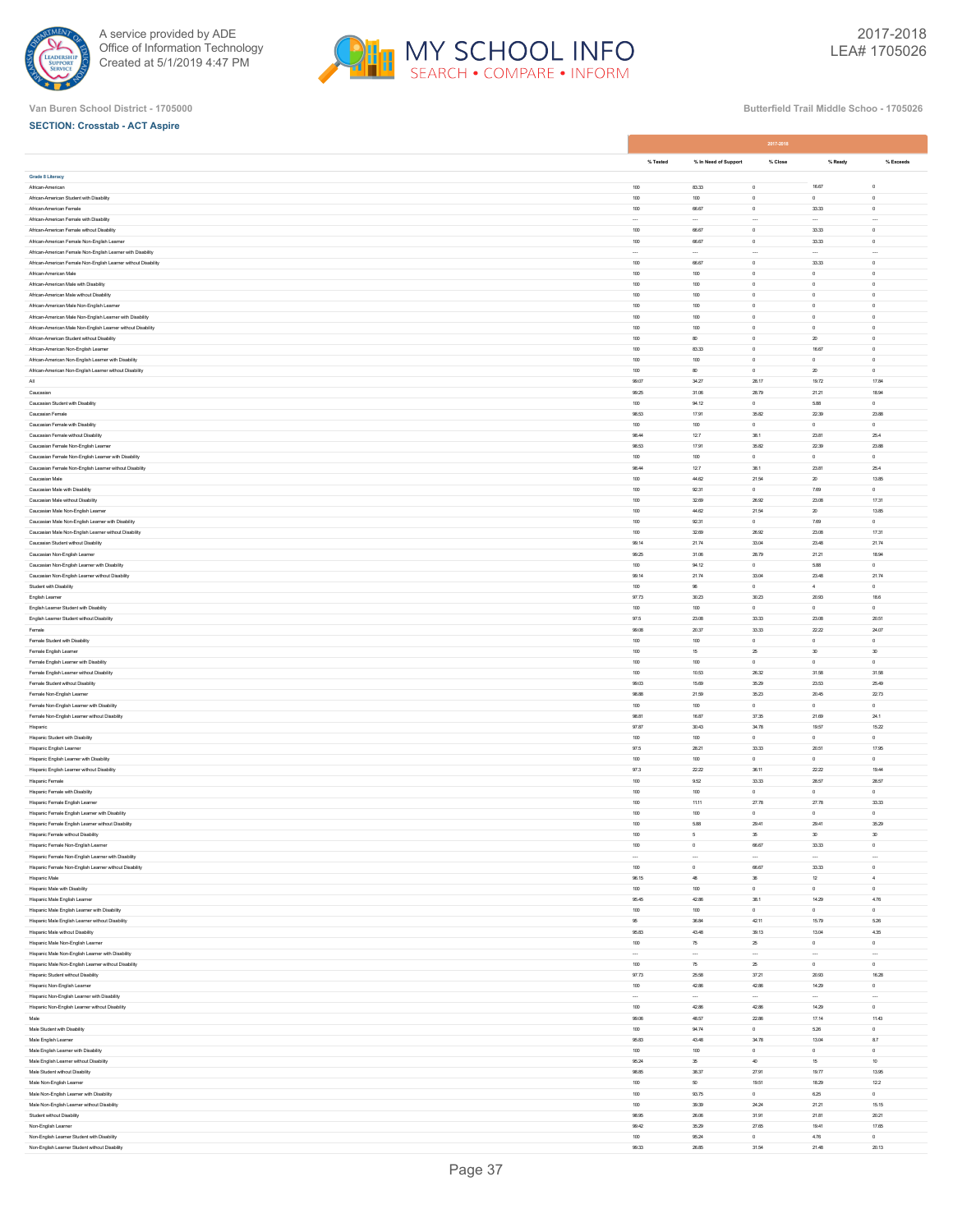Van Buren School District - 1705000

Butterfield Trail Middle Schoo - 1705026

**SECTION: Crosstab - ACT Aspire**

| | 2017-2018 | | | | |
|---|---|---|---|---|---|
| | % Tested | % In Need of Support | % Close | % Ready | % Exceeds |
| **Grade 8 Literacy** | | | | | |
| African-American | 100 | 83.33 | 0 | 16.67 | 0 |
| African-American Student with Disability | 100 | 100 | 0 | 0 | 0 |
| African-American Female | 100 | 66.67 | 0 | 33.33 | 0 |
| African-American Female with Disability | --- | --- | --- | --- | --- |
| African-American Female without Disability | 100 | 66.67 | 0 | 33.33 | 0 |
| African-American Female Non-English Learner | 100 | 66.67 | 0 | 33.33 | 0 |
| African-American Female Non-English Learner with Disability | --- | --- | --- | --- | --- |
| African-American Female Non-English Learner without Disability | 100 | 66.67 | 0 | 33.33 | 0 |
| African-American Male | 100 | 100 | 0 | 0 | 0 |
| African-American Male with Disability | 100 | 100 | 0 | 0 | 0 |
| African-American Male without Disability | 100 | 100 | 0 | 0 | 0 |
| African-American Male Non-English Learner | 100 | 100 | 0 | 0 | 0 |
| African-American Male Non-English Learner with Disability | 100 | 100 | 0 | 0 | 0 |
| African-American Male Non-English Learner without Disability | 100 | 100 | 0 | 0 | 0 |
| African-American Student without Disability | 100 | 80 | 0 | 20 | 0 |
| African-American Non-English Learner | 100 | 83.33 | 0 | 16.67 | 0 |
| African-American Non-English Learner with Disability | 100 | 100 | 0 | 0 | 0 |
| African-American Non-English Learner without Disability | 100 | 80 | 0 | 20 | 0 |
| All | 99.07 | 34.27 | 28.17 | 19.72 | 17.84 |
| Caucasian | 99.25 | 31.06 | 28.79 | 21.21 | 18.94 |
| Caucasian Student with Disability | 100 | 94.12 | 0 | 5.88 | 0 |
| Caucasian Female | 98.53 | 17.91 | 35.82 | 22.39 | 23.88 |
| Caucasian Female with Disability | 100 | 100 | 0 | 0 | 0 |
| Caucasian Female without Disability | 98.44 | 12.7 | 38.1 | 23.81 | 25.4 |
| Caucasian Female Non-English Learner | 98.53 | 17.91 | 35.82 | 22.39 | 23.88 |
| Caucasian Female Non-English Learner with Disability | 100 | 100 | 0 | 0 | 0 |
| Caucasian Female Non-English Learner without Disability | 98.44 | 12.7 | 38.1 | 23.81 | 25.4 |
| Caucasian Male | 100 | 44.62 | 21.54 | 20 | 13.85 |
| Caucasian Male with Disability | 100 | 92.31 | 0 | 7.69 | 0 |
| Caucasian Male without Disability | 100 | 32.69 | 26.92 | 23.08 | 17.31 |
| Caucasian Male Non-English Learner | 100 | 44.62 | 21.54 | 20 | 13.85 |
| Caucasian Male Non-English Learner with Disability | 100 | 92.31 | 0 | 7.69 | 0 |
| Caucasian Male Non-English Learner without Disability | 100 | 32.69 | 26.92 | 23.08 | 17.31 |
| Caucasian Student without Disability | 99.14 | 21.74 | 33.04 | 23.48 | 21.74 |
| Caucasian Non-English Learner | 99.25 | 31.06 | 28.79 | 21.21 | 18.94 |
| Caucasian Non-English Learner with Disability | 100 | 94.12 | 0 | 5.88 | 0 |
| Caucasian Non-English Learner without Disability | 99.14 | 21.74 | 33.04 | 23.48 | 21.74 |
| Student with Disability | 100 | 96 | 0 | 4 | 0 |
| English Learner | 97.73 | 30.23 | 30.23 | 20.93 | 18.6 |
| English Learner Student with Disability | 100 | 100 | 0 | 0 | 0 |
| English Learner Student without Disability | 97.5 | 23.08 | 33.33 | 23.08 | 20.51 |
| Female | 99.08 | 20.37 | 33.33 | 22.22 | 24.07 |
| Female Student with Disability | 100 | 100 | 0 | 0 | 0 |
| Female English Learner | 100 | 15 | 25 | 30 | 30 |
| Female English Learner with Disability | 100 | 100 | 0 | 0 | 0 |
| Female English Learner without Disability | 100 | 10.53 | 26.32 | 31.58 | 31.58 |
| Female Student without Disability | 99.03 | 15.69 | 35.29 | 23.53 | 25.49 |
| Female Non-English Learner | 98.88 | 21.59 | 35.23 | 20.45 | 22.73 |
| Female Non-English Learner with Disability | 100 | 100 | 0 | 0 | 0 |
| Female Non-English Learner without Disability | 98.81 | 16.87 | 37.35 | 21.69 | 24.1 |
| Hispanic | 97.87 | 30.43 | 34.78 | 19.57 | 15.22 |
| Hispanic Student with Disability | 100 | 100 | 0 | 0 | 0 |
| Hispanic English Learner | 97.5 | 28.21 | 33.33 | 20.51 | 17.95 |
| Hispanic English Learner with Disability | 100 | 100 | 0 | 0 | 0 |
| Hispanic English Learner without Disability | 97.3 | 22.22 | 36.11 | 22.22 | 19.44 |
| Hispanic Female | 100 | 9.52 | 33.33 | 28.57 | 28.57 |
| Hispanic Female with Disability | 100 | 100 | 0 | 0 | 0 |
| Hispanic Female English Learner | 100 | 11.11 | 27.78 | 27.78 | 33.33 |
| Hispanic Female English Learner with Disability | 100 | 100 | 0 | 0 | 0 |
| Hispanic Female English Learner without Disability | 100 | 5.88 | 29.41 | 29.41 | 35.29 |
| Hispanic Female without Disability | 100 | 5 | 35 | 30 | 30 |
| Hispanic Female Non-English Learner | 100 | 0 | 66.67 | 33.33 | 0 |
| Hispanic Female Non-English Learner with Disability | --- | --- | --- | --- | --- |
| Hispanic Female Non-English Learner without Disability | 100 | 0 | 66.67 | 33.33 | 0 |
| Hispanic Male | 96.15 | 48 | 36 | 12 | 4 |
| Hispanic Male with Disability | 100 | 100 | 0 | 0 | 0 |
| Hispanic Male English Learner | 95.45 | 42.86 | 38.1 | 14.29 | 4.76 |
| Hispanic Male English Learner with Disability | 100 | 100 | 0 | 0 | 0 |
| Hispanic Male English Learner without Disability | 95 | 36.84 | 42.11 | 15.79 | 5.26 |
| Hispanic Male without Disability | 95.83 | 43.48 | 39.13 | 13.04 | 4.35 |
| Hispanic Male Non-English Learner | 100 | 75 | 25 | 0 | 0 |
| Hispanic Male Non-English Learner with Disability | --- | --- | --- | --- | --- |
| Hispanic Male Non-English Learner without Disability | 100 | 75 | 25 | 0 | 0 |
| Hispanic Student without Disability | 97.73 | 25.58 | 37.21 | 20.93 | 16.28 |
| Hispanic Non-English Learner | 100 | 42.86 | 42.86 | 14.29 | 0 |
| Hispanic Non-English Learner with Disability | --- | --- | --- | --- | --- |
| Hispanic Non-English Learner without Disability | 100 | 42.86 | 42.86 | 14.29 | 0 |
| Male | 99.06 | 48.57 | 22.86 | 17.14 | 11.43 |
| Male Student with Disability | 100 | 94.74 | 0 | 5.26 | 0 |
| Male English Learner | 95.83 | 43.48 | 34.78 | 13.04 | 8.7 |
| Male English Learner with Disability | 100 | 100 | 0 | 0 | 0 |
| Male English Learner without Disability | 95.24 | 35 | 40 | 15 | 10 |
| Male Student without Disability | 98.85 | 38.37 | 27.91 | 19.77 | 13.95 |
| Male Non-English Learner | 100 | 50 | 19.51 | 18.29 | 12.2 |
| Male Non-English Learner with Disability | 100 | 93.75 | 0 | 6.25 | 0 |
| Male Non-English Learner without Disability | 100 | 39.39 | 24.24 | 21.21 | 15.15 |
| Student without Disability | 98.95 | 26.06 | 31.91 | 21.81 | 20.21 |
| Non-English Learner | 99.42 | 35.29 | 27.65 | 19.41 | 17.65 |
| Non-English Learner Student with Disability | 100 | 95.24 | 0 | 4.76 | 0 |
| Non-English Learner Student without Disability | 99.33 | 26.85 | 31.54 | 21.48 | 20.13 |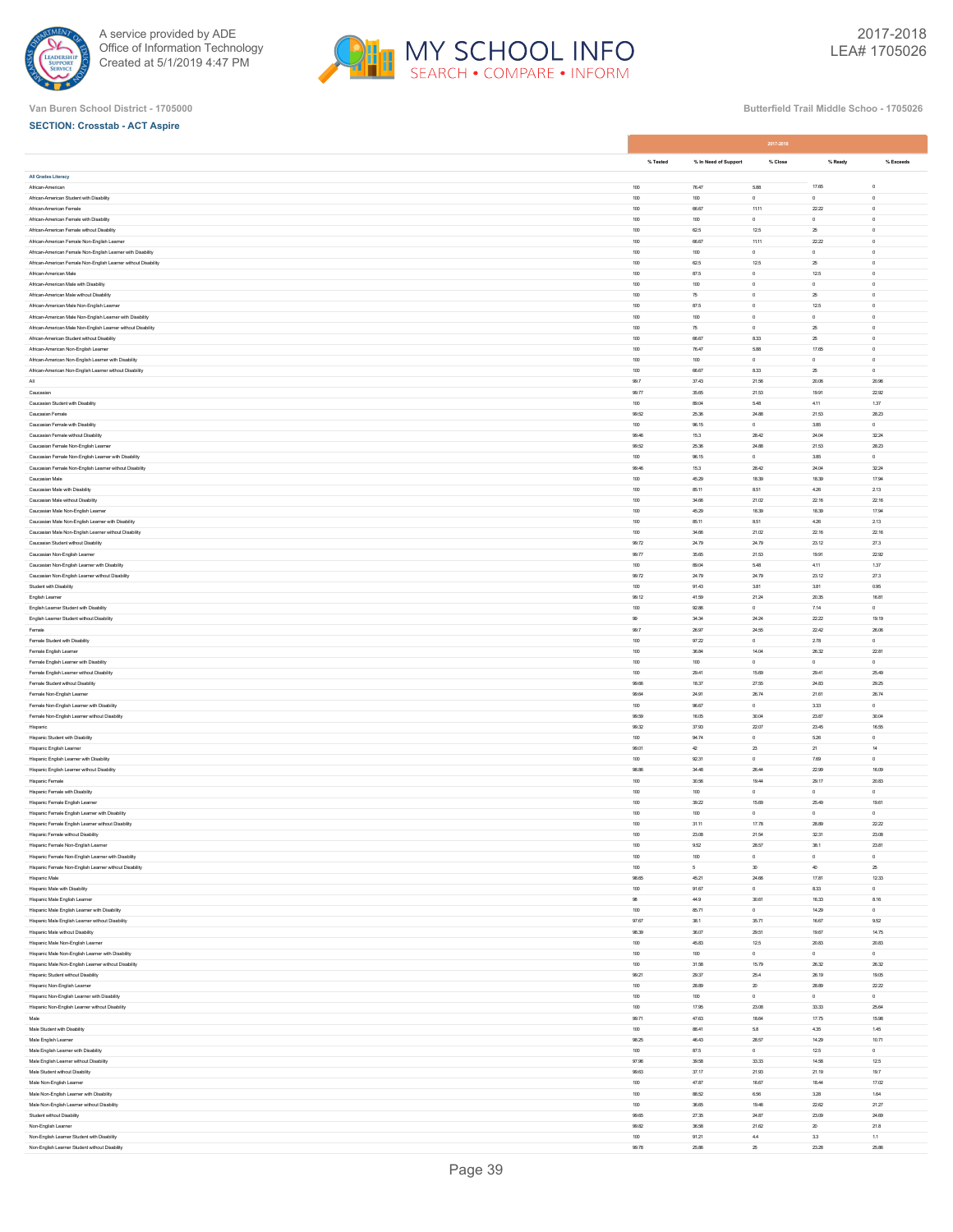Van Buren School District - 1705000

Butterfield Trail Middle Schoo - 1705026

**SECTION: Crosstab - ACT Aspire**

| | 2017-2018 | | | | |
|---|---|---|---|---|---|
| | % Tested | % In Need of Support | % Close | % Ready | % Exceeds |
| **All Grades Literacy** | | | | | |
| African-American | 100 | 76.47 | 5.88 | 17.65 | 0 |
| African-American Student with Disability | 100 | 100 | 0 | 0 | 0 |
| African-American Female | 100 | 66.67 | 11.11 | 22.22 | 0 |
| African-American Female with Disability | 100 | 100 | 0 | 0 | 0 |
| African-American Female without Disability | 100 | 62.5 | 12.5 | 25 | 0 |
| African-American Female Non-English Learner | 100 | 66.67 | 11.11 | 22.22 | 0 |
| African-American Female Non-English Learner with Disability | 100 | 100 | 0 | 0 | 0 |
| African-American Female Non-English Learner without Disability | 100 | 62.5 | 12.5 | 25 | 0 |
| African-American Male | 100 | 87.5 | 0 | 12.5 | 0 |
| African-American Male with Disability | 100 | 100 | 0 | 0 | 0 |
| African-American Male without Disability | 100 | 75 | 0 | 25 | 0 |
| African-American Male Non-English Learner | 100 | 87.5 | 0 | 12.5 | 0 |
| African-American Male Non-English Learner with Disability | 100 | 100 | 0 | 0 | 0 |
| African-American Male Non-English Learner without Disability | 100 | 75 | 0 | 25 | 0 |
| African-American Student without Disability | 100 | 66.67 | 8.33 | 25 | 0 |
| African-American Non-English Learner | 100 | 76.47 | 5.88 | 17.65 | 0 |
| African-American Non-English Learner with Disability | 100 | 100 | 0 | 0 | 0 |
| African-American Non-English Learner without Disability | 100 | 66.67 | 8.33 | 25 | 0 |
| All | 99.7 | 37.43 | 21.56 | 20.06 | 20.96 |
| Caucasian | 99.77 | 35.65 | 21.53 | 19.91 | 22.92 |
| Caucasian Student with Disability | 100 | 89.04 | 5.48 | 4.11 | 1.37 |
| Caucasian Female | 99.52 | 25.36 | 24.88 | 21.53 | 28.23 |
| Caucasian Female with Disability | 100 | 96.15 | 0 | 3.85 | 0 |
| Caucasian Female without Disability | 99.46 | 15.3 | 28.42 | 24.04 | 32.24 |
| Caucasian Female Non-English Learner | 99.52 | 25.36 | 24.88 | 21.53 | 28.23 |
| Caucasian Female Non-English Learner with Disability | 100 | 96.15 | 0 | 3.85 | 0 |
| Caucasian Female Non-English Learner without Disability | 99.46 | 15.3 | 28.42 | 24.04 | 32.24 |
| Caucasian Male | 100 | 45.29 | 18.39 | 18.39 | 17.94 |
| Caucasian Male with Disability | 100 | 85.11 | 8.51 | 4.26 | 2.13 |
| Caucasian Male without Disability | 100 | 34.66 | 21.02 | 22.16 | 22.16 |
| Caucasian Male Non-English Learner | 100 | 45.29 | 18.39 | 18.39 | 17.94 |
| Caucasian Male Non-English Learner with Disability | 100 | 85.11 | 8.51 | 4.26 | 2.13 |
| Caucasian Male Non-English Learner without Disability | 100 | 34.66 | 21.02 | 22.16 | 22.16 |
| Caucasian Student without Disability | 99.72 | 24.79 | 24.79 | 23.12 | 27.3 |
| Caucasian Non-English Learner | 99.77 | 35.65 | 21.53 | 19.91 | 22.92 |
| Caucasian Non-English Learner with Disability | 100 | 89.04 | 5.48 | 4.11 | 1.37 |
| Caucasian Non-English Learner without Disability | 99.72 | 24.79 | 24.79 | 23.12 | 27.3 |
| Student with Disability | 100 | 91.43 | 3.81 | 3.81 | 0.95 |
| English Learner | 99.12 | 41.59 | 21.24 | 20.35 | 16.81 |
| English Learner Student with Disability | 100 | 92.86 | 0 | 7.14 | 0 |
| English Learner Student without Disability | 99 | 34.34 | 24.24 | 22.22 | 19.19 |
| Female | 99.7 | 26.97 | 24.55 | 22.42 | 26.06 |
| Female Student with Disability | 100 | 97.22 | 0 | 2.78 | 0 |
| Female English Learner | 100 | 36.84 | 14.04 | 26.32 | 22.81 |
| Female English Learner with Disability | 100 | 100 | 0 | 0 | 0 |
| Female English Learner without Disability | 100 | 29.41 | 15.69 | 29.41 | 25.49 |
| Female Student without Disability | 99.66 | 18.37 | 27.55 | 24.83 | 29.25 |
| Female Non-English Learner | 99.64 | 24.91 | 26.74 | 21.61 | 26.74 |
| Female Non-English Learner with Disability | 100 | 96.67 | 0 | 3.33 | 0 |
| Female Non-English Learner without Disability | 99.59 | 16.05 | 30.04 | 23.87 | 30.04 |
| Hispanic | 99.32 | 37.93 | 22.07 | 23.45 | 16.55 |
| Hispanic Student with Disability | 100 | 94.74 | 0 | 5.26 | 0 |
| Hispanic English Learner | 99.01 | 42 | 23 | 21 | 14 |
| Hispanic English Learner with Disability | 100 | 92.31 | 0 | 7.69 | 0 |
| Hispanic English Learner without Disability | 98.88 | 34.48 | 26.44 | 22.99 | 16.09 |
| Hispanic Female | 100 | 30.56 | 19.44 | 29.17 | 20.83 |
| Hispanic Female with Disability | 100 | 100 | 0 | 0 | 0 |
| Hispanic Female English Learner | 100 | 39.22 | 15.69 | 25.49 | 19.61 |
| Hispanic Female English Learner with Disability | 100 | 100 | 0 | 0 | 0 |
| Hispanic Female English Learner without Disability | 100 | 31.11 | 17.78 | 28.89 | 22.22 |
| Hispanic Female without Disability | 100 | 23.08 | 21.54 | 32.31 | 23.08 |
| Hispanic Female Non-English Learner | 100 | 9.52 | 28.57 | 38.1 | 23.81 |
| Hispanic Female Non-English Learner with Disability | 100 | 100 | 0 | 0 | 0 |
| Hispanic Female Non-English Learner without Disability | 100 | 5 | 30 | 40 | 25 |
| Hispanic Male | 98.65 | 45.21 | 24.66 | 17.81 | 12.33 |
| Hispanic Male with Disability | 100 | 91.67 | 0 | 8.33 | 0 |
| Hispanic Male English Learner | 98 | 44.9 | 30.61 | 16.33 | 8.16 |
| Hispanic Male English Learner with Disability | 100 | 85.71 | 0 | 14.29 | 0 |
| Hispanic Male English Learner without Disability | 97.67 | 38.1 | 35.71 | 16.67 | 9.52 |
| Hispanic Male without Disability | 98.39 | 36.07 | 29.51 | 19.67 | 14.75 |
| Hispanic Male Non-English Learner | 100 | 45.83 | 12.5 | 20.83 | 20.83 |
| Hispanic Male Non-English Learner with Disability | 100 | 100 | 0 | 0 | 0 |
| Hispanic Male Non-English Learner without Disability | 100 | 31.58 | 15.79 | 26.32 | 26.32 |
| Hispanic Student without Disability | 99.21 | 29.37 | 25.4 | 26.19 | 19.05 |
| Hispanic Non-English Learner | 100 | 28.89 | 20 | 28.89 | 22.22 |
| Hispanic Non-English Learner with Disability | 100 | 100 | 0 | 0 | 0 |
| Hispanic Non-English Learner without Disability | 100 | 17.95 | 23.08 | 33.33 | 25.64 |
| Male | 99.71 | 47.63 | 18.64 | 17.75 | 15.98 |
| Male Student with Disability | 100 | 88.41 | 5.8 | 4.35 | 1.45 |
| Male English Learner | 98.25 | 46.43 | 28.57 | 14.29 | 10.71 |
| Male English Learner with Disability | 100 | 87.5 | 0 | 12.5 | 0 |
| Male English Learner without Disability | 97.96 | 39.58 | 33.33 | 14.58 | 12.5 |
| Male Student without Disability | 99.63 | 37.17 | 21.93 | 21.19 | 19.7 |
| Male Non-English Learner | 100 | 47.87 | 16.67 | 18.44 | 17.02 |
| Male Non-English Learner with Disability | 100 | 88.52 | 6.56 | 3.28 | 1.64 |
| Male Non-English Learner without Disability | 100 | 36.65 | 19.46 | 22.62 | 21.27 |
| Student without Disability | 99.65 | 27.35 | 24.87 | 23.09 | 24.69 |
| Non-English Learner | 99.82 | 36.58 | 21.62 | 20 | 21.8 |
| Non-English Learner Student with Disability | 100 | 91.21 | 4.4 | 3.3 | 1.1 |
| Non-English Learner Student without Disability | 99.78 | 25.86 | 25 | 23.28 | 25.86 |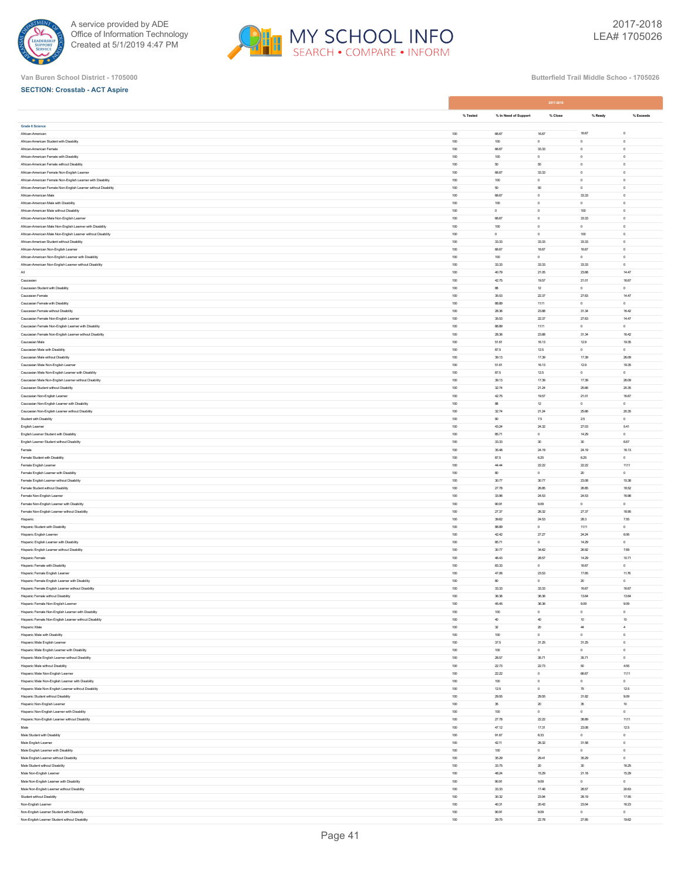Van Buren School District - 1705000

Butterfield Trail Middle Schoo - 1705026

**SECTION: Crosstab - ACT Aspire**

| | 2017-2018 | | | | |
|---|---|---|---|---|---|
| | % Tested | % In Need of Support | % Close | % Ready | % Exceeds |
| **Grade 6 Science** | | | | | |
| African-American | 100 | 66.67 | 16.67 | 16.67 | 0 |
| African-American Student with Disability | 100 | 100 | 0 | 0 | 0 |
| African-American Female | 100 | 66.67 | 33.33 | 0 | 0 |
| African-American Female with Disability | 100 | 100 | 0 | 0 | 0 |
| African-American Female without Disability | 100 | 50 | 50 | 0 | 0 |
| African-American Female Non-English Learner | 100 | 66.67 | 33.33 | 0 | 0 |
| African-American Female Non-English Learner with Disability | 100 | 100 | 0 | 0 | 0 |
| African-American Female Non-English Learner without Disability | 100 | 50 | 50 | 0 | 0 |
| African-American Male | 100 | 66.67 | 0 | 33.33 | 0 |
| African-American Male with Disability | 100 | 100 | 0 | 0 | 0 |
| African-American Male without Disability | 100 | 0 | 0 | 100 | 0 |
| African-American Male Non-English Learner | 100 | 66.67 | 0 | 33.33 | 0 |
| African-American Male Non-English Learner with Disability | 100 | 100 | 0 | 0 | 0 |
| African-American Male Non-English Learner without Disability | 100 | 0 | 0 | 100 | 0 |
| African-American Student without Disability | 100 | 33.33 | 33.33 | 33.33 | 0 |
| African-American Non-English Learner | 100 | 66.67 | 16.67 | 16.67 | 0 |
| African-American Non-English Learner with Disability | 100 | 100 | 0 | 0 | 0 |
| African-American Non-English Learner without Disability | 100 | 33.33 | 33.33 | 33.33 | 0 |
| All | 100 | 40.79 | 21.05 | 23.68 | 14.47 |
| Caucasian | 100 | 42.75 | 19.57 | 21.01 | 16.67 |
| Caucasian Student with Disability | 100 | 88 | 12 | 0 | 0 |
| Caucasian Female | 100 | 35.53 | 22.37 | 27.63 | 14.47 |
| Caucasian Female with Disability | 100 | 88.89 | 11.11 | 0 | 0 |
| Caucasian Female without Disability | 100 | 28.36 | 23.88 | 31.34 | 16.42 |
| Caucasian Female Non-English Learner | 100 | 35.53 | 22.37 | 27.63 | 14.47 |
| Caucasian Female Non-English Learner with Disability | 100 | 88.89 | 11.11 | 0 | 0 |
| Caucasian Female Non-English Learner without Disability | 100 | 28.36 | 23.88 | 31.34 | 16.42 |
| Caucasian Male | 100 | 51.61 | 16.13 | 12.9 | 19.35 |
| Caucasian Male with Disability | 100 | 87.5 | 12.5 | 0 | 0 |
| Caucasian Male without Disability | 100 | 39.13 | 17.39 | 17.39 | 26.09 |
| Caucasian Male Non-English Learner | 100 | 51.61 | 16.13 | 12.9 | 19.35 |
| Caucasian Male Non-English Learner with Disability | 100 | 87.5 | 12.5 | 0 | 0 |
| Caucasian Male Non-English Learner without Disability | 100 | 39.13 | 17.39 | 17.39 | 26.09 |
| Caucasian Student without Disability | 100 | 32.74 | 21.24 | 25.66 | 20.35 |
| Caucasian Non-English Learner | 100 | 42.75 | 19.57 | 21.01 | 16.67 |
| Caucasian Non-English Learner with Disability | 100 | 88 | 12 | 0 | 0 |
| Caucasian Non-English Learner without Disability | 100 | 32.74 | 21.24 | 25.66 | 20.35 |
| Student with Disability | 100 | 90 | 7.5 | 2.5 | 0 |
| English Learner | 100 | 43.24 | 24.32 | 27.03 | 5.41 |
| English Learner Student with Disability | 100 | 85.71 | 0 | 14.29 | 0 |
| English Learner Student without Disability | 100 | 33.33 | 30 | 30 | 6.67 |
| Female | 100 | 35.48 | 24.19 | 24.19 | 16.13 |
| Female Student with Disability | 100 | 87.5 | 6.25 | 6.25 | 0 |
| Female English Learner | 100 | 44.44 | 22.22 | 22.22 | 11.11 |
| Female English Learner with Disability | 100 | 80 | 0 | 20 | 0 |
| Female English Learner without Disability | 100 | 30.77 | 30.77 | 23.08 | 15.38 |
| Female Student without Disability | 100 | 27.78 | 26.85 | 26.85 | 18.52 |
| Female Non-English Learner | 100 | 33.96 | 24.53 | 24.53 | 16.98 |
| Female Non-English Learner with Disability | 100 | 90.91 | 9.09 | 0 | 0 |
| Female Non-English Learner without Disability | 100 | 27.37 | 26.32 | 27.37 | 18.95 |
| Hispanic | 100 | 39.62 | 24.53 | 28.3 | 7.55 |
| Hispanic Student with Disability | 100 | 88.89 | 0 | 11.11 | 0 |
| Hispanic English Learner | 100 | 42.42 | 27.27 | 24.24 | 6.06 |
| Hispanic English Learner with Disability | 100 | 85.71 | 0 | 14.29 | 0 |
| Hispanic English Learner without Disability | 100 | 30.77 | 34.62 | 26.92 | 7.69 |
| Hispanic Female | 100 | 46.43 | 28.57 | 14.29 | 10.71 |
| Hispanic Female with Disability | 100 | 83.33 | 0 | 16.67 | 0 |
| Hispanic Female English Learner | 100 | 47.06 | 23.53 | 17.65 | 11.76 |
| Hispanic Female English Learner with Disability | 100 | 80 | 0 | 20 | 0 |
| Hispanic Female English Learner without Disability | 100 | 33.33 | 33.33 | 16.67 | 16.67 |
| Hispanic Female without Disability | 100 | 36.36 | 36.36 | 13.64 | 13.64 |
| Hispanic Female Non-English Learner | 100 | 45.45 | 36.36 | 9.09 | 9.09 |
| Hispanic Female Non-English Learner with Disability | 100 | 100 | 0 | 0 | 0 |
| Hispanic Female Non-English Learner without Disability | 100 | 40 | 40 | 10 | 10 |
| Hispanic Male | 100 | 32 | 20 | 44 | 4 |
| Hispanic Male with Disability | 100 | 100 | 0 | 0 | 0 |
| Hispanic Male English Learner | 100 | 37.5 | 31.25 | 31.25 | 0 |
| Hispanic Male English Learner with Disability | 100 | 100 | 0 | 0 | 0 |
| Hispanic Male English Learner without Disability | 100 | 28.57 | 35.71 | 35.71 | 0 |
| Hispanic Male without Disability | 100 | 22.73 | 22.73 | 50 | 4.55 |
| Hispanic Male Non-English Learner | 100 | 22.22 | 0 | 66.67 | 11.11 |
| Hispanic Male Non-English Learner with Disability | 100 | 100 | 0 | 0 | 0 |
| Hispanic Male Non-English Learner without Disability | 100 | 12.5 | 0 | 75 | 12.5 |
| Hispanic Student without Disability | 100 | 29.55 | 29.55 | 31.82 | 9.09 |
| Hispanic Non-English Learner | 100 | 35 | 20 | 35 | 10 |
| Hispanic Non-English Learner with Disability | 100 | 100 | 0 | 0 | 0 |
| Hispanic Non-English Learner without Disability | 100 | 27.78 | 22.22 | 38.89 | 11.11 |
| Male | 100 | 47.12 | 17.31 | 23.08 | 12.5 |
| Male Student with Disability | 100 | 91.67 | 8.33 | 0 | 0 |
| Male English Learner | 100 | 42.11 | 26.32 | 31.58 | 0 |
| Male English Learner with Disability | 100 | 100 | 0 | 0 | 0 |
| Male English Learner without Disability | 100 | 35.29 | 29.41 | 35.29 | 0 |
| Male Student without Disability | 100 | 33.75 | 20 | 30 | 16.25 |
| Male Non-English Learner | 100 | 48.24 | 15.29 | 21.18 | 15.29 |
| Male Non-English Learner with Disability | 100 | 90.91 | 9.09 | 0 | 0 |
| Male Non-English Learner without Disability | 100 | 33.33 | 17.46 | 28.57 | 20.63 |
| Student without Disability | 100 | 30.32 | 23.94 | 28.19 | 17.55 |
| Non-English Learner | 100 | 40.31 | 20.42 | 23.04 | 16.23 |
| Non-English Learner Student with Disability | 100 | 90.91 | 9.09 | 0 | 0 |
| Non-English Learner Student without Disability | 100 | 29.75 | 22.78 | 27.85 | 19.62 |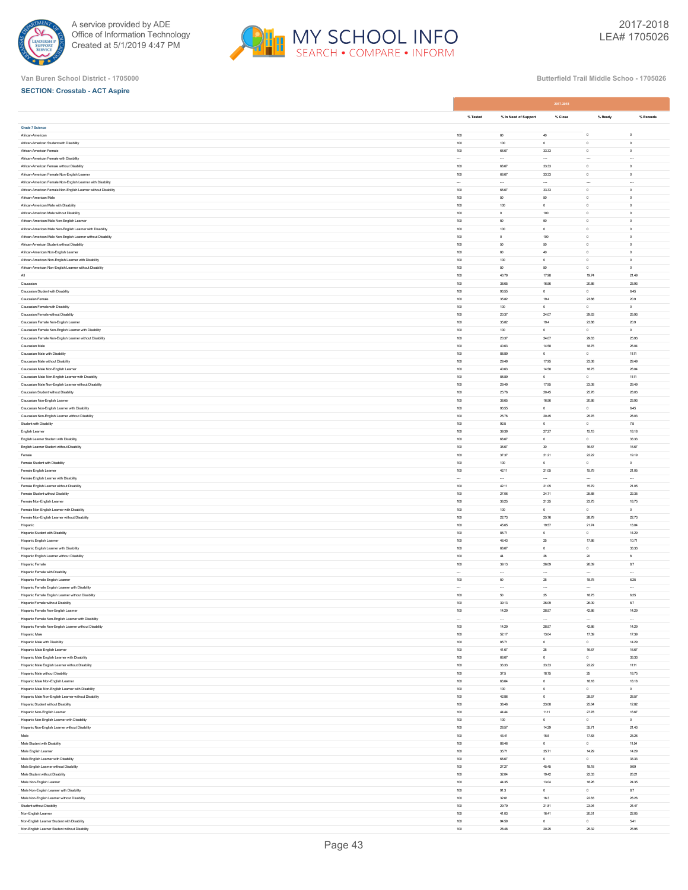Van Buren School District - 1705000

Butterfield Trail Middle Schoo - 1705026

**SECTION: Crosstab - ACT Aspire**

| | 2017-2018 | | | | |
|---|---|---|---|---|---|
| | % Tested | % In Need of Support | % Close | % Ready | % Exceeds |
| **Grade 7 Science** | | | | | |
| African-American | 100 | 60 | 40 | 0 | 0 |
| African-American Student with Disability | 100 | 100 | 0 | 0 | 0 |
| African-American Female | 100 | 66.67 | 33.33 | 0 | 0 |
| African-American Female with Disability | --- | --- | --- | --- | --- |
| African-American Female without Disability | 100 | 66.67 | 33.33 | 0 | 0 |
| African-American Female Non-English Learner | 100 | 66.67 | 33.33 | 0 | 0 |
| African-American Female Non-English Learner with Disability | --- | --- | --- | --- | --- |
| African-American Female Non-English Learner without Disability | 100 | 66.67 | 33.33 | 0 | 0 |
| African-American Male | 100 | 50 | 50 | 0 | 0 |
| African-American Male with Disability | 100 | 100 | 0 | 0 | 0 |
| African-American Male without Disability | 100 | 0 | 100 | 0 | 0 |
| African-American Male Non-English Learner | 100 | 50 | 50 | 0 | 0 |
| African-American Male Non-English Learner with Disability | 100 | 100 | 0 | 0 | 0 |
| African-American Male Non-English Learner without Disability | 100 | 0 | 100 | 0 | 0 |
| African-American Student without Disability | 100 | 50 | 50 | 0 | 0 |
| African-American Non-English Learner | 100 | 60 | 40 | 0 | 0 |
| African-American Non-English Learner with Disability | 100 | 100 | 0 | 0 | 0 |
| African-American Non-English Learner without Disability | 100 | 50 | 50 | 0 | 0 |
| All | 100 | 40.79 | 17.98 | 19.74 | 21.49 |
| Caucasian | 100 | 38.65 | 16.56 | 20.86 | 23.93 |
| Caucasian Student with Disability | 100 | 93.55 | 0 | 0 | 6.45 |
| Caucasian Female | 100 | 35.82 | 19.4 | 23.88 | 20.9 |
| Caucasian Female with Disability | 100 | 100 | 0 | 0 | 0 |
| Caucasian Female without Disability | 100 | 20.37 | 24.07 | 29.63 | 25.93 |
| Caucasian Female Non-English Learner | 100 | 35.82 | 19.4 | 23.88 | 20.9 |
| Caucasian Female Non-English Learner with Disability | 100 | 100 | 0 | 0 | 0 |
| Caucasian Female Non-English Learner without Disability | 100 | 20.37 | 24.07 | 29.63 | 25.93 |
| Caucasian Male | 100 | 40.63 | 14.58 | 18.75 | 26.04 |
| Caucasian Male with Disability | 100 | 88.89 | 0 | 0 | 11.11 |
| Caucasian Male without Disability | 100 | 29.49 | 17.95 | 23.08 | 29.49 |
| Caucasian Male Non-English Learner | 100 | 40.63 | 14.58 | 18.75 | 26.04 |
| Caucasian Male Non-English Learner with Disability | 100 | 88.89 | 0 | 0 | 11.11 |
| Caucasian Male Non-English Learner without Disability | 100 | 29.49 | 17.95 | 23.08 | 29.49 |
| Caucasian Student without Disability | 100 | 25.76 | 20.45 | 25.76 | 28.03 |
| Caucasian Non-English Learner | 100 | 38.65 | 16.56 | 20.86 | 23.93 |
| Caucasian Non-English Learner with Disability | 100 | 93.55 | 0 | 0 | 6.45 |
| Caucasian Non-English Learner without Disability | 100 | 25.76 | 20.45 | 25.76 | 28.03 |
| Student with Disability | 100 | 92.5 | 0 | 0 | 7.5 |
| English Learner | 100 | 39.39 | 27.27 | 15.15 | 18.18 |
| English Learner Student with Disability | 100 | 66.67 | 0 | 0 | 33.33 |
| English Learner Student without Disability | 100 | 36.67 | 30 | 16.67 | 16.67 |
| Female | 100 | 37.37 | 21.21 | 22.22 | 19.19 |
| Female Student with Disability | 100 | 100 | 0 | 0 | 0 |
| Female English Learner | 100 | 42.11 | 21.05 | 15.79 | 21.05 |
| Female English Learner with Disability | --- | --- | --- | --- | --- |
| Female English Learner without Disability | 100 | 42.11 | 21.05 | 15.79 | 21.05 |
| Female Student without Disability | 100 | 27.06 | 24.71 | 25.88 | 22.35 |
| Female Non-English Learner | 100 | 36.25 | 21.25 | 23.75 | 18.75 |
| Female Non-English Learner with Disability | 100 | 100 | 0 | 0 | 0 |
| Female Non-English Learner without Disability | 100 | 22.73 | 25.76 | 28.79 | 22.73 |
| Hispanic | 100 | 45.65 | 19.57 | 21.74 | 13.04 |
| Hispanic Student with Disability | 100 | 85.71 | 0 | 0 | 14.29 |
| Hispanic English Learner | 100 | 46.43 | 25 | 17.86 | 10.71 |
| Hispanic English Learner with Disability | 100 | 66.67 | 0 | 0 | 33.33 |
| Hispanic English Learner without Disability | 100 | 44 | 28 | 20 | 8 |
| Hispanic Female | 100 | 39.13 | 26.09 | 26.09 | 8.7 |
| Hispanic Female with Disability | --- | --- | --- | --- | --- |
| Hispanic Female English Learner | 100 | 50 | 25 | 18.75 | 6.25 |
| Hispanic Female English Learner with Disability | --- | --- | --- | --- | --- |
| Hispanic Female English Learner without Disability | 100 | 50 | 25 | 18.75 | 6.25 |
| Hispanic Female without Disability | 100 | 39.13 | 26.09 | 26.09 | 8.7 |
| Hispanic Female Non-English Learner | 100 | 14.29 | 28.57 | 42.86 | 14.29 |
| Hispanic Female Non-English Learner with Disability | --- | --- | --- | --- | --- |
| Hispanic Female Non-English Learner without Disability | 100 | 14.29 | 28.57 | 42.86 | 14.29 |
| Hispanic Male | 100 | 52.17 | 13.04 | 17.39 | 17.39 |
| Hispanic Male with Disability | 100 | 85.71 | 0 | 0 | 14.29 |
| Hispanic Male English Learner | 100 | 41.67 | 25 | 16.67 | 16.67 |
| Hispanic Male English Learner with Disability | 100 | 66.67 | 0 | 0 | 33.33 |
| Hispanic Male English Learner without Disability | 100 | 33.33 | 33.33 | 22.22 | 11.11 |
| Hispanic Male without Disability | 100 | 37.5 | 18.75 | 25 | 18.75 |
| Hispanic Male Non-English Learner | 100 | 63.64 | 0 | 18.18 | 18.18 |
| Hispanic Male Non-English Learner with Disability | 100 | 100 | 0 | 0 | 0 |
| Hispanic Male Non-English Learner without Disability | 100 | 42.86 | 0 | 28.57 | 28.57 |
| Hispanic Student without Disability | 100 | 38.46 | 23.08 | 25.64 | 12.82 |
| Hispanic Non-English Learner | 100 | 44.44 | 11.11 | 27.78 | 16.67 |
| Hispanic Non-English Learner with Disability | 100 | 100 | 0 | 0 | 0 |
| Hispanic Non-English Learner without Disability | 100 | 28.57 | 14.29 | 35.71 | 21.43 |
| Male | 100 | 43.41 | 15.5 | 17.83 | 23.26 |
| Male Student with Disability | 100 | 88.46 | 0 | 0 | 11.54 |
| Male English Learner | 100 | 35.71 | 35.71 | 14.29 | 14.29 |
| Male English Learner with Disability | 100 | 66.67 | 0 | 0 | 33.33 |
| Male English Learner without Disability | 100 | 27.27 | 45.45 | 18.18 | 9.09 |
| Male Student without Disability | 100 | 32.04 | 19.42 | 22.33 | 26.21 |
| Male Non-English Learner | 100 | 44.35 | 13.04 | 18.26 | 24.35 |
| Male Non-English Learner with Disability | 100 | 91.3 | 0 | 0 | 8.7 |
| Male Non-English Learner without Disability | 100 | 32.61 | 16.3 | 22.83 | 28.26 |
| Student without Disability | 100 | 29.79 | 21.81 | 23.94 | 24.47 |
| Non-English Learner | 100 | 41.03 | 16.41 | 20.51 | 22.05 |
| Non-English Learner Student with Disability | 100 | 94.59 | 0 | 0 | 5.41 |
| Non-English Learner Student without Disability | 100 | 28.48 | 20.25 | 25.32 | 25.95 |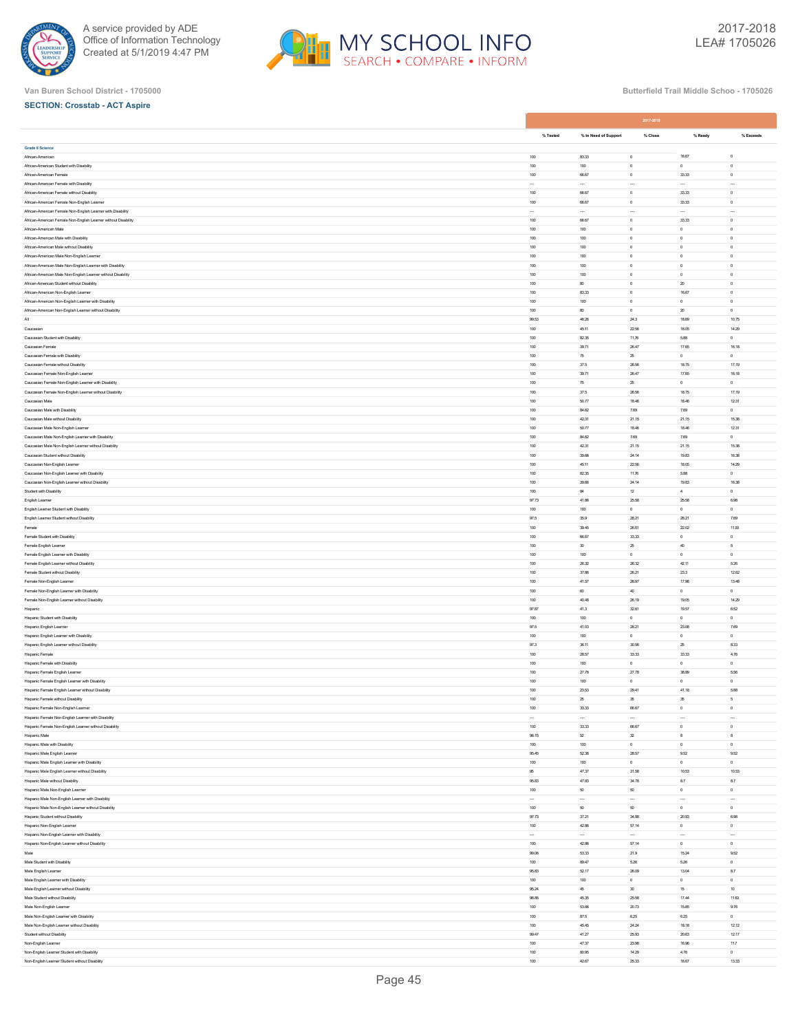Van Buren School District - 1705000

Butterfield Trail Middle Schoo - 1705026

**SECTION: Crosstab - ACT Aspire**

| | 2017-2018 | | | | |
|---|---|---|---|---|---|
| | % Tested | % In Need of Support | % Close | % Ready | % Exceeds |
| **Grade 6 Science** | | | | | |
| African-American | 100 | 83.33 | 0 | 16.67 | 0 |
| African-American Student with Disability | 100 | 100 | 0 | 0 | 0 |
| African-American Female | 100 | 66.67 | 0 | 33.33 | 0 |
| African-American Female with Disability | --- | --- | --- | --- | --- |
| African-American Female without Disability | 100 | 66.67 | 0 | 33.33 | 0 |
| African-American Female Non-English Learner | 100 | 66.67 | 0 | 33.33 | 0 |
| African-American Female Non-English Learner with Disability | --- | --- | --- | --- | --- |
| African-American Female Non-English Learner without Disability | 100 | 66.67 | 0 | 33.33 | 0 |
| African-American Male | 100 | 100 | 0 | 0 | 0 |
| African-American Male with Disability | 100 | 100 | 0 | 0 | 0 |
| African-American Male without Disability | 100 | 100 | 0 | 0 | 0 |
| African-American Male Non-English Learner | 100 | 100 | 0 | 0 | 0 |
| African-American Male Non-English Learner with Disability | 100 | 100 | 0 | 0 | 0 |
| African-American Male Non-English Learner without Disability | 100 | 100 | 0 | 0 | 0 |
| African-American Student without Disability | 100 | 80 | 0 | 20 | 0 |
| African-American Non-English Learner | 100 | 83.33 | 0 | 16.67 | 0 |
| African-American Non-English Learner with Disability | 100 | 100 | 0 | 0 | 0 |
| African-American Non-English Learner without Disability | 100 | 80 | 0 | 20 | 0 |
| All | 99.53 | 46.26 | 24.3 | 18.69 | 10.75 |
| Caucasian | 100 | 45.11 | 22.56 | 18.05 | 14.29 |
| Caucasian Student with Disability | 100 | 82.35 | 11.76 | 5.88 | 0 |
| Caucasian Female | 100 | 39.71 | 26.47 | 17.65 | 16.18 |
| Caucasian Female with Disability | 100 | 75 | 25 | 0 | 0 |
| Caucasian Female without Disability | 100 | 37.5 | 26.56 | 18.75 | 17.19 |
| Caucasian Female Non-English Learner | 100 | 39.71 | 26.47 | 17.65 | 16.18 |
| Caucasian Female Non-English Learner with Disability | 100 | 75 | 25 | 0 | 0 |
| Caucasian Female Non-English Learner without Disability | 100 | 37.5 | 26.56 | 18.75 | 17.19 |
| Caucasian Male | 100 | 50.77 | 18.46 | 18.46 | 12.31 |
| Caucasian Male with Disability | 100 | 84.62 | 7.69 | 7.69 | 0 |
| Caucasian Male without Disability | 100 | 42.31 | 21.15 | 21.15 | 15.38 |
| Caucasian Male Non-English Learner | 100 | 50.77 | 18.46 | 18.46 | 12.31 |
| Caucasian Male Non-English Learner with Disability | 100 | 84.62 | 7.69 | 7.69 | 0 |
| Caucasian Male Non-English Learner without Disability | 100 | 42.31 | 21.15 | 21.15 | 15.38 |
| Caucasian Student without Disability | 100 | 39.66 | 24.14 | 19.83 | 16.38 |
| Caucasian Non-English Learner | 100 | 45.11 | 22.56 | 18.05 | 14.29 |
| Caucasian Non-English Learner with Disability | 100 | 82.35 | 11.76 | 5.88 | 0 |
| Caucasian Non-English Learner without Disability | 100 | 39.66 | 24.14 | 19.83 | 16.38 |
| Student with Disability | 100 | 84 | 12 | 4 | 0 |
| English Learner | 97.73 | 41.86 | 25.58 | 25.58 | 6.98 |
| English Learner Student with Disability | 100 | 100 | 0 | 0 | 0 |
| English Learner Student without Disability | 97.5 | 35.9 | 28.21 | 28.21 | 7.69 |
| Female | 100 | 39.45 | 26.61 | 22.02 | 11.93 |
| Female Student with Disability | 100 | 66.67 | 33.33 | 0 | 0 |
| Female English Learner | 100 | 30 | 25 | 40 | 5 |
| Female English Learner with Disability | 100 | 100 | 0 | 0 | 0 |
| Female English Learner without Disability | 100 | 26.32 | 26.32 | 42.11 | 5.26 |
| Female Student without Disability | 100 | 37.86 | 26.21 | 23.3 | 12.62 |
| Female Non-English Learner | 100 | 41.57 | 26.97 | 17.98 | 13.48 |
| Female Non-English Learner with Disability | 100 | 60 | 40 | 0 | 0 |
| Female Non-English Learner without Disability | 100 | 40.48 | 26.19 | 19.05 | 14.29 |
| Hispanic | 97.87 | 41.3 | 32.61 | 19.57 | 6.52 |
| Hispanic Student with Disability | 100 | 100 | 0 | 0 | 0 |
| Hispanic English Learner | 97.5 | 41.03 | 28.21 | 23.08 | 7.69 |
| Hispanic English Learner with Disability | 100 | 100 | 0 | 0 | 0 |
| Hispanic English Learner without Disability | 97.3 | 36.11 | 30.56 | 25 | 8.33 |
| Hispanic Female | 100 | 28.57 | 33.33 | 33.33 | 4.76 |
| Hispanic Female with Disability | 100 | 100 | 0 | 0 | 0 |
| Hispanic Female English Learner | 100 | 27.78 | 27.78 | 38.89 | 5.56 |
| Hispanic Female English Learner with Disability | 100 | 100 | 0 | 0 | 0 |
| Hispanic Female English Learner without Disability | 100 | 23.53 | 29.41 | 41.18 | 5.88 |
| Hispanic Female without Disability | 100 | 25 | 35 | 35 | 5 |
| Hispanic Female Non-English Learner | 100 | 33.33 | 66.67 | 0 | 0 |
| Hispanic Female Non-English Learner with Disability | --- | --- | --- | --- | --- |
| Hispanic Female Non-English Learner without Disability | 100 | 33.33 | 66.67 | 0 | 0 |
| Hispanic Male | 96.15 | 52 | 32 | 8 | 8 |
| Hispanic Male with Disability | 100 | 100 | 0 | 0 | 0 |
| Hispanic Male English Learner | 95.45 | 52.38 | 28.57 | 9.52 | 9.52 |
| Hispanic Male English Learner with Disability | 100 | 100 | 0 | 0 | 0 |
| Hispanic Male English Learner without Disability | 95 | 47.37 | 31.58 | 10.53 | 10.53 |
| Hispanic Male without Disability | 95.83 | 47.83 | 34.78 | 8.7 | 8.7 |
| Hispanic Male Non-English Learner | 100 | 50 | 50 | 0 | 0 |
| Hispanic Male Non-English Learner with Disability | --- | --- | --- | --- | --- |
| Hispanic Male Non-English Learner without Disability | 100 | 50 | 50 | 0 | 0 |
| Hispanic Student without Disability | 97.73 | 37.21 | 34.88 | 20.93 | 6.98 |
| Hispanic Non-English Learner | 100 | 42.86 | 57.14 | 0 | 0 |
| Hispanic Non-English Learner with Disability | --- | --- | --- | --- | --- |
| Hispanic Non-English Learner without Disability | 100 | 42.86 | 57.14 | 0 | 0 |
| Male | 99.06 | 53.33 | 21.9 | 15.24 | 9.52 |
| Male Student with Disability | 100 | 89.47 | 5.26 | 5.26 | 0 |
| Male English Learner | 95.83 | 52.17 | 26.09 | 13.04 | 8.7 |
| Male English Learner with Disability | 100 | 100 | 0 | 0 | 0 |
| Male English Learner without Disability | 95.24 | 45 | 30 | 15 | 10 |
| Male Student without Disability | 98.85 | 45.35 | 25.58 | 17.44 | 11.63 |
| Male Non-English Learner | 100 | 53.66 | 20.73 | 15.85 | 9.76 |
| Male Non-English Learner with Disability | 100 | 87.5 | 6.25 | 6.25 | 0 |
| Male Non-English Learner without Disability | 100 | 45.45 | 24.24 | 18.18 | 12.12 |
| Student without Disability | 99.47 | 41.27 | 25.93 | 20.63 | 12.17 |
| Non-English Learner | 100 | 47.37 | 23.98 | 16.96 | 11.7 |
| Non-English Learner Student with Disability | 100 | 80.95 | 14.29 | 4.76 | 0 |
| Non-English Learner Student without Disability | 100 | 42.67 | 25.33 | 18.67 | 13.33 |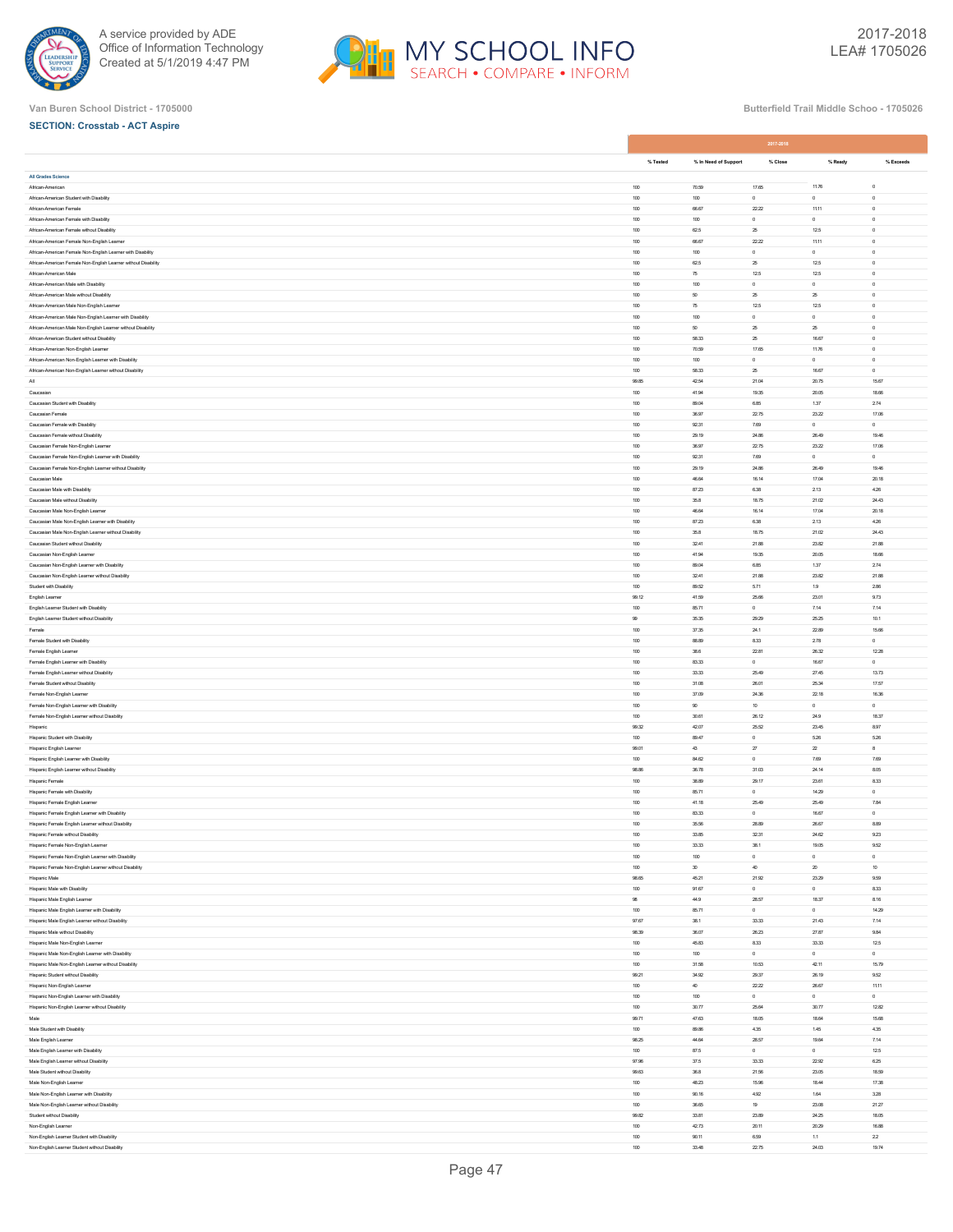Van Buren School District - 1705000

Butterfield Trail Middle Schoo - 1705026

**SECTION: Crosstab - ACT Aspire**

| | 2017-2018 | | | | |
|---|---|---|---|---|---|
| | % Tested | % In Need of Support | % Close | % Ready | % Exceeds |
| **All Grades Science** | | | | | |
| African-American | 100 | 70.59 | 17.65 | 11.76 | 0 |
| African-American Student with Disability | 100 | 100 | 0 | 0 | 0 |
| African-American Female | 100 | 66.67 | 22.22 | 11.11 | 0 |
| African-American Female with Disability | 100 | 100 | 0 | 0 | 0 |
| African-American Female without Disability | 100 | 62.5 | 25 | 12.5 | 0 |
| African-American Female Non-English Learner | 100 | 66.67 | 22.22 | 11.11 | 0 |
| African-American Female Non-English Learner with Disability | 100 | 100 | 0 | 0 | 0 |
| African-American Female Non-English Learner without Disability | 100 | 62.5 | 25 | 12.5 | 0 |
| African-American Male | 100 | 75 | 12.5 | 12.5 | 0 |
| African-American Male with Disability | 100 | 100 | 0 | 0 | 0 |
| African-American Male without Disability | 100 | 50 | 25 | 25 | 0 |
| African-American Male Non-English Learner | 100 | 75 | 12.5 | 12.5 | 0 |
| African-American Male Non-English Learner with Disability | 100 | 100 | 0 | 0 | 0 |
| African-American Male Non-English Learner without Disability | 100 | 50 | 25 | 25 | 0 |
| African-American Student without Disability | 100 | 58.33 | 25 | 16.67 | 0 |
| African-American Non-English Learner | 100 | 70.59 | 17.65 | 11.76 | 0 |
| African-American Non-English Learner with Disability | 100 | 100 | 0 | 0 | 0 |
| African-American Non-English Learner without Disability | 100 | 58.33 | 25 | 16.67 | 0 |
| All | 99.85 | 42.54 | 21.04 | 20.75 | 15.67 |
| Caucasian | 100 | 41.94 | 19.35 | 20.05 | 18.66 |
| Caucasian Student with Disability | 100 | 89.04 | 6.85 | 1.37 | 2.74 |
| Caucasian Female | 100 | 36.97 | 22.75 | 23.22 | 17.06 |
| Caucasian Female with Disability | 100 | 92.31 | 7.69 | 0 | 0 |
| Caucasian Female without Disability | 100 | 29.19 | 24.86 | 26.49 | 19.46 |
| Caucasian Female Non-English Learner | 100 | 36.97 | 22.75 | 23.22 | 17.06 |
| Caucasian Female Non-English Learner with Disability | 100 | 92.31 | 7.69 | 0 | 0 |
| Caucasian Female Non-English Learner without Disability | 100 | 29.19 | 24.86 | 26.49 | 19.46 |
| Caucasian Male | 100 | 46.64 | 16.14 | 17.04 | 20.18 |
| Caucasian Male with Disability | 100 | 87.23 | 6.38 | 2.13 | 4.26 |
| Caucasian Male without Disability | 100 | 35.8 | 18.75 | 21.02 | 24.43 |
| Caucasian Male Non-English Learner | 100 | 46.64 | 16.14 | 17.04 | 20.18 |
| Caucasian Male Non-English Learner with Disability | 100 | 87.23 | 6.38 | 2.13 | 4.26 |
| Caucasian Male Non-English Learner without Disability | 100 | 35.8 | 18.75 | 21.02 | 24.43 |
| Caucasian Student without Disability | 100 | 32.41 | 21.88 | 23.82 | 21.88 |
| Caucasian Non-English Learner | 100 | 41.94 | 19.35 | 20.05 | 18.66 |
| Caucasian Non-English Learner with Disability | 100 | 89.04 | 6.85 | 1.37 | 2.74 |
| Caucasian Non-English Learner without Disability | 100 | 32.41 | 21.88 | 23.82 | 21.88 |
| Student with Disability | 100 | 89.52 | 5.71 | 1.9 | 2.86 |
| English Learner | 99.12 | 41.59 | 25.66 | 23.01 | 9.73 |
| English Learner Student with Disability | 100 | 85.71 | 0 | 7.14 | 7.14 |
| English Learner Student without Disability | 99 | 35.35 | 29.29 | 25.25 | 10.1 |
| Female | 100 | 37.35 | 24.1 | 22.89 | 15.66 |
| Female Student with Disability | 100 | 88.89 | 8.33 | 2.78 | 0 |
| Female English Learner | 100 | 38.6 | 22.81 | 26.32 | 12.28 |
| Female English Learner with Disability | 100 | 83.33 | 0 | 16.67 | 0 |
| Female English Learner without Disability | 100 | 33.33 | 25.49 | 27.45 | 13.73 |
| Female Student without Disability | 100 | 31.08 | 26.01 | 25.34 | 17.57 |
| Female Non-English Learner | 100 | 37.09 | 24.36 | 22.18 | 16.36 |
| Female Non-English Learner with Disability | 100 | 90 | 10 | 0 | 0 |
| Female Non-English Learner without Disability | 100 | 30.61 | 26.12 | 24.9 | 18.37 |
| Hispanic | 99.32 | 42.07 | 25.52 | 23.45 | 8.97 |
| Hispanic Student with Disability | 100 | 89.47 | 0 | 5.26 | 5.26 |
| Hispanic English Learner | 99.01 | 43 | 27 | 22 | 8 |
| Hispanic English Learner with Disability | 100 | 84.62 | 0 | 7.69 | 7.69 |
| Hispanic English Learner without Disability | 98.88 | 36.78 | 31.03 | 24.14 | 8.05 |
| Hispanic Female | 100 | 38.89 | 29.17 | 23.61 | 8.33 |
| Hispanic Female with Disability | 100 | 85.71 | 0 | 14.29 | 0 |
| Hispanic Female English Learner | 100 | 41.18 | 25.49 | 25.49 | 7.84 |
| Hispanic Female English Learner with Disability | 100 | 83.33 | 0 | 16.67 | 0 |
| Hispanic Female English Learner without Disability | 100 | 35.56 | 28.89 | 26.67 | 8.89 |
| Hispanic Female without Disability | 100 | 33.85 | 32.31 | 24.62 | 9.23 |
| Hispanic Female Non-English Learner | 100 | 33.33 | 38.1 | 19.05 | 9.52 |
| Hispanic Female Non-English Learner with Disability | 100 | 100 | 0 | 0 | 0 |
| Hispanic Female Non-English Learner without Disability | 100 | 30 | 40 | 20 | 10 |
| Hispanic Male | 98.65 | 45.21 | 21.92 | 23.29 | 9.59 |
| Hispanic Male with Disability | 100 | 91.67 | 0 | 0 | 8.33 |
| Hispanic Male English Learner | 98 | 44.9 | 28.57 | 18.37 | 8.16 |
| Hispanic Male English Learner with Disability | 100 | 85.71 | 0 | 0 | 14.29 |
| Hispanic Male English Learner without Disability | 97.67 | 38.1 | 33.33 | 21.43 | 7.14 |
| Hispanic Male without Disability | 98.39 | 36.07 | 26.23 | 27.87 | 9.84 |
| Hispanic Male Non-English Learner | 100 | 45.83 | 8.33 | 33.33 | 12.5 |
| Hispanic Male Non-English Learner with Disability | 100 | 100 | 0 | 0 | 0 |
| Hispanic Male Non-English Learner without Disability | 100 | 31.58 | 10.53 | 42.11 | 15.79 |
| Hispanic Student without Disability | 99.21 | 34.92 | 29.37 | 26.19 | 9.52 |
| Hispanic Non-English Learner | 100 | 40 | 22.22 | 26.67 | 11.11 |
| Hispanic Non-English Learner with Disability | 100 | 100 | 0 | 0 | 0 |
| Hispanic Non-English Learner without Disability | 100 | 30.77 | 25.64 | 30.77 | 12.82 |
| Male | 99.71 | 47.63 | 18.05 | 18.64 | 15.68 |
| Male Student with Disability | 100 | 89.86 | 4.35 | 1.45 | 4.35 |
| Male English Learner | 98.25 | 44.64 | 28.57 | 19.64 | 7.14 |
| Male English Learner with Disability | 100 | 87.5 | 0 | 0 | 12.5 |
| Male English Learner without Disability | 97.96 | 37.5 | 33.33 | 22.92 | 6.25 |
| Male Student without Disability | 99.63 | 36.8 | 21.56 | 23.05 | 18.59 |
| Male Non-English Learner | 100 | 48.23 | 15.96 | 18.44 | 17.38 |
| Male Non-English Learner with Disability | 100 | 90.16 | 4.92 | 1.64 | 3.28 |
| Male Non-English Learner without Disability | 100 | 36.65 | 19 | 23.08 | 21.27 |
| Student without Disability | 99.82 | 33.81 | 23.89 | 24.25 | 18.05 |
| Non-English Learner | 100 | 42.73 | 20.11 | 20.29 | 16.88 |
| Non-English Learner Student with Disability | 100 | 90.11 | 6.59 | 1.1 | 2.2 |
| Non-English Learner Student without Disability | 100 | 33.48 | 22.75 | 24.03 | 19.74 |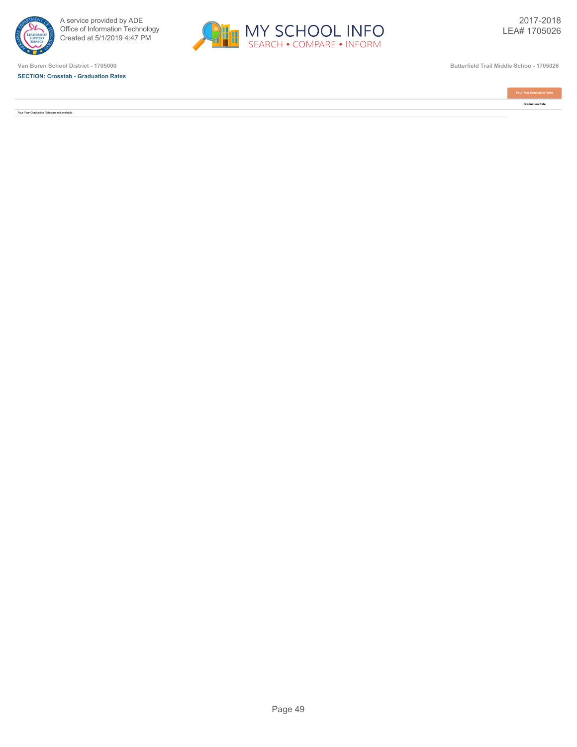Van Buren School District - 1705000

Butterfield Trail Middle Schoo - 1705026

**SECTION: Crosstab - Graduation Rates**

| | Four Year Graduation Rates |
|---|---|
| | Graduation Rate |
| Four Year Graduation Rates are not available. | |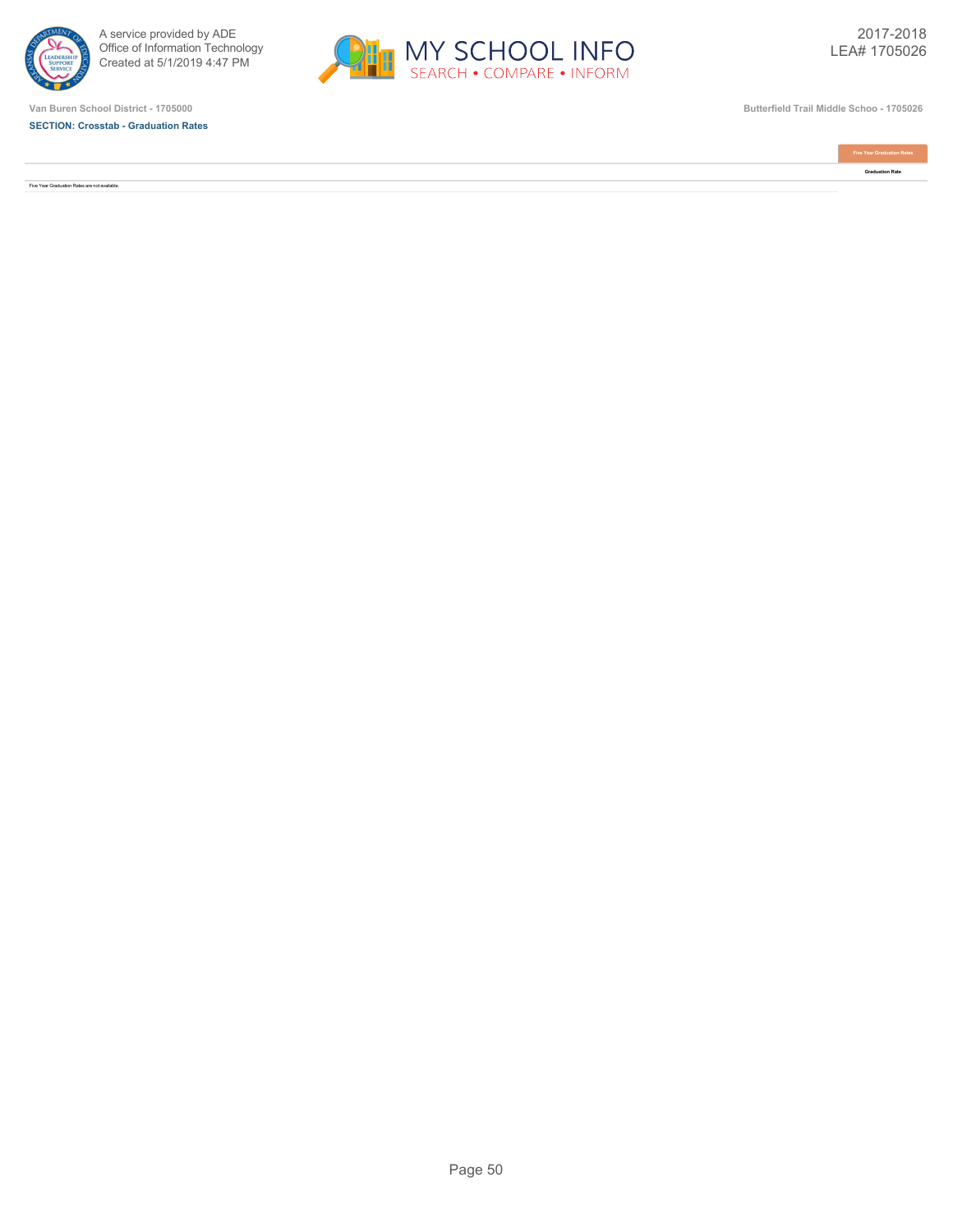Van Buren School District - 1705000

**SECTION: Crosstab - Graduation Rates**

Butterfield Trail Middle Schoo - 1705026

| | Five Year Graduation Rates |
|---|---|
| | Graduation Rate |
| Five Year Graduation Rates are not available. | |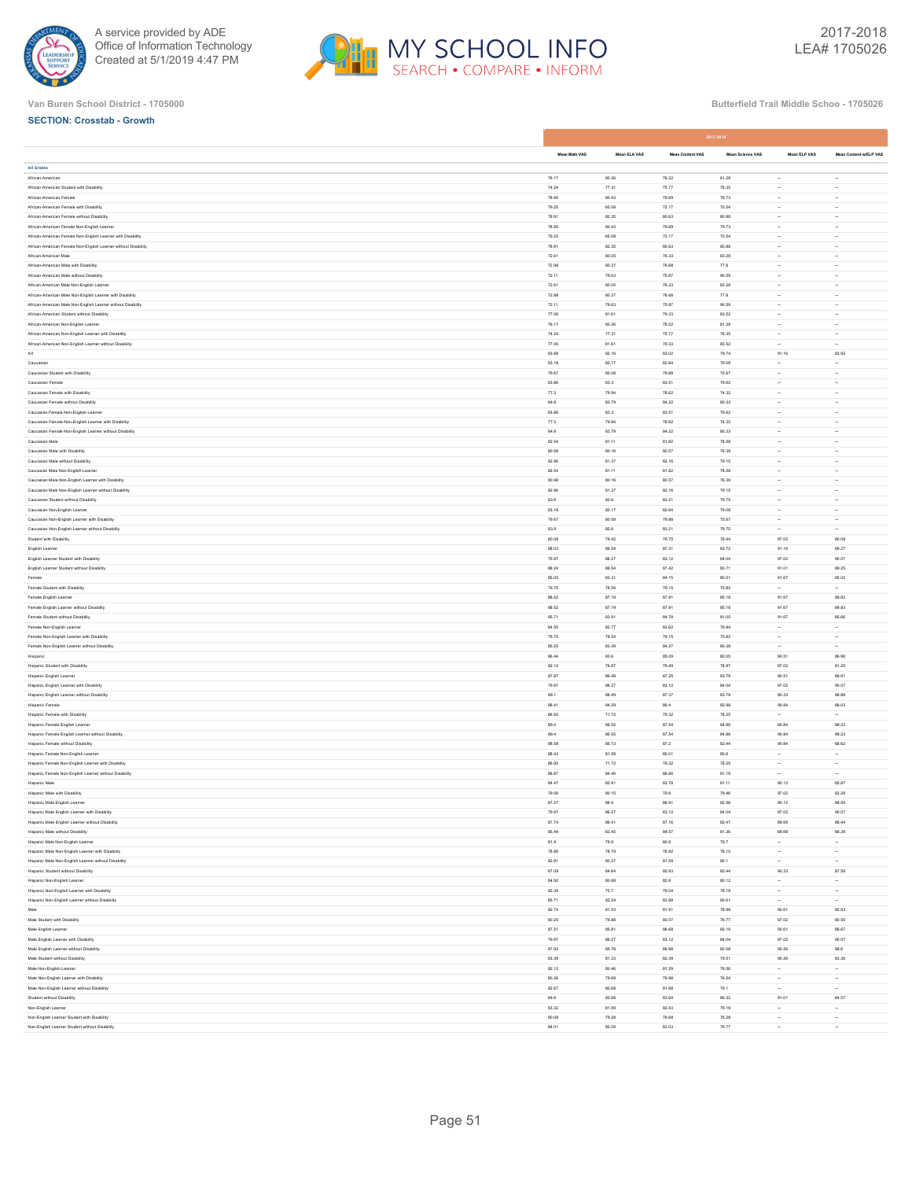A service provided by ADE
Office of Information Technology
Created at 5/1/2019 4:47 PM

MY SCHOOL INFO
SEARCH • COMPARE • INFORM

2017-2018
LEA# 1705026

Van Buren School District - 1705000

Butterfield Trail Middle Schoo - 1705026

## SECTION: Crosstab - Growth

| | 2017-2018 | | | | | |
|---|---|---|---|---|---|---|
| | Mean Math VAS | Mean ELA VAS | Mean Content VAS | Mean Science VAS | Mean ELP VAS | Mean Content w/ELP VAS |
| **All Grades** | | | | | | |
| African-American | 76.17 | 80.26 | 78.22 | 81.28 | – | – |
| African-American Student with Disability | 74.24 | 77.31 | 75.77 | 76.35 | – | – |
| African-American Female | 78.95 | 80.43 | 79.69 | 79.73 | – | – |
| African-American Female with Disability | 79.25 | 65.08 | 72.17 | 70.54 | – | – |
| African-American Female without Disability | 78.91 | 82.35 | 80.63 | 80.88 | – | – |
| African-American Female Non-English Learner | 78.95 | 80.43 | 79.69 | 79.73 | – | – |
| African-American Female Non-English Learner with Disability | 79.25 | 65.08 | 72.17 | 70.54 | – | – |
| African-American Female Non-English Learner without Disability | 78.91 | 82.35 | 80.63 | 80.88 | – | – |
| African-American Male | 72.61 | 80.05 | 76.33 | 83.28 | – | – |
| African-American Male with Disability | 72.98 | 80.37 | 76.68 | 77.8 | – | – |
| African-American Male without Disability | 72.11 | 79.63 | 75.87 | 90.59 | – | – |
| African-American Male Non-English Learner | 72.61 | 80.05 | 76.33 | 83.28 | – | – |
| African-American Male Non-English Learner with Disability | 72.98 | 80.37 | 76.68 | 77.8 | – | – |
| African-American Male Non-English Learner without Disability | 72.11 | 79.63 | 75.87 | 90.59 | – | – |
| African-American Student without Disability | 77.06 | 81.61 | 79.33 | 83.52 | – | – |
| African-American Non-English Learner | 76.17 | 80.26 | 78.22 | 81.28 | – | – |
| African-American Non-English Learner with Disability | 74.24 | 77.31 | 75.77 | 76.35 | – | – |
| African-American Non-English Learner without Disability | 77.06 | 81.61 | 79.33 | 83.52 | – | – |
| All | 83.88 | 82.16 | 83.02 | 79.74 | 91.16 | 83.92 |
| Caucasian | 83.18 | 82.17 | 82.64 | 79.08 | – | – |
| Caucasian Student with Disability | 79.67 | 80.08 | 79.88 | 75.67 | – | – |
| Caucasian Female | 83.86 | 83.3 | 83.51 | 79.62 | – | – |
| Caucasian Female with Disability | 77.3 | 79.94 | 78.62 | 74.32 | – | – |
| Caucasian Female without Disability | 84.8 | 83.79 | 84.22 | 80.33 | – | – |
| Caucasian Female Non-English Learner | 83.86 | 83.3 | 83.51 | 79.62 | – | – |
| Caucasian Female Non-English Learner with Disability | 77.3 | 79.94 | 78.62 | 74.32 | – | – |
| Caucasian Female Non-English Learner without Disability | 84.8 | 83.79 | 84.22 | 80.33 | – | – |
| Caucasian Male | 82.54 | 81.11 | 81.82 | 78.58 | – | – |
| Caucasian Male with Disability | 80.98 | 80.16 | 80.57 | 76.39 | – | – |
| Caucasian Male without Disability | 82.96 | 81.37 | 82.16 | 79.15 | – | – |
| Caucasian Male Non-English Learner | 82.54 | 81.11 | 81.82 | 78.58 | – | – |
| Caucasian Male Non-English Learner with Disability | 80.98 | 80.16 | 80.57 | 76.39 | – | – |
| Caucasian Male Non-English Learner without Disability | 82.96 | 81.37 | 82.16 | 79.15 | – | – |
| Caucasian Student without Disability | 83.9 | 82.6 | 83.21 | 79.75 | – | – |
| Caucasian Non-English Learner | 83.18 | 82.17 | 82.64 | 79.08 | – | – |
| Caucasian Non-English Learner with Disability | 79.67 | 80.08 | 79.88 | 75.67 | – | – |
| Caucasian Non-English Learner without Disability | 83.9 | 82.6 | 83.21 | 79.75 | – | – |
| Student with Disability | 80.08 | 79.42 | 79.75 | 76.44 | 97.02 | 80.08 |
| English Learner | 88.03 | 86.54 | 87.31 | 83.72 | 91.16 | 89.27 |
| English Learner Student with Disability | 79.97 | 86.27 | 83.12 | 84.04 | 97.02 | 90.07 |
| English Learner Student without Disability | 88.24 | 86.54 | 87.42 | 83.71 | 91.01 | 89.25 |
| Female | 85.05 | 83.31 | 84.15 | 80.51 | 91.67 | 85.02 |
| Female Student with Disability | 79.75 | 78.54 | 79.15 | 75.82 | – | – |
| Female English Learner | 88.52 | 87.19 | 87.91 | 85.18 | 91.67 | 89.83 |
| Female English Learner without Disability | 88.52 | 87.19 | 87.91 | 85.18 | 91.67 | 89.83 |
| Female Student without Disability | 85.71 | 83.91 | 84.78 | 81.05 | 91.67 | 85.66 |
| Female Non-English Learner | 84.55 | 82.77 | 83.62 | 79.84 | – | – |
| Female Non-English Learner with Disability | 79.75 | 78.54 | 79.15 | 75.82 | – | – |
| Female Non-English Learner without Disability | 85.25 | 83.39 | 84.27 | 80.38 | – | – |
| Hispanic | 86.44 | 83.6 | 85.09 | 82.05 | 90.51 | 86.98 |
| Hispanic Student with Disability | 82.12 | 76.87 | 79.49 | 78.97 | 97.02 | 81.25 |
| Hispanic English Learner | 87.87 | 86.48 | 87.25 | 83.79 | 90.51 | 88.91 |
| Hispanic English Learner with Disability | 79.97 | 86.27 | 83.12 | 84.04 | 97.02 | 90.07 |
| Hispanic English Learner without Disability | 88.1 | 86.49 | 87.37 | 83.79 | 90.33 | 88.88 |
| Hispanic Female | 88.41 | 84.29 | 86.4 | 82.98 | 90.84 | 88.03 |
| Hispanic Female with Disability | 86.92 | 71.72 | 79.32 | 78.25 | – | – |
| Hispanic Female English Learner | 88.4 | 86.55 | 87.54 | 84.86 | 90.84 | 89.23 |
| Hispanic Female English Learner without Disability | 88.4 | 86.55 | 87.54 | 84.86 | 90.84 | 89.23 |
| Hispanic Female without Disability | 88.58 | 85.73 | 87.2 | 83.44 | 90.84 | 88.62 |
| Hispanic Female Non-English Learner | 88.43 | 81.58 | 85.01 | 80.6 | – | – |
| Hispanic Female Non-English Learner with Disability | 86.92 | 71.72 | 79.32 | 78.25 | – | – |
| Hispanic Female Non-English Learner without Disability | 88.87 | 84.46 | 86.66 | 81.19 | – | – |
| Hispanic Male | 84.47 | 82.91 | 83.78 | 81.11 | 90.12 | 85.87 |
| Hispanic Male with Disability | 79.06 | 80.15 | 79.6 | 79.46 | 97.02 | 82.28 |
| Hispanic Male English Learner | 87.27 | 86.4 | 86.91 | 82.56 | 90.12 | 88.54 |
| Hispanic Male English Learner with Disability | 79.97 | 86.27 | 83.12 | 84.04 | 97.02 | 90.07 |
| Hispanic Male English Learner without Disability | 87.74 | 86.41 | 87.16 | 82.47 | 89.69 | 88.44 |
| Hispanic Male without Disability | 85.49 | 83.45 | 84.57 | 81.36 | 89.69 | 86.39 |
| Hispanic Male Non-English Learner | 81.9 | 79.9 | 80.9 | 79.7 | – | – |
| Hispanic Male Non-English Learner with Disability | 78.86 | 78.79 | 78.82 | 78.15 | – | – |
| Hispanic Male Non-English Learner without Disability | 82.91 | 80.27 | 81.59 | 80.1 | – | – |
| Hispanic Student without Disability | 87.09 | 84.64 | 85.93 | 82.44 | 90.33 | 87.58 |
| Hispanic Non-English Learner | 84.92 | 80.68 | 82.8 | 80.12 | – | – |
| Hispanic Non-English Learner with Disability | 82.39 | 75.7 | 79.04 | 78.19 | – | – |
| Hispanic Non-English Learner without Disability | 85.71 | 82.24 | 83.98 | 80.61 | – | – |
| Male | 82.74 | 81.03 | 81.91 | 78.98 | 90.61 | 82.83 |
| Male Student with Disability | 80.25 | 79.88 | 80.07 | 76.77 | 97.02 | 80.55 |
| Male English Learner | 87.51 | 85.81 | 86.68 | 82.19 | 90.61 | 88.67 |
| Male English Learner with Disability | 79.97 | 86.27 | 83.12 | 84.04 | 97.02 | 90.07 |
| Male English Learner without Disability | 87.93 | 85.78 | 86.88 | 82.08 | 90.26 | 88.6 |
| Male Student without Disability | 83.39 | 81.33 | 82.39 | 79.51 | 90.26 | 83.36 |
| Male Non-English Learner | 82.12 | 80.46 | 81.29 | 78.56 | – | – |
| Male Non-English Learner with Disability | 80.26 | 79.69 | 79.98 | 76.54 | – | – |
| Male Non-English Learner without Disability | 82.67 | 80.68 | 81.68 | 79.1 | – | – |
| Student without Disability | 84.6 | 82.68 | 83.64 | 80.32 | 91.01 | 84.57 |
| Non-English Learner | 83.32 | 81.59 | 82.43 | 79.19 | – | – |
| Non-English Learner Student with Disability | 80.08 | 79.28 | 79.68 | 76.28 | – | – |
| Non-English Learner Student without Disability | 84.01 | 82.09 | 83.03 | 79.77 | – | – |